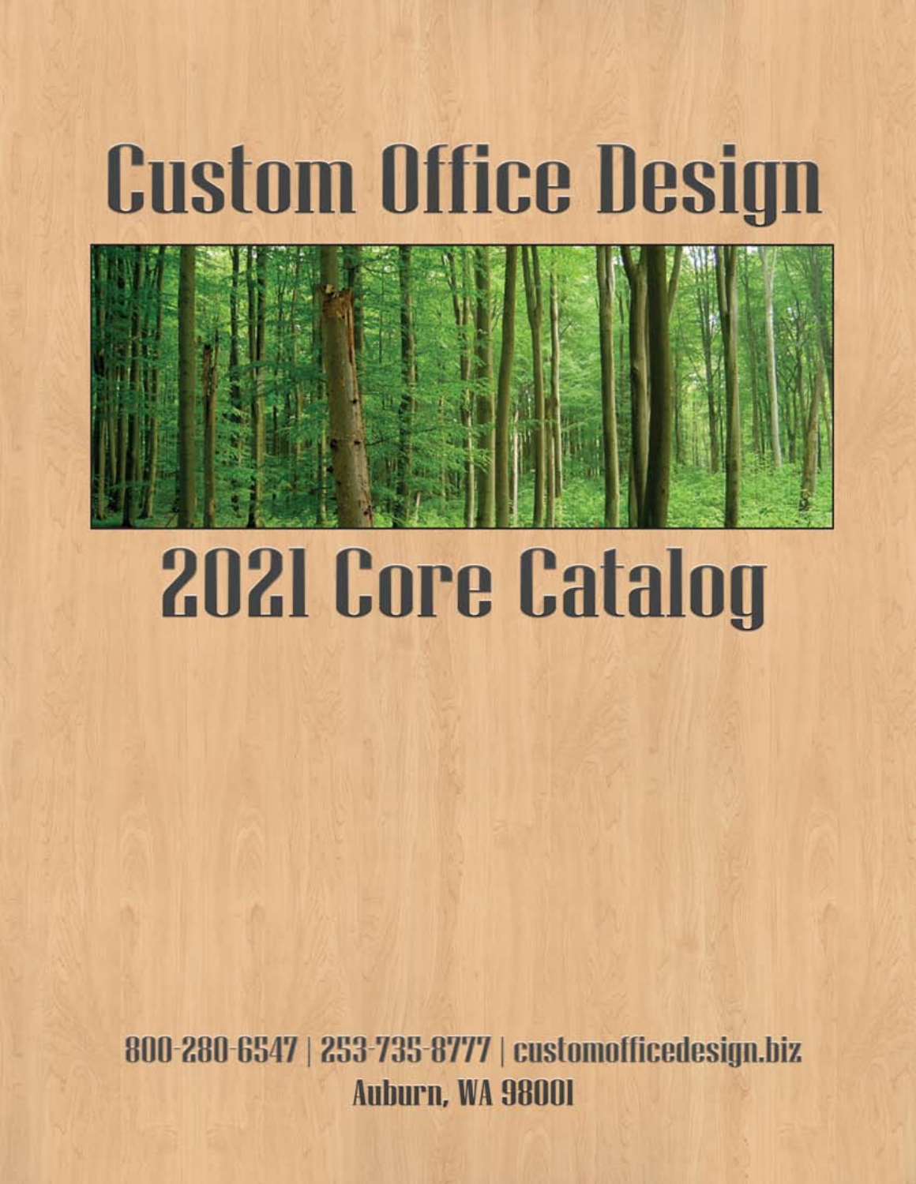# Custom Office Design

# 2021 Core Catalog

800-280-6547 | 253-735-8777 | customofficedesign.biz

Auburn, WA 98001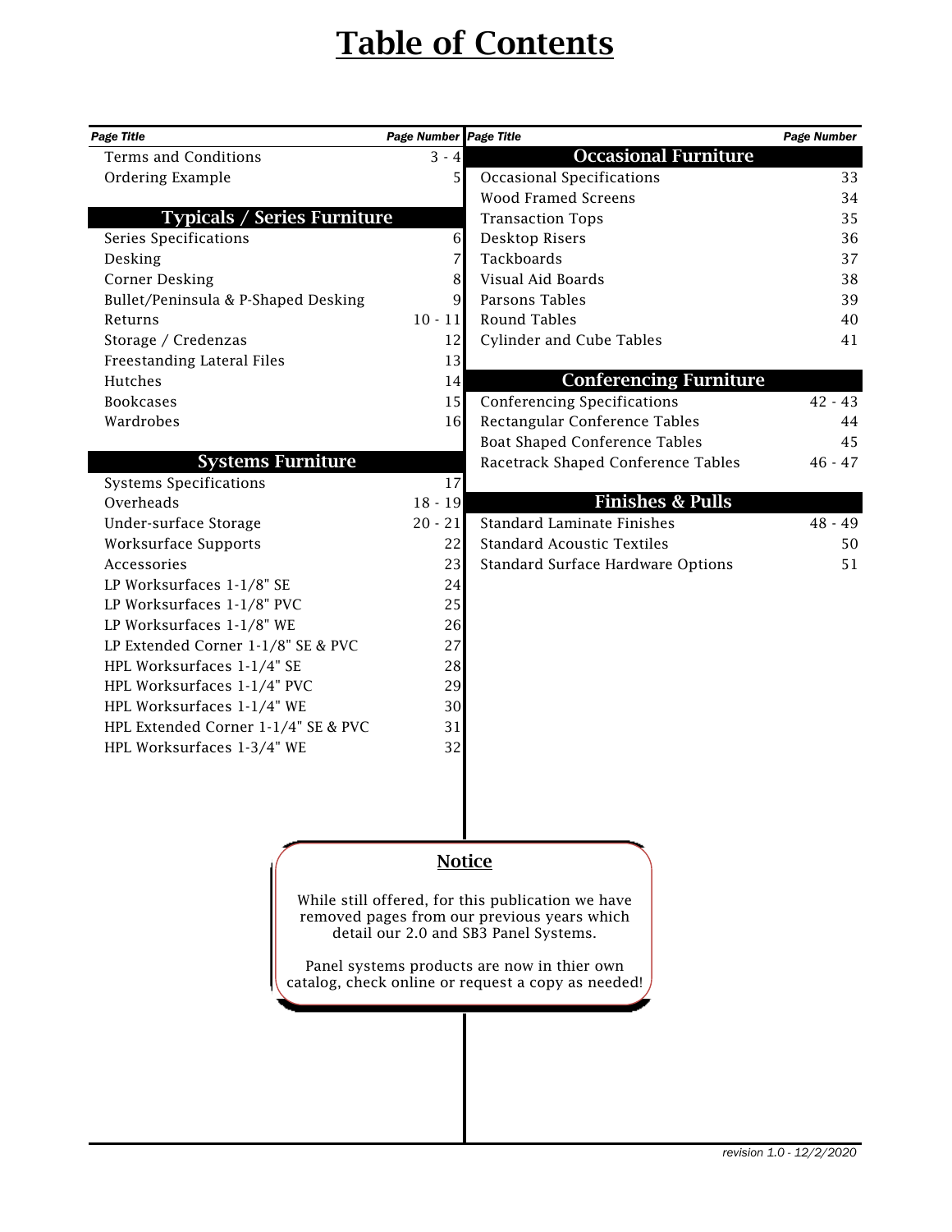# Table of Contents

| Page Title | Page Number |
|---|---|
| Terms and Conditions | 3 - 4 |
| Ordering Example | 5 |
| **Typicals / Series Furniture** | |
| Series Specifications | 6 |
| Desking | 7 |
| Corner Desking | 8 |
| Bullet/Peninsula & P-Shaped Desking | 9 |
| Returns | 10 - 11 |
| Storage / Credenzas | 12 |
| Freestanding Lateral Files | 13 |
| Hutches | 14 |
| Bookcases | 15 |
| Wardrobes | 16 |
| **Systems Furniture** | |
| Systems Specifications | 17 |
| Overheads | 18 - 19 |
| Under-surface Storage | 20 - 21 |
| Worksurface Supports | 22 |
| Accessories | 23 |
| LP Worksurfaces 1-1/8" SE | 24 |
| LP Worksurfaces 1-1/8" PVC | 25 |
| LP Worksurfaces 1-1/8" WE | 26 |
| LP Extended Corner 1-1/8" SE & PVC | 27 |
| HPL Worksurfaces 1-1/4" SE | 28 |
| HPL Worksurfaces 1-1/4" PVC | 29 |
| HPL Worksurfaces 1-1/4" WE | 30 |
| HPL Extended Corner 1-1/4" SE & PVC | 31 |
| HPL Worksurfaces 1-3/4" WE | 32 |
| **Occasional Furniture** | |
| Occasional Specifications | 33 |
| Wood Framed Screens | 34 |
| Transaction Tops | 35 |
| Desktop Risers | 36 |
| Tackboards | 37 |
| Visual Aid Boards | 38 |
| Parsons Tables | 39 |
| Round Tables | 40 |
| Cylinder and Cube Tables | 41 |
| **Conferencing Furniture** | |
| Conferencing Specifications | 42 - 43 |
| Rectangular Conference Tables | 44 |
| Boat Shaped Conference Tables | 45 |
| Racetrack Shaped Conference Tables | 46 - 47 |
| **Finishes & Pulls** | |
| Standard Laminate Finishes | 48 - 49 |
| Standard Acoustic Textiles | 50 |
| Standard Surface Hardware Options | 51 |

## Notice

While still offered, for this publication we have removed pages from our previous years which detail our 2.0 and SB3 Panel Systems.

Panel systems products are now in thier own catalog, check online or request a copy as needed!

*revision 1.0 - 12/2/2020*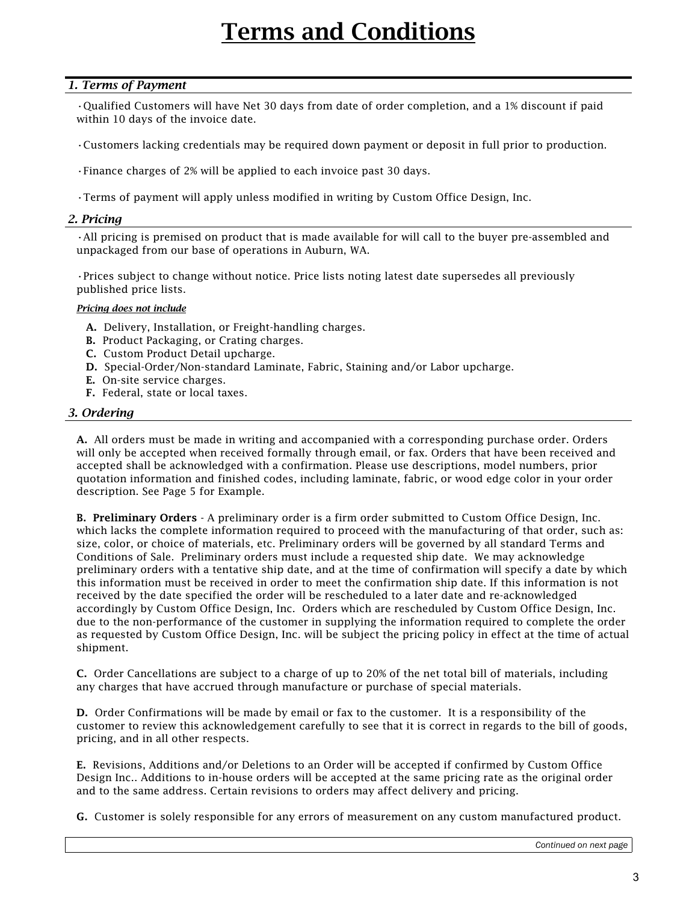# Terms and Conditions

## *1. Terms of Payment*

- Qualified Customers will have Net 30 days from date of order completion, and a 1% discount if paid within 10 days of the invoice date.

- Customers lacking credentials may be required down payment or deposit in full prior to production.

- Finance charges of 2% will be applied to each invoice past 30 days.

- Terms of payment will apply unless modified in writing by Custom Office Design, Inc.

## *2. Pricing*

- All pricing is premised on product that is made available for will call to the buyer pre-assembled and unpackaged from our base of operations in Auburn, WA.

- Prices subject to change without notice. Price lists noting latest date supersedes all previously published price lists.

***Pricing does not include***

**A.** Delivery, Installation, or Freight-handling charges.
**B.** Product Packaging, or Crating charges.
**C.** Custom Product Detail upcharge.
**D.** Special-Order/Non-standard Laminate, Fabric, Staining and/or Labor upcharge.
**E.** On-site service charges.
**F.** Federal, state or local taxes.

## *3. Ordering*

**A.** All orders must be made in writing and accompanied with a corresponding purchase order. Orders will only be accepted when received formally through email, or fax. Orders that have been received and accepted shall be acknowledged with a confirmation. Please use descriptions, model numbers, prior quotation information and finished codes, including laminate, fabric, or wood edge color in your order description. See Page 5 for Example.

**B. Preliminary Orders** - A preliminary order is a firm order submitted to Custom Office Design, Inc. which lacks the complete information required to proceed with the manufacturing of that order, such as: size, color, or choice of materials, etc. Preliminary orders will be governed by all standard Terms and Conditions of Sale. Preliminary orders must include a requested ship date. We may acknowledge preliminary orders with a tentative ship date, and at the time of confirmation will specify a date by which this information must be received in order to meet the confirmation ship date. If this information is not received by the date specified the order will be rescheduled to a later date and re-acknowledged accordingly by Custom Office Design, Inc. Orders which are rescheduled by Custom Office Design, Inc. due to the non-performance of the customer in supplying the information required to complete the order as requested by Custom Office Design, Inc. will be subject the pricing policy in effect at the time of actual shipment.

**C.** Order Cancellations are subject to a charge of up to 20% of the net total bill of materials, including any charges that have accrued through manufacture or purchase of special materials.

**D.** Order Confirmations will be made by email or fax to the customer. It is a responsibility of the customer to review this acknowledgement carefully to see that it is correct in regards to the bill of goods, pricing, and in all other respects.

**E.** Revisions, Additions and/or Deletions to an Order will be accepted if confirmed by Custom Office Design Inc.. Additions to in-house orders will be accepted at the same pricing rate as the original order and to the same address. Certain revisions to orders may affect delivery and pricing.

**G.** Customer is solely responsible for any errors of measurement on any custom manufactured product.

*Continued on next page*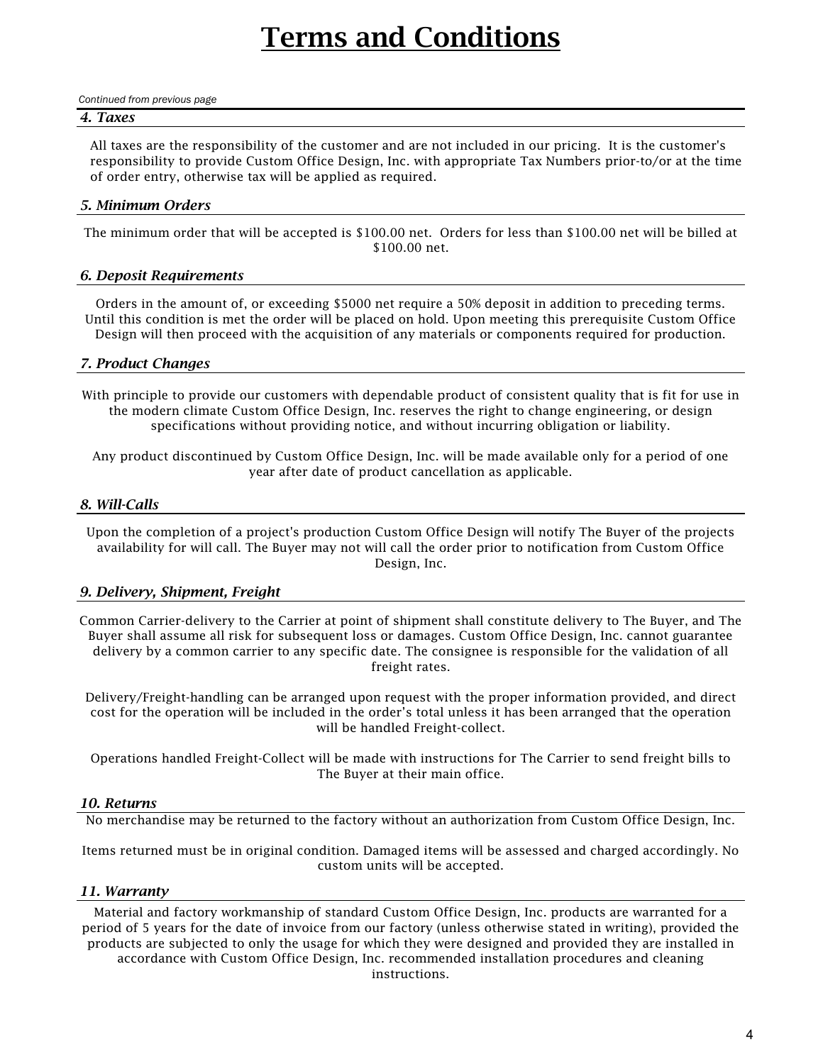# Terms and Conditions

*Continued from previous page*

### *4. Taxes*

All taxes are the responsibility of the customer and are not included in our pricing. It is the customer's responsibility to provide Custom Office Design, Inc. with appropriate Tax Numbers prior-to/or at the time of order entry, otherwise tax will be applied as required.

### *5. Minimum Orders*

The minimum order that will be accepted is $100.00 net. Orders for less than $100.00 net will be billed at $100.00 net.

### *6. Deposit Requirements*

Orders in the amount of, or exceeding $5000 net require a 50% deposit in addition to preceding terms. Until this condition is met the order will be placed on hold. Upon meeting this prerequisite Custom Office Design will then proceed with the acquisition of any materials or components required for production.

### *7. Product Changes*

With principle to provide our customers with dependable product of consistent quality that is fit for use in the modern climate Custom Office Design, Inc. reserves the right to change engineering, or design specifications without providing notice, and without incurring obligation or liability.

Any product discontinued by Custom Office Design, Inc. will be made available only for a period of one year after date of product cancellation as applicable.

### *8. Will-Calls*

Upon the completion of a project's production Custom Office Design will notify The Buyer of the projects availability for will call. The Buyer may not will call the order prior to notification from Custom Office Design, Inc.

### *9. Delivery, Shipment, Freight*

Common Carrier-delivery to the Carrier at point of shipment shall constitute delivery to The Buyer, and The Buyer shall assume all risk for subsequent loss or damages. Custom Office Design, Inc. cannot guarantee delivery by a common carrier to any specific date. The consignee is responsible for the validation of all freight rates.

Delivery/Freight-handling can be arranged upon request with the proper information provided, and direct cost for the operation will be included in the order's total unless it has been arranged that the operation will be handled Freight-collect.

Operations handled Freight-Collect will be made with instructions for The Carrier to send freight bills to The Buyer at their main office.

### *10. Returns*

No merchandise may be returned to the factory without an authorization from Custom Office Design, Inc.

Items returned must be in original condition. Damaged items will be assessed and charged accordingly. No custom units will be accepted.

### *11. Warranty*

Material and factory workmanship of standard Custom Office Design, Inc. products are warranted for a period of 5 years for the date of invoice from our factory (unless otherwise stated in writing), provided the products are subjected to only the usage for which they were designed and provided they are installed in accordance with Custom Office Design, Inc. recommended installation procedures and cleaning instructions.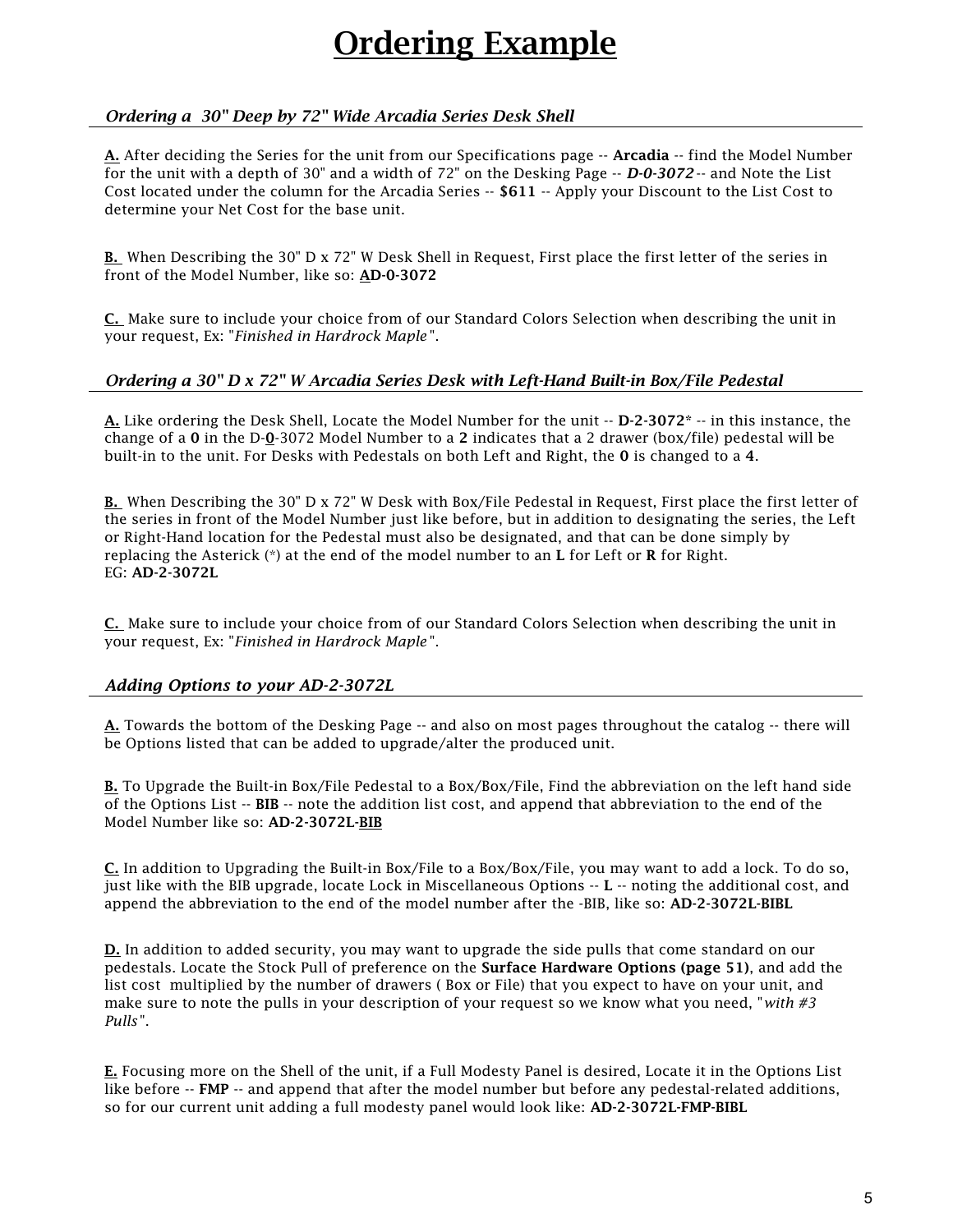# Ordering Example

### *Ordering a 30" Deep by 72" Wide Arcadia Series Desk Shell*

**A.** After deciding the Series for the unit from our Specifications page -- **Arcadia** -- find the Model Number for the unit with a depth of 30" and a width of 72" on the Desking Page -- ***D-0-3072*** -- and Note the List Cost located under the column for the Arcadia Series -- **$611** -- Apply your Discount to the List Cost to determine your Net Cost for the base unit.

**B.** When Describing the 30" D x 72" W Desk Shell in Request, First place the first letter of the series in front of the Model Number, like so: **AD-0-3072**

**C.** Make sure to include your choice from of our Standard Colors Selection when describing the unit in your request, Ex: "*Finished in Hardrock Maple*".

### *Ordering a 30" D x 72" W Arcadia Series Desk with Left-Hand Built-in Box/File Pedestal*

**A.** Like ordering the Desk Shell, Locate the Model Number for the unit -- **D-2-3072*** -- in this instance, the change of a **0** in the D-**0**-3072 Model Number to a **2** indicates that a 2 drawer (box/file) pedestal will be built-in to the unit. For Desks with Pedestals on both Left and Right, the **0** is changed to a **4**.

**B.** When Describing the 30" D x 72" W Desk with Box/File Pedestal in Request, First place the first letter of the series in front of the Model Number just like before, but in addition to designating the series, the Left or Right-Hand location for the Pedestal must also be designated, and that can be done simply by replacing the Asterick (*) at the end of the model number to an **L** for Left or **R** for Right.
EG: **AD-2-3072L**

**C.** Make sure to include your choice from of our Standard Colors Selection when describing the unit in your request, Ex: "*Finished in Hardrock Maple*".

### *Adding Options to your AD-2-3072L*

**A.** Towards the bottom of the Desking Page -- and also on most pages throughout the catalog -- there will be Options listed that can be added to upgrade/alter the produced unit.

**B.** To Upgrade the Built-in Box/File Pedestal to a Box/Box/File, Find the abbreviation on the left hand side of the Options List -- **BIB** -- note the addition list cost, and append that abbreviation to the end of the Model Number like so: **AD-2-3072L-BIB**

**C.** In addition to Upgrading the Built-in Box/File to a Box/Box/File, you may want to add a lock. To do so, just like with the BIB upgrade, locate Lock in Miscellaneous Options -- **L** -- noting the additional cost, and append the abbreviation to the end of the model number after the -BIB, like so: **AD-2-3072L-BIBL**

**D.** In addition to added security, you may want to upgrade the side pulls that come standard on our pedestals. Locate the Stock Pull of preference on the **Surface Hardware Options (page 51)**, and add the list cost multiplied by the number of drawers ( Box or File) that you expect to have on your unit, and make sure to note the pulls in your description of your request so we know what you need, "*with #3 Pulls*".

**E.** Focusing more on the Shell of the unit, if a Full Modesty Panel is desired, Locate it in the Options List like before -- **FMP** -- and append that after the model number but before any pedestal-related additions, so for our current unit adding a full modesty panel would look like: **AD-2-3072L-FMP-BIBL**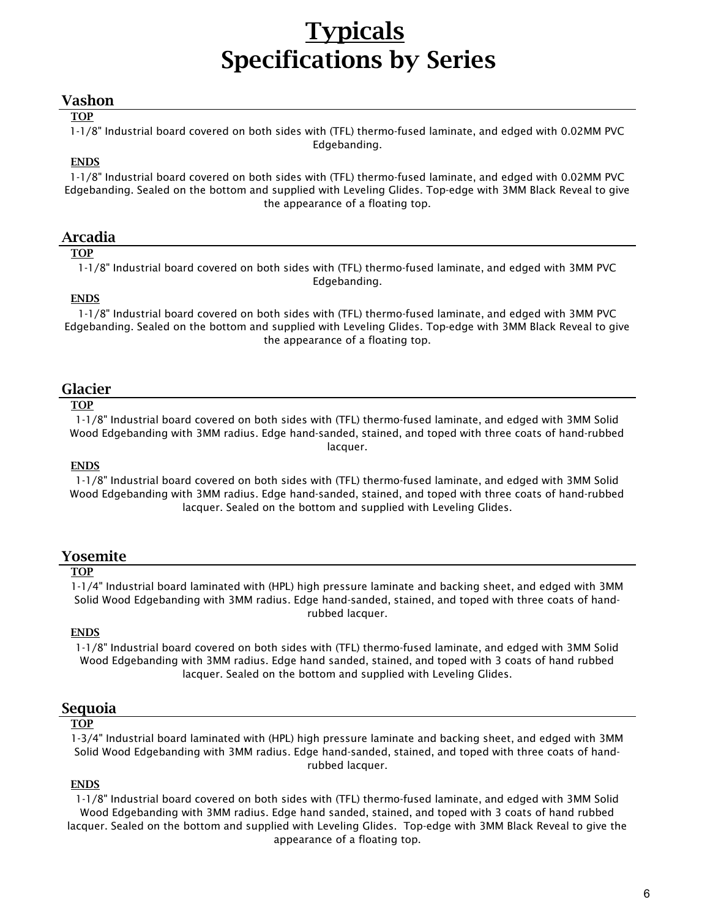# Typicals
# Specifications by Series

## Vashon

**TOP**

1-1/8" Industrial board covered on both sides with (TFL) thermo-fused laminate, and edged with 0.02MM PVC Edgebanding.

**ENDS**

1-1/8" Industrial board covered on both sides with (TFL) thermo-fused laminate, and edged with 0.02MM PVC Edgebanding. Sealed on the bottom and supplied with Leveling Glides. Top-edge with 3MM Black Reveal to give the appearance of a floating top.

## Arcadia

**TOP**

1-1/8" Industrial board covered on both sides with (TFL) thermo-fused laminate, and edged with 3MM PVC Edgebanding.

**ENDS**

1-1/8" Industrial board covered on both sides with (TFL) thermo-fused laminate, and edged with 3MM PVC Edgebanding. Sealed on the bottom and supplied with Leveling Glides. Top-edge with 3MM Black Reveal to give the appearance of a floating top.

## Glacier

**TOP**

1-1/8" Industrial board covered on both sides with (TFL) thermo-fused laminate, and edged with 3MM Solid Wood Edgebanding with 3MM radius. Edge hand-sanded, stained, and toped with three coats of hand-rubbed lacquer.

**ENDS**

1-1/8" Industrial board covered on both sides with (TFL) thermo-fused laminate, and edged with 3MM Solid Wood Edgebanding with 3MM radius. Edge hand-sanded, stained, and toped with three coats of hand-rubbed lacquer. Sealed on the bottom and supplied with Leveling Glides.

## Yosemite

**TOP**

1-1/4" Industrial board laminated with (HPL) high pressure laminate and backing sheet, and edged with 3MM Solid Wood Edgebanding with 3MM radius. Edge hand-sanded, stained, and toped with three coats of hand-rubbed lacquer.

**ENDS**

1-1/8" Industrial board covered on both sides with (TFL) thermo-fused laminate, and edged with 3MM Solid Wood Edgebanding with 3MM radius. Edge hand sanded, stained, and toped with 3 coats of hand rubbed lacquer. Sealed on the bottom and supplied with Leveling Glides.

## Sequoia

**TOP**

1-3/4" Industrial board laminated with (HPL) high pressure laminate and backing sheet, and edged with 3MM Solid Wood Edgebanding with 3MM radius. Edge hand-sanded, stained, and toped with three coats of hand-rubbed lacquer.

**ENDS**

1-1/8" Industrial board covered on both sides with (TFL) thermo-fused laminate, and edged with 3MM Solid Wood Edgebanding with 3MM radius. Edge hand sanded, stained, and toped with 3 coats of hand rubbed lacquer. Sealed on the bottom and supplied with Leveling Glides. Top-edge with 3MM Black Reveal to give the appearance of a floating top.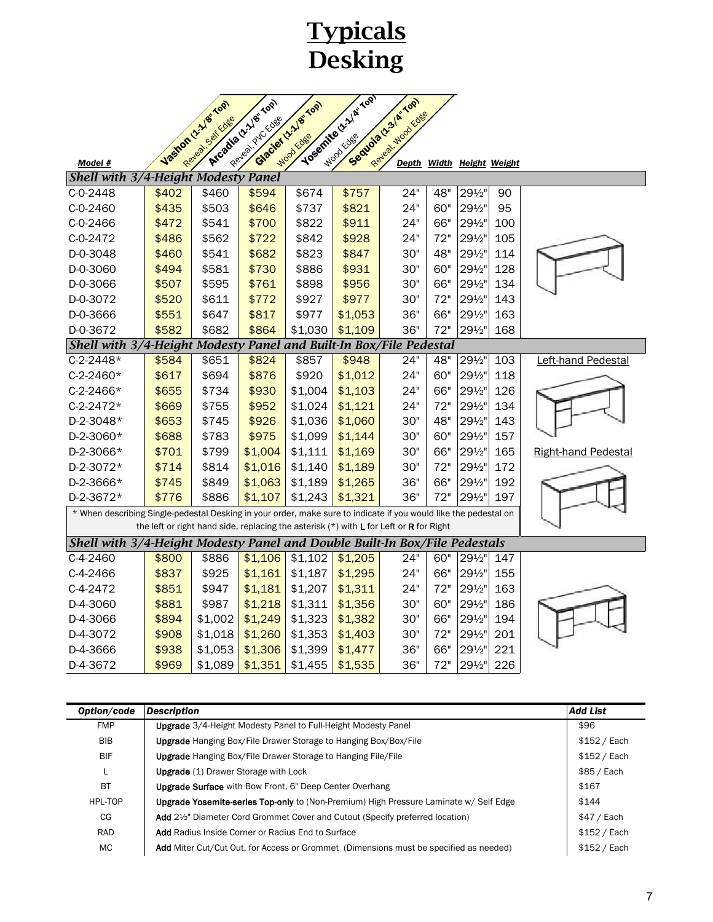# Typicals
# Desking

| Model # | Vashon (1-1/8" Top) Reveal, Self Edge | Arcadia (1-1/8" Top) Reveal, PVC Edge | Glacier (1-1/8" Top) Wood Edge | Yosemite (1-1/4" Top) Wood Edge | Sequoia (1-3/4" Top) Reveal, Wood Edge | Depth | Width | Height | Weight |
|---|---|---|---|---|---|---|---|---|---|
| ***Shell with 3/4-Height Modesty Panel*** | | | | | | | | | |
| C-0-2448 | $402 | $460 | $594 | $674 | $757 | 24" | 48" | 29½" | 90 |
| C-0-2460 | $435 | $503 | $646 | $737 | $821 | 24" | 60" | 29½" | 95 |
| C-0-2466 | $472 | $541 | $700 | $822 | $911 | 24" | 66" | 29½" | 100 |
| C-0-2472 | $486 | $562 | $722 | $842 | $928 | 24" | 72" | 29½" | 105 |
| D-0-3048 | $460 | $541 | $682 | $823 | $847 | 30" | 48" | 29½" | 114 |
| D-0-3060 | $494 | $581 | $730 | $886 | $931 | 30" | 60" | 29½" | 128 |
| D-0-3066 | $507 | $595 | $761 | $898 | $956 | 30" | 66" | 29½" | 134 |
| D-0-3072 | $520 | $611 | $772 | $927 | $977 | 30" | 72" | 29½" | 143 |
| D-0-3666 | $551 | $647 | $817 | $977 | $1,053 | 36" | 66" | 29½" | 163 |
| D-0-3672 | $582 | $682 | $864 | $1,030 | $1,109 | 36" | 72" | 29½" | 168 |
| ***Shell with 3/4-Height Modesty Panel and Built-In Box/File Pedestal*** | | | | | | | | | |
| C-2-2448* | $584 | $651 | $824 | $857 | $948 | 24" | 48" | 29½" | 103 |
| C-2-2460* | $617 | $694 | $876 | $920 | $1,012 | 24" | 60" | 29½" | 118 |
| C-2-2466* | $655 | $734 | $930 | $1,004 | $1,103 | 24" | 66" | 29½" | 126 |
| C-2-2472* | $669 | $755 | $952 | $1,024 | $1,121 | 24" | 72" | 29½" | 134 |
| D-2-3048* | $653 | $745 | $926 | $1,036 | $1,060 | 30" | 48" | 29½" | 143 |
| D-2-3060* | $688 | $783 | $975 | $1,099 | $1,144 | 30" | 60" | 29½" | 157 |
| D-2-3066* | $701 | $799 | $1,004 | $1,111 | $1,169 | 30" | 66" | 29½" | 165 |
| D-2-3072* | $714 | $814 | $1,016 | $1,140 | $1,189 | 30" | 72" | 29½" | 172 |
| D-2-3666* | $745 | $849 | $1,063 | $1,189 | $1,265 | 36" | 66" | 29½" | 192 |
| D-2-3672* | $776 | $886 | $1,107 | $1,243 | $1,321 | 36" | 72" | 29½" | 197 |
| ***Shell with 3/4-Height Modesty Panel and Double Built-In Box/File Pedestals*** | | | | | | | | | |
| C-4-2460 | $800 | $886 | $1,106 | $1,102 | $1,205 | 24" | 60" | 29½" | 147 |
| C-4-2466 | $837 | $925 | $1,161 | $1,187 | $1,295 | 24" | 66" | 29½" | 155 |
| C-4-2472 | $851 | $947 | $1,181 | $1,207 | $1,311 | 24" | 72" | 29½" | 163 |
| D-4-3060 | $881 | $987 | $1,218 | $1,311 | $1,356 | 30" | 60" | 29½" | 186 |
| D-4-3066 | $894 | $1,002 | $1,249 | $1,323 | $1,382 | 30" | 66" | 29½" | 194 |
| D-4-3072 | $908 | $1,018 | $1,260 | $1,353 | $1,403 | 30" | 72" | 29½" | 201 |
| D-4-3666 | $938 | $1,053 | $1,306 | $1,399 | $1,477 | 36" | 66" | 29½" | 221 |
| D-4-3672 | $969 | $1,089 | $1,351 | $1,455 | $1,535 | 36" | 72" | 29½" | 226 |

Left-hand Pedestal

Right-hand Pedestal

\* When describing Single-pedestal Desking in your order, make sure to indicate if you would like the pedestal on the left or right hand side, replacing the asterisk (*) with **L** for Left or **R** for Right

| *Option/code* | *Description* | *Add List* |
|---|---|---|
| FMP | **Upgrade** 3/4-Height Modesty Panel to Full-Height Modesty Panel | $96 |
| BIB | **Upgrade** Hanging Box/File Drawer Storage to Hanging Box/Box/File | $152 / Each |
| BIF | **Upgrade** Hanging Box/File Drawer Storage to Hanging File/File | $152 / Each |
| L | **Upgrade** (1) Drawer Storage with Lock | $85 / Each |
| BT | **Upgrade Surface** with Bow Front, 6" Deep Center Overhang | $167 |
| HPL-TOP | **Upgrade Yosemite-series Top-only** to (Non-Premium) High Pressure Laminate w/ Self Edge | $144 |
| CG | **Add** 2½" Diameter Cord Grommet Cover and Cutout (Specify preferred location) | $47 / Each |
| RAD | **Add** Radius Inside Corner or Radius End to Surface | $152 / Each |
| MC | **Add** Miter Cut/Cut Out, for Access or Grommet (Dimensions must be specified as needed) | $152 / Each |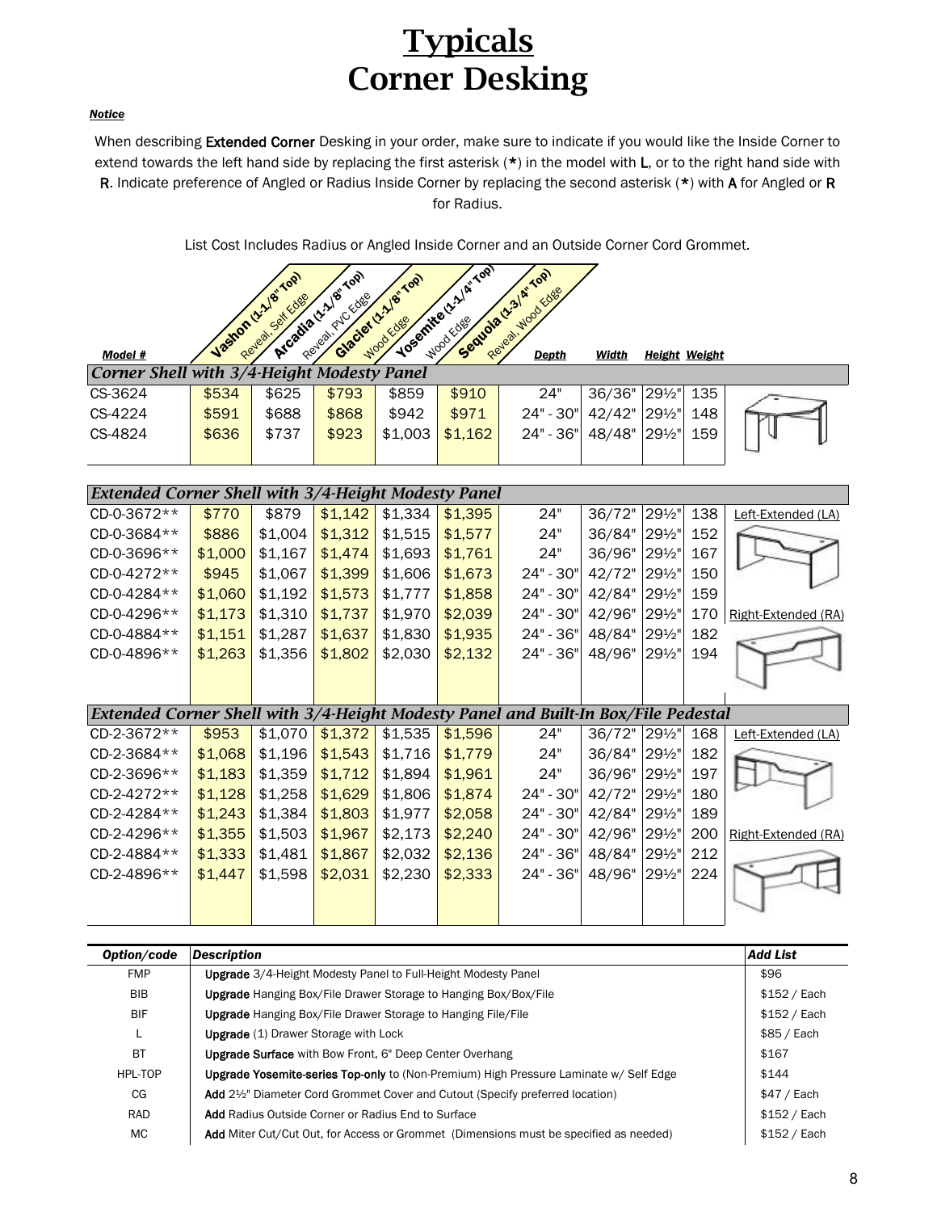# Typicals
# Corner Desking

***Notice***

When describing **Extended Corner** Desking in your order, make sure to indicate if you would like the Inside Corner to extend towards the left hand side by replacing the first asterisk (**\***) in the model with **L**, or to the right hand side with **R**. Indicate preference of Angled or Radius Inside Corner by replacing the second asterisk (**\***) with **A** for Angled or **R** for Radius.

List Cost Includes Radius or Angled Inside Corner and an Outside Corner Cord Grommet.

| Model # | Vashon (1-1/8" Top) Reveal, Self Edge | Arcadia (1-1/8" Top) Reveal, PVC Edge | Glacier (1-1/8" Top) Wood Edge | Yosemite (1-1/4" Top) Wood Edge | Sequoia (1-3/4" Top) Reveal, Wood Edge | Depth | Width | Height | Weight | |
|---|---|---|---|---|---|---|---|---|---|---|
| ***Corner Shell with 3/4-Height Modesty Panel*** | | | | | | | | | | |
| CS-3624 | $534 | $625 | $793 | $859 | $910 | 24" | 36/36" | 29½" | 135 | |
| CS-4224 | $591 | $688 | $868 | $942 | $971 | 24" - 30" | 42/42" | 29½" | 148 | |
| CS-4824 | $636 | $737 | $923 | $1,003 | $1,162 | 24" - 36" | 48/48" | 29½" | 159 | |
| ***Extended Corner Shell with 3/4-Height Modesty Panel*** | | | | | | | | | | |
| CD-0-3672** | $770 | $879 | $1,142 | $1,334 | $1,395 | 24" | 36/72" | 29½" | 138 | Left-Extended (LA) |
| CD-0-3684** | $886 | $1,004 | $1,312 | $1,515 | $1,577 | 24" | 36/84" | 29½" | 152 | |
| CD-0-3696** | $1,000 | $1,167 | $1,474 | $1,693 | $1,761 | 24" | 36/96" | 29½" | 167 | |
| CD-0-4272** | $945 | $1,067 | $1,399 | $1,606 | $1,673 | 24" - 30" | 42/72" | 29½" | 150 | |
| CD-0-4284** | $1,060 | $1,192 | $1,573 | $1,777 | $1,858 | 24" - 30" | 42/84" | 29½" | 159 | |
| CD-0-4296** | $1,173 | $1,310 | $1,737 | $1,970 | $2,039 | 24" - 30" | 42/96" | 29½" | 170 | Right-Extended (RA) |
| CD-0-4884** | $1,151 | $1,287 | $1,637 | $1,830 | $1,935 | 24" - 36" | 48/84" | 29½" | 182 | |
| CD-0-4896** | $1,263 | $1,356 | $1,802 | $2,030 | $2,132 | 24" - 36" | 48/96" | 29½" | 194 | |
| ***Extended Corner Shell with 3/4-Height Modesty Panel and Built-In Box/File Pedestal*** | | | | | | | | | | |
| CD-2-3672** | $953 | $1,070 | $1,372 | $1,535 | $1,596 | 24" | 36/72" | 29½" | 168 | Left-Extended (LA) |
| CD-2-3684** | $1,068 | $1,196 | $1,543 | $1,716 | $1,779 | 24" | 36/84" | 29½" | 182 | |
| CD-2-3696** | $1,183 | $1,359 | $1,712 | $1,894 | $1,961 | 24" | 36/96" | 29½" | 197 | |
| CD-2-4272** | $1,128 | $1,258 | $1,629 | $1,806 | $1,874 | 24" - 30" | 42/72" | 29½" | 180 | |
| CD-2-4284** | $1,243 | $1,384 | $1,803 | $1,977 | $2,058 | 24" - 30" | 42/84" | 29½" | 189 | |
| CD-2-4296** | $1,355 | $1,503 | $1,967 | $2,173 | $2,240 | 24" - 30" | 42/96" | 29½" | 200 | Right-Extended (RA) |
| CD-2-4884** | $1,333 | $1,481 | $1,867 | $2,032 | $2,136 | 24" - 36" | 48/84" | 29½" | 212 | |
| CD-2-4896** | $1,447 | $1,598 | $2,031 | $2,230 | $2,333 | 24" - 36" | 48/96" | 29½" | 224 | |

| Option/code | Description | Add List |
|---|---|---|
| FMP | **Upgrade** 3/4-Height Modesty Panel to Full-Height Modesty Panel | $96 |
| BIB | **Upgrade** Hanging Box/File Drawer Storage to Hanging Box/Box/File | $152 / Each |
| BIF | **Upgrade** Hanging Box/File Drawer Storage to Hanging File/File | $152 / Each |
| L | **Upgrade** (1) Drawer Storage with Lock | $85 / Each |
| BT | **Upgrade Surface** with Bow Front, 6" Deep Center Overhang | $167 |
| HPL-TOP | **Upgrade Yosemite-series Top-only** to (Non-Premium) High Pressure Laminate w/ Self Edge | $144 |
| CG | **Add** 2½" Diameter Cord Grommet Cover and Cutout (Specify preferred location) | $47 / Each |
| RAD | **Add** Radius Outside Corner or Radius End to Surface | $152 / Each |
| MC | **Add** Miter Cut/Cut Out, for Access or Grommet (Dimensions must be specified as needed) | $152 / Each |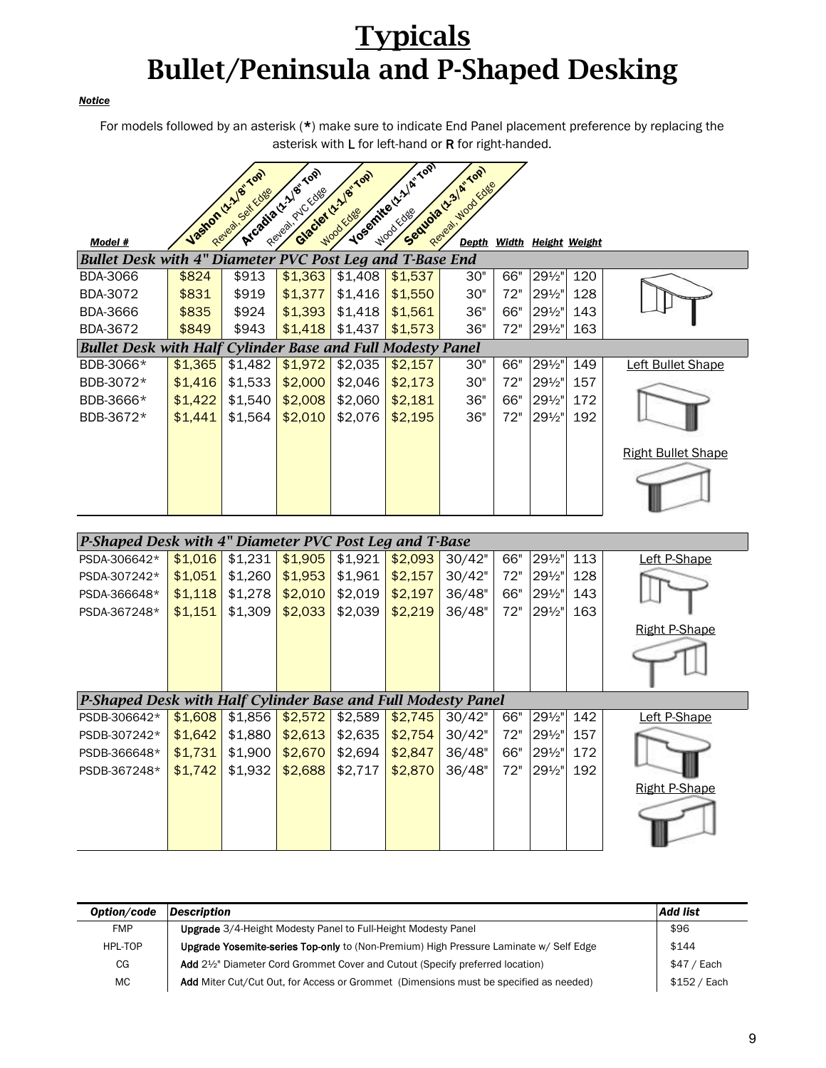# Typicals

# Bullet/Peninsula and P-Shaped Desking

***Notice***

For models followed by an asterisk (*) make sure to indicate End Panel placement preference by replacing the asterisk with L for left-hand or R for right-handed.

| Model # | Vashon (1-1/8" Top) Reveal, Self Edge | Arcadia (1-1/8" Top) Reveal, PVC Edge | Glacier (1-1/8" Top) Wood Edge | Yosemite (1-1/4" Top) Wood Edge | Sequoia (1-3/4" Top) Reveal, Wood Edge | Depth | Width | Height | Weight | |
|---|---|---|---|---|---|---|---|---|---|---|
| ***Bullet Desk with 4" Diameter PVC Post Leg and T-Base End*** | | | | | | | | | | |
| BDA-3066 | $824 | $913 | $1,363 | $1,408 | $1,537 | 30" | 66" | 29½" | 120 | |
| BDA-3072 | $831 | $919 | $1,377 | $1,416 | $1,550 | 30" | 72" | 29½" | 128 | |
| BDA-3666 | $835 | $924 | $1,393 | $1,418 | $1,561 | 36" | 66" | 29½" | 143 | |
| BDA-3672 | $849 | $943 | $1,418 | $1,437 | $1,573 | 36" | 72" | 29½" | 163 | |
| ***Bullet Desk with Half Cylinder Base and Full Modesty Panel*** | | | | | | | | | | |
| BDB-3066* | $1,365 | $1,482 | $1,972 | $2,035 | $2,157 | 30" | 66" | 29½" | 149 | Left Bullet Shape |
| BDB-3072* | $1,416 | $1,533 | $2,000 | $2,046 | $2,173 | 30" | 72" | 29½" | 157 | |
| BDB-3666* | $1,422 | $1,540 | $2,008 | $2,060 | $2,181 | 36" | 66" | 29½" | 172 | |
| BDB-3672* | $1,441 | $1,564 | $2,010 | $2,076 | $2,195 | 36" | 72" | 29½" | 192 | Right Bullet Shape |
| ***P-Shaped Desk with 4" Diameter PVC Post Leg and T-Base*** | | | | | | | | | | |
| PSDA-306642* | $1,016 | $1,231 | $1,905 | $1,921 | $2,093 | 30/42" | 66" | 29½" | 113 | Left P-Shape |
| PSDA-307242* | $1,051 | $1,260 | $1,953 | $1,961 | $2,157 | 30/42" | 72" | 29½" | 128 | |
| PSDA-366648* | $1,118 | $1,278 | $2,010 | $2,019 | $2,197 | 36/48" | 66" | 29½" | 143 | |
| PSDA-367248* | $1,151 | $1,309 | $2,033 | $2,039 | $2,219 | 36/48" | 72" | 29½" | 163 | Right P-Shape |
| ***P-Shaped Desk with Half Cylinder Base and Full Modesty Panel*** | | | | | | | | | | |
| PSDB-306642* | $1,608 | $1,856 | $2,572 | $2,589 | $2,745 | 30/42" | 66" | 29½" | 142 | Left P-Shape |
| PSDB-307242* | $1,642 | $1,880 | $2,613 | $2,635 | $2,754 | 30/42" | 72" | 29½" | 157 | |
| PSDB-366648* | $1,731 | $1,900 | $2,670 | $2,694 | $2,847 | 36/48" | 66" | 29½" | 172 | |
| PSDB-367248* | $1,742 | $1,932 | $2,688 | $2,717 | $2,870 | 36/48" | 72" | 29½" | 192 | Right P-Shape |

| *Option/code* | *Description* | *Add list* |
|---|---|---|
| FMP | **Upgrade** 3/4-Height Modesty Panel to Full-Height Modesty Panel | $96 |
| HPL-TOP | **Upgrade Yosemite-series Top-only** to (Non-Premium) High Pressure Laminate w/ Self Edge | $144 |
| CG | **Add** 2½" Diameter Cord Grommet Cover and Cutout (Specify preferred location) | $47 / Each |
| MC | **Add** Miter Cut/Cut Out, for Access or Grommet (Dimensions must be specified as needed) | $152 / Each |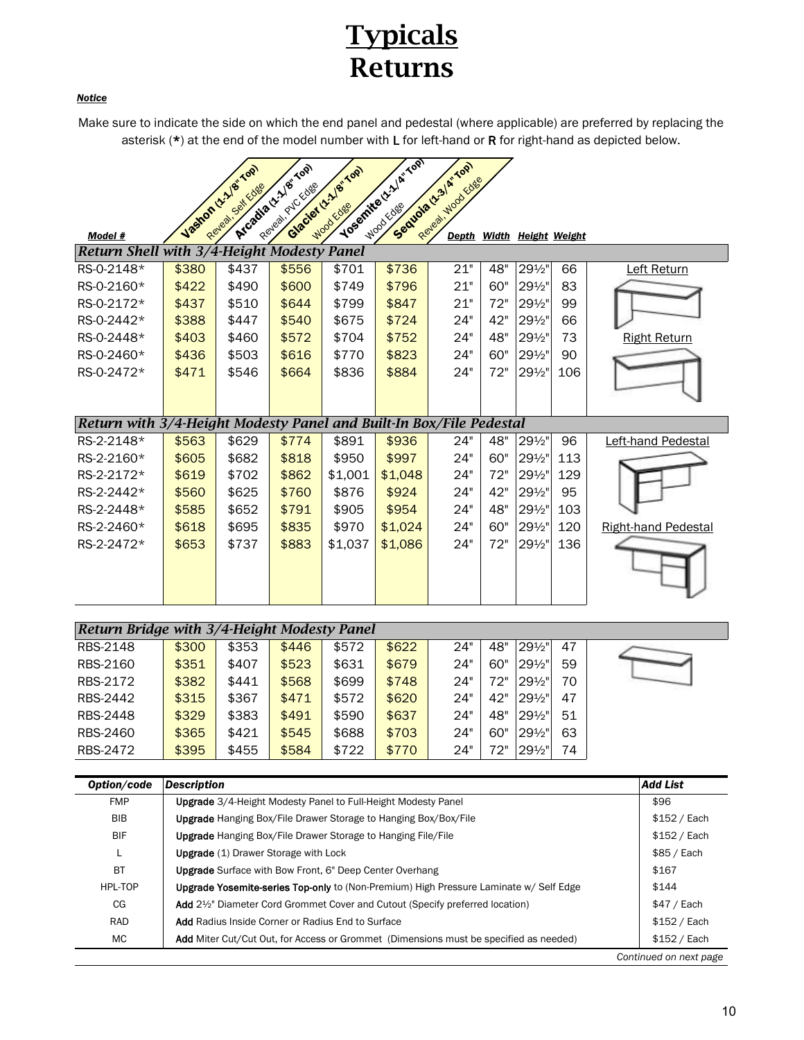# Typicals
# Returns

***Notice***

Make sure to indicate the side on which the end panel and pedestal (where applicable) are preferred by replacing the asterisk (*) at the end of the model number with L for left-hand or R for right-hand as depicted below.

| Model # | Vashon (1-1/8" Top) Reveal, Self Edge | Arcadia (1-1/8" Top) Reveal, PVC Edge | Glacier (1-1/8" Top) Wood Edge | Yosemite (1-1/4" Top) Wood Edge | Sequoia (1-3/4" Top) Reveal, Wood Edge | Depth | Width | Height | Weight |
|---|---|---|---|---|---|---|---|---|---|
| ***Return Shell with 3/4-Height Modesty Panel*** | | | | | | | | | |
| RS-0-2148* | $380 | $437 | $556 | $701 | $736 | 21" | 48" | 29½" | 66 |
| RS-0-2160* | $422 | $490 | $600 | $749 | $796 | 21" | 60" | 29½" | 83 |
| RS-0-2172* | $437 | $510 | $644 | $799 | $847 | 21" | 72" | 29½" | 99 |
| RS-0-2442* | $388 | $447 | $540 | $675 | $724 | 24" | 42" | 29½" | 66 |
| RS-0-2448* | $403 | $460 | $572 | $704 | $752 | 24" | 48" | 29½" | 73 |
| RS-0-2460* | $436 | $503 | $616 | $770 | $823 | 24" | 60" | 29½" | 90 |
| RS-0-2472* | $471 | $546 | $664 | $836 | $884 | 24" | 72" | 29½" | 106 |
| ***Return with 3/4-Height Modesty Panel and Built-In Box/File Pedestal*** | | | | | | | | | |
| RS-2-2148* | $563 | $629 | $774 | $891 | $936 | 24" | 48" | 29½" | 96 |
| RS-2-2160* | $605 | $682 | $818 | $950 | $997 | 24" | 60" | 29½" | 113 |
| RS-2-2172* | $619 | $702 | $862 | $1,001 | $1,048 | 24" | 72" | 29½" | 129 |
| RS-2-2442* | $560 | $625 | $760 | $876 | $924 | 24" | 42" | 29½" | 95 |
| RS-2-2448* | $585 | $652 | $791 | $905 | $954 | 24" | 48" | 29½" | 103 |
| RS-2-2460* | $618 | $695 | $835 | $970 | $1,024 | 24" | 60" | 29½" | 120 |
| RS-2-2472* | $653 | $737 | $883 | $1,037 | $1,086 | 24" | 72" | 29½" | 136 |
| ***Return Bridge with 3/4-Height Modesty Panel*** | | | | | | | | | |
| RBS-2148 | $300 | $353 | $446 | $572 | $622 | 24" | 48" | 29½" | 47 |
| RBS-2160 | $351 | $407 | $523 | $631 | $679 | 24" | 60" | 29½" | 59 |
| RBS-2172 | $382 | $441 | $568 | $699 | $748 | 24" | 72" | 29½" | 70 |
| RBS-2442 | $315 | $367 | $471 | $572 | $620 | 24" | 42" | 29½" | 47 |
| RBS-2448 | $329 | $383 | $491 | $590 | $637 | 24" | 48" | 29½" | 51 |
| RBS-2460 | $365 | $421 | $545 | $688 | $703 | 24" | 60" | 29½" | 63 |
| RBS-2472 | $395 | $455 | $584 | $722 | $770 | 24" | 72" | 29½" | 74 |

Left Return

Right Return

Left-hand Pedestal

Right-hand Pedestal

| *Option/code* | *Description* | *Add List* |
|---|---|---|
| FMP | **Upgrade** 3/4-Height Modesty Panel to Full-Height Modesty Panel | $96 |
| BIB | **Upgrade** Hanging Box/File Drawer Storage to Hanging Box/Box/File | $152 / Each |
| BIF | **Upgrade** Hanging Box/File Drawer Storage to Hanging File/File | $152 / Each |
| L | **Upgrade** (1) Drawer Storage with Lock | $85 / Each |
| BT | **Upgrade** Surface with Bow Front, 6" Deep Center Overhang | $167 |
| HPL-TOP | **Upgrade Yosemite-series Top-only** to (Non-Premium) High Pressure Laminate w/ Self Edge | $144 |
| CG | **Add** 2½" Diameter Cord Grommet Cover and Cutout (Specify preferred location) | $47 / Each |
| RAD | **Add** Radius Inside Corner or Radius End to Surface | $152 / Each |
| MC | **Add** Miter Cut/Cut Out, for Access or Grommet (Dimensions must be specified as needed) | $152 / Each |

*Continued on next page*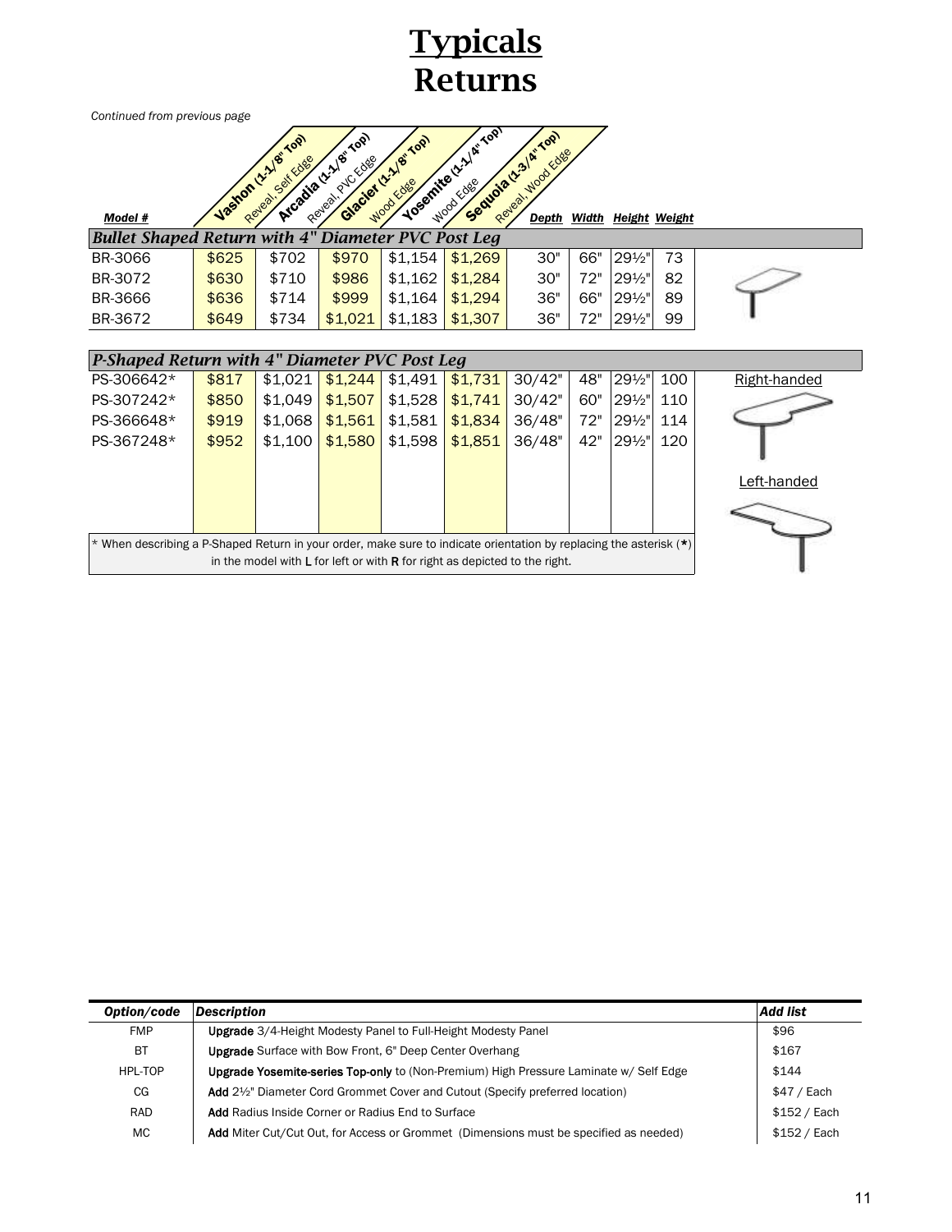# Typicals
# Returns

*Continued from previous page*

| Model # | Vashon (1-1/8" Top) Reveal, Self Edge | Arcadia (1-1/8" Top) Reveal, PVC Edge | Glacier (1-1/8" Top) Wood Edge | Yosemite (1-1/4" Top) Wood Edge | Sequoia (1-3/4" Top) Reveal, Wood Edge | Depth | Width | Height | Weight |
|---|---|---|---|---|---|---|---|---|---|
| ***Bullet Shaped Return with 4" Diameter PVC Post Leg*** | | | | | | | | | |
| BR-3066 | $625 | $702 | $970 | $1,154 | $1,269 | 30" | 66" | 29½" | 73 |
| BR-3072 | $630 | $710 | $986 | $1,162 | $1,284 | 30" | 72" | 29½" | 82 |
| BR-3666 | $636 | $714 | $999 | $1,164 | $1,294 | 36" | 66" | 29½" | 89 |
| BR-3672 | $649 | $734 | $1,021 | $1,183 | $1,307 | 36" | 72" | 29½" | 99 |
| ***P-Shaped Return with 4" Diameter PVC Post Leg*** | | | | | | | | | |
| PS-306642* | $817 | $1,021 | $1,244 | $1,491 | $1,731 | 30/42" | 48" | 29½" | 100 |
| PS-307242* | $850 | $1,049 | $1,507 | $1,528 | $1,741 | 30/42" | 60" | 29½" | 110 |
| PS-366648* | $919 | $1,068 | $1,561 | $1,581 | $1,834 | 36/48" | 72" | 29½" | 114 |
| PS-367248* | $952 | $1,100 | $1,580 | $1,598 | $1,851 | 36/48" | 42" | 29½" | 120 |

Right-handed

Left-handed

* When describing a P-Shaped Return in your order, make sure to indicate orientation by replacing the asterisk (**\***) in the model with **L** for left or with **R** for right as depicted to the right.

| *Option/code* | *Description* | *Add list* |
|---|---|---|
| FMP | **Upgrade** 3/4-Height Modesty Panel to Full-Height Modesty Panel | $96 |
| BT | **Upgrade** Surface with Bow Front, 6" Deep Center Overhang | $167 |
| HPL-TOP | **Upgrade Yosemite-series Top-only** to (Non-Premium) High Pressure Laminate w/ Self Edge | $144 |
| CG | **Add** 2½" Diameter Cord Grommet Cover and Cutout (Specify preferred location) | $47 / Each |
| RAD | **Add** Radius Inside Corner or Radius End to Surface | $152 / Each |
| MC | **Add** Miter Cut/Cut Out, for Access or Grommet (Dimensions must be specified as needed) | $152 / Each |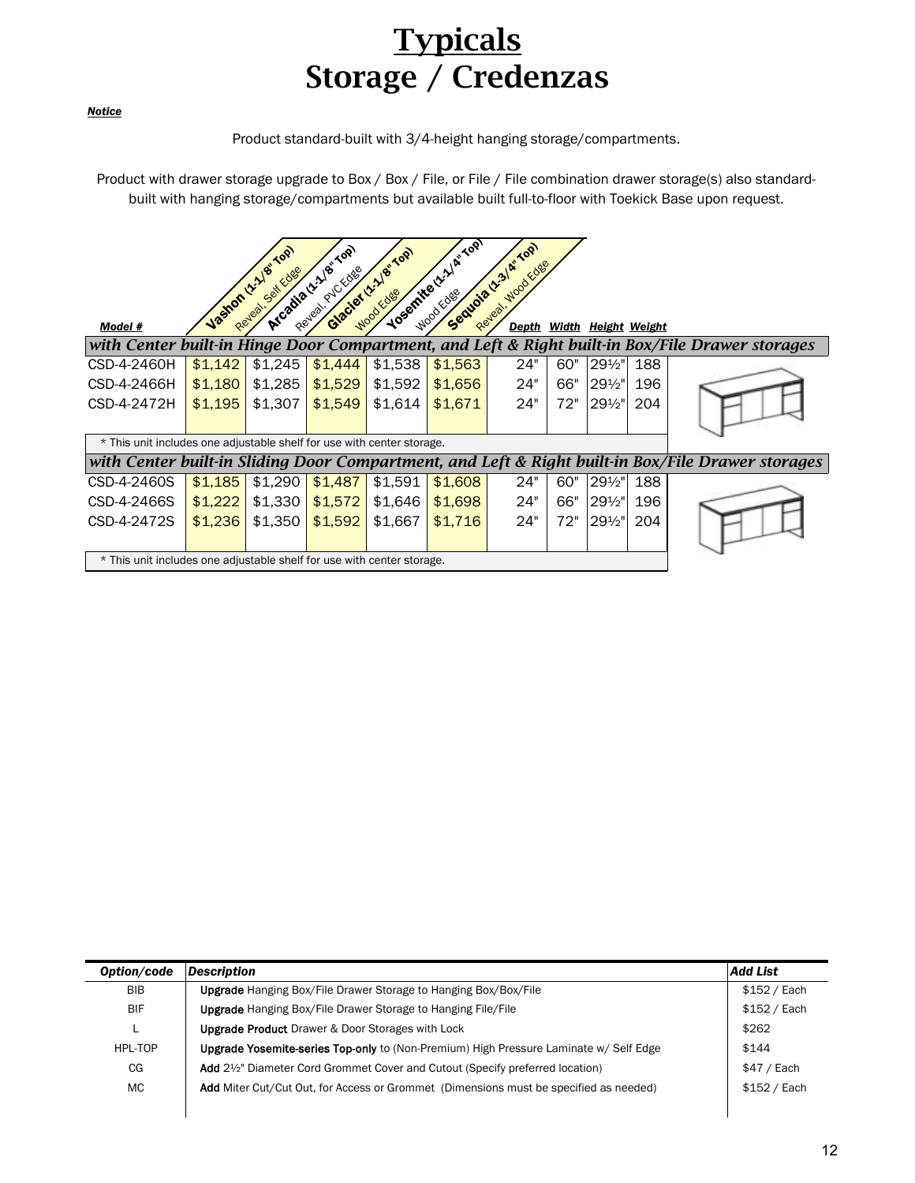# Typicals
## Storage / Credenzas

***Notice***

Product standard-built with 3/4-height hanging storage/compartments.

Product with drawer storage upgrade to Box / Box / File, or File / File combination drawer storage(s) also standard-built with hanging storage/compartments but available built full-to-floor with Toekick Base upon request.

| Model # | Vashon (1-1/8" Top) Reveal, Self Edge | Arcadia (1-1/8" Top) Reveal, PVC Edge | Glacier (1-1/8" Top) Wood Edge | Yosemite (1-1/4" Top) Wood Edge | Sequoia (1-3/4" Top) Reveal, Wood Edge | Depth | Width | Height | Weight |
|---|---|---|---|---|---|---|---|---|---|
| ***with Center built-in Hinge Door Compartment, and Left & Right built-in Box/File Drawer storages*** | | | | | | | | | |
| CSD-4-2460H | $1,142 | $1,245 | $1,444 | $1,538 | $1,563 | 24" | 60" | 29½" | 188 |
| CSD-4-2466H | $1,180 | $1,285 | $1,529 | $1,592 | $1,656 | 24" | 66" | 29½" | 196 |
| CSD-4-2472H | $1,195 | $1,307 | $1,549 | $1,614 | $1,671 | 24" | 72" | 29½" | 204 |
| * This unit includes one adjustable shelf for use with center storage. | | | | | | | | | |
| ***with Center built-in Sliding Door Compartment, and Left & Right built-in Box/File Drawer storages*** | | | | | | | | | |
| CSD-4-2460S | $1,185 | $1,290 | $1,487 | $1,591 | $1,608 | 24" | 60" | 29½" | 188 |
| CSD-4-2466S | $1,222 | $1,330 | $1,572 | $1,646 | $1,698 | 24" | 66" | 29½" | 196 |
| CSD-4-2472S | $1,236 | $1,350 | $1,592 | $1,667 | $1,716 | 24" | 72" | 29½" | 204 |
| * This unit includes one adjustable shelf for use with center storage. | | | | | | | | | |

| *Option/code* | *Description* | *Add List* |
|---|---|---|
| BIB | **Upgrade** Hanging Box/File Drawer Storage to Hanging Box/Box/File | $152 / Each |
| BIF | **Upgrade** Hanging Box/File Drawer Storage to Hanging File/File | $152 / Each |
| L | **Upgrade Product** Drawer & Door Storages with Lock | $262 |
| HPL-TOP | **Upgrade Yosemite-series Top-only** to (Non-Premium) High Pressure Laminate w/ Self Edge | $144 |
| CG | **Add** 2½" Diameter Cord Grommet Cover and Cutout (Specify preferred location) | $47 / Each |
| MC | **Add** Miter Cut/Cut Out, for Access or Grommet (Dimensions must be specified as needed) | $152 / Each |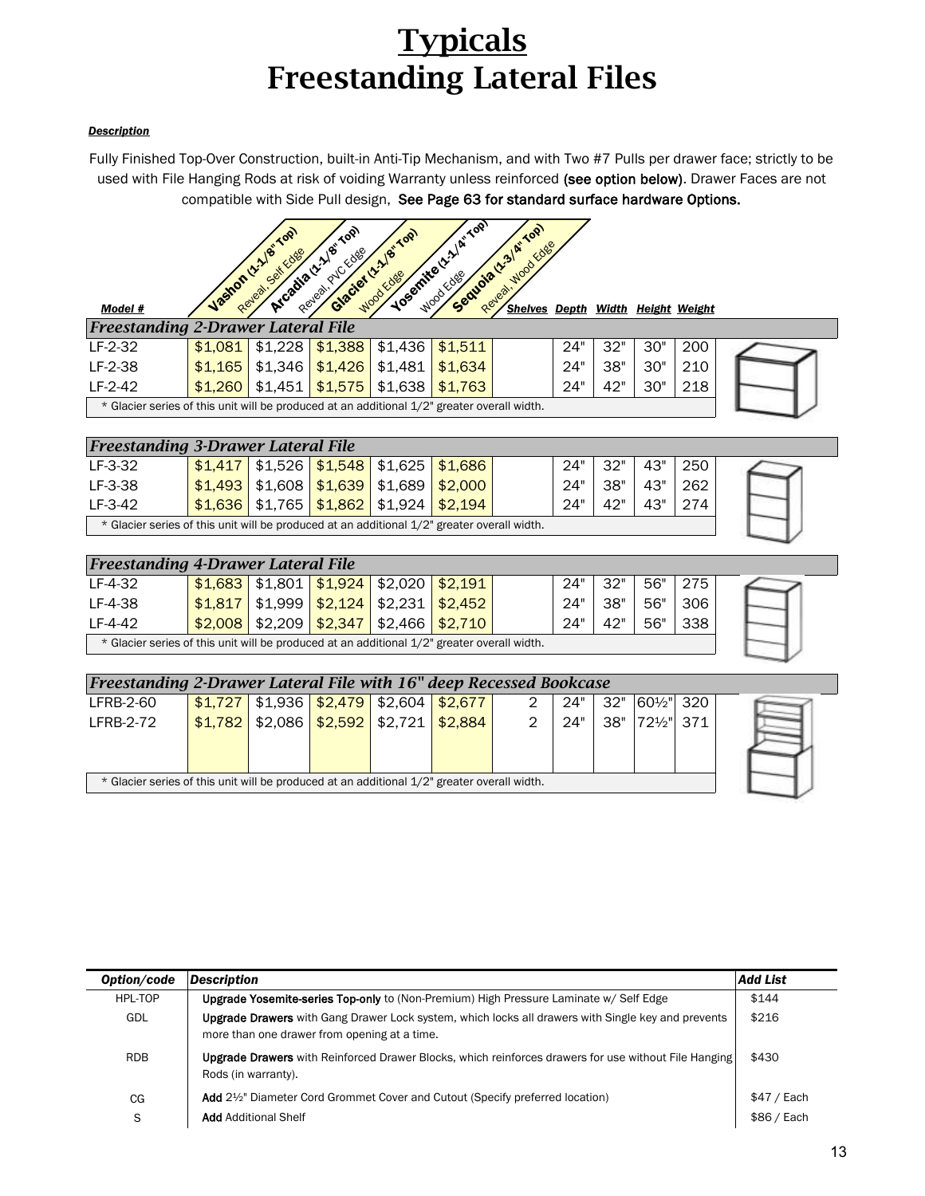# Typicals
# Freestanding Lateral Files

***Description***

Fully Finished Top-Over Construction, built-in Anti-Tip Mechanism, and with Two #7 Pulls per drawer face; strictly to be used with File Hanging Rods at risk of voiding Warranty unless reinforced **(see option below)**. Drawer Faces are not compatible with Side Pull design, **See Page 63 for standard surface hardware Options.**

| Model # | Vashon (1-1/8" Top) Reveal, Self Edge | Arcadia (1-1/8" Top) Reveal, PVC Edge | Glacier (1-1/8" Top) Wood Edge | Yosemite (1-1/4" Top) Wood Edge | Sequoia (1-3/4" Top) Reveal, Wood Edge | Shelves | Depth | Width | Height | Weight |
|---|---|---|---|---|---|---|---|---|---|---|
| ***Freestanding 2-Drawer Lateral File*** | | | | | | | | | | |
| LF-2-32 | $1,081 | $1,228 | $1,388 | $1,436 | $1,511 | | 24" | 32" | 30" | 200 |
| LF-2-38 | $1,165 | $1,346 | $1,426 | $1,481 | $1,634 | | 24" | 38" | 30" | 210 |
| LF-2-42 | $1,260 | $1,451 | $1,575 | $1,638 | $1,763 | | 24" | 42" | 30" | 218 |
| * Glacier series of this unit will be produced at an additional 1/2" greater overall width. | | | | | | | | | | |
| ***Freestanding 3-Drawer Lateral File*** | | | | | | | | | | |
| LF-3-32 | $1,417 | $1,526 | $1,548 | $1,625 | $1,686 | | 24" | 32" | 43" | 250 |
| LF-3-38 | $1,493 | $1,608 | $1,639 | $1,689 | $2,000 | | 24" | 38" | 43" | 262 |
| LF-3-42 | $1,636 | $1,765 | $1,862 | $1,924 | $2,194 | | 24" | 42" | 43" | 274 |
| * Glacier series of this unit will be produced at an additional 1/2" greater overall width. | | | | | | | | | | |
| ***Freestanding 4-Drawer Lateral File*** | | | | | | | | | | |
| LF-4-32 | $1,683 | $1,801 | $1,924 | $2,020 | $2,191 | | 24" | 32" | 56" | 275 |
| LF-4-38 | $1,817 | $1,999 | $2,124 | $2,231 | $2,452 | | 24" | 38" | 56" | 306 |
| LF-4-42 | $2,008 | $2,209 | $2,347 | $2,466 | $2,710 | | 24" | 42" | 56" | 338 |
| * Glacier series of this unit will be produced at an additional 1/2" greater overall width. | | | | | | | | | | |
| ***Freestanding 2-Drawer Lateral File with 16" deep Recessed Bookcase*** | | | | | | | | | | |
| LFRB-2-60 | $1,727 | $1,936 | $2,479 | $2,604 | $2,677 | 2 | 24" | 32" | 60½" | 320 |
| LFRB-2-72 | $1,782 | $2,086 | $2,592 | $2,721 | $2,884 | 2 | 24" | 38" | 72½" | 371 |
| * Glacier series of this unit will be produced at an additional 1/2" greater overall width. | | | | | | | | | | |

| Option/code | Description | Add List |
|---|---|---|
| HPL-TOP | **Upgrade Yosemite-series Top-only** to (Non-Premium) High Pressure Laminate w/ Self Edge | $144 |
| GDL | **Upgrade Drawers** with Gang Drawer Lock system, which locks all drawers with Single key and prevents more than one drawer from opening at a time. | $216 |
| RDB | **Upgrade Drawers** with Reinforced Drawer Blocks, which reinforces drawers for use without File Hanging Rods (in warranty). | $430 |
| CG | **Add** 2½" Diameter Cord Grommet Cover and Cutout (Specify preferred location) | $47 / Each |
| S | **Add** Additional Shelf | $86 / Each |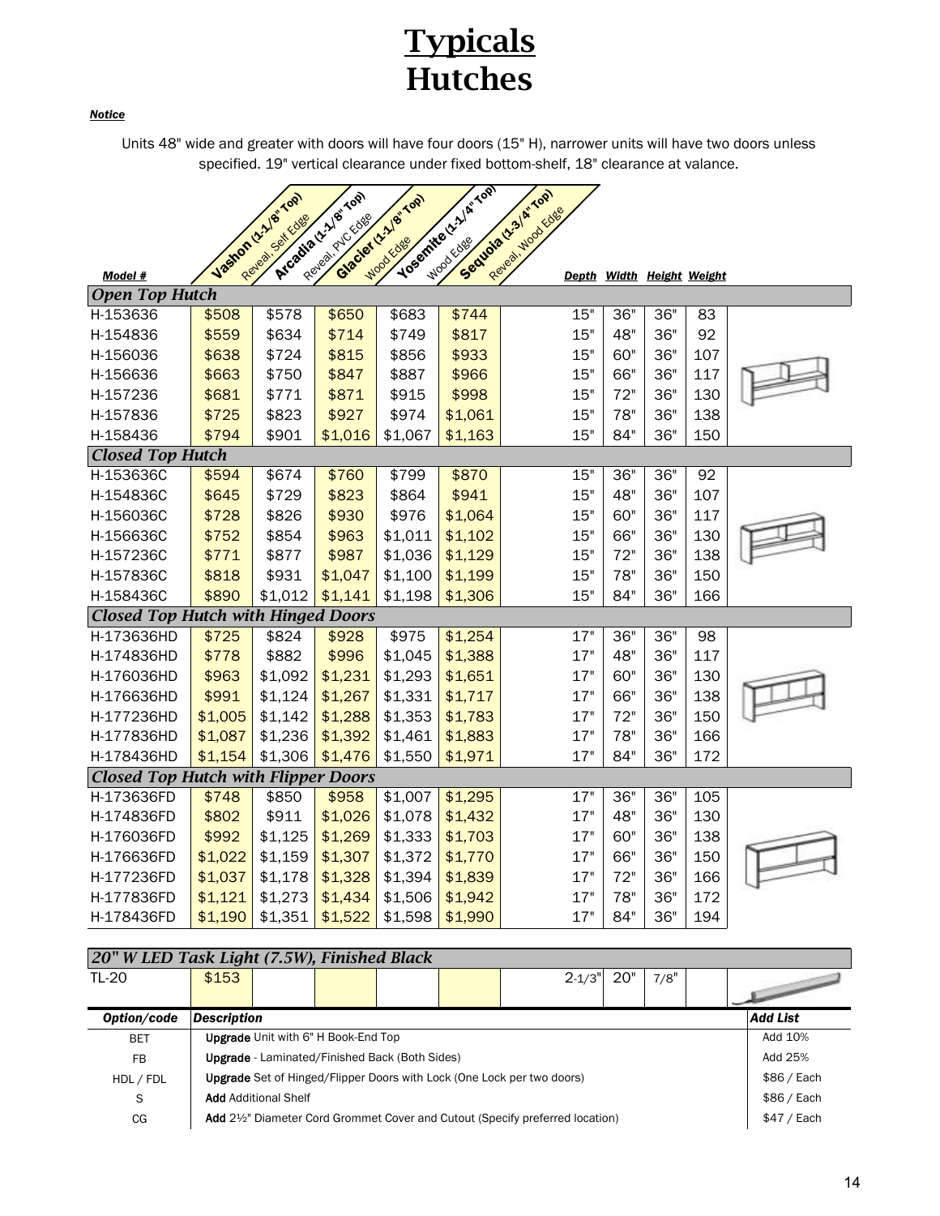# Typicals
# Hutches

***Notice***

Units 48" wide and greater with doors will have four doors (15" H), narrower units will have two doors unless specified. 19" vertical clearance under fixed bottom-shelf, 18" clearance at valance.

| Model # | Vashon (1-1/8" Top) Reveal, Self Edge | Arcadia (1-1/8" Top) Reveal, PVC Edge | Glacier (1-1/8" Top) Wood Edge | Yosemite (1-1/4" Top) Wood Edge | Sequoia (1-3/4" Top) Reveal, Wood Edge | Depth | Width | Height | Weight |
|---|---|---|---|---|---|---|---|---|---|
| ***Open Top Hutch*** | | | | | | | | | |
| H-153636 | $508 | $578 | $650 | $683 | $744 | 15" | 36" | 36" | 83 |
| H-154836 | $559 | $634 | $714 | $749 | $817 | 15" | 48" | 36" | 92 |
| H-156036 | $638 | $724 | $815 | $856 | $933 | 15" | 60" | 36" | 107 |
| H-156636 | $663 | $750 | $847 | $887 | $966 | 15" | 66" | 36" | 117 |
| H-157236 | $681 | $771 | $871 | $915 | $998 | 15" | 72" | 36" | 130 |
| H-157836 | $725 | $823 | $927 | $974 | $1,061 | 15" | 78" | 36" | 138 |
| H-158436 | $794 | $901 | $1,016 | $1,067 | $1,163 | 15" | 84" | 36" | 150 |
| ***Closed Top Hutch*** | | | | | | | | | |
| H-153636C | $594 | $674 | $760 | $799 | $870 | 15" | 36" | 36" | 92 |
| H-154836C | $645 | $729 | $823 | $864 | $941 | 15" | 48" | 36" | 107 |
| H-156036C | $728 | $826 | $930 | $976 | $1,064 | 15" | 60" | 36" | 117 |
| H-156636C | $752 | $854 | $963 | $1,011 | $1,102 | 15" | 66" | 36" | 130 |
| H-157236C | $771 | $877 | $987 | $1,036 | $1,129 | 15" | 72" | 36" | 138 |
| H-157836C | $818 | $931 | $1,047 | $1,100 | $1,199 | 15" | 78" | 36" | 150 |
| H-158436C | $890 | $1,012 | $1,141 | $1,198 | $1,306 | 15" | 84" | 36" | 166 |
| ***Closed Top Hutch with Hinged Doors*** | | | | | | | | | |
| H-173636HD | $725 | $824 | $928 | $975 | $1,254 | 17" | 36" | 36" | 98 |
| H-174836HD | $778 | $882 | $996 | $1,045 | $1,388 | 17" | 48" | 36" | 117 |
| H-176036HD | $963 | $1,092 | $1,231 | $1,293 | $1,651 | 17" | 60" | 36" | 130 |
| H-176636HD | $991 | $1,124 | $1,267 | $1,331 | $1,717 | 17" | 66" | 36" | 138 |
| H-177236HD | $1,005 | $1,142 | $1,288 | $1,353 | $1,783 | 17" | 72" | 36" | 150 |
| H-177836HD | $1,087 | $1,236 | $1,392 | $1,461 | $1,883 | 17" | 78" | 36" | 166 |
| H-178436HD | $1,154 | $1,306 | $1,476 | $1,550 | $1,971 | 17" | 84" | 36" | 172 |
| ***Closed Top Hutch with Flipper Doors*** | | | | | | | | | |
| H-173636FD | $748 | $850 | $958 | $1,007 | $1,295 | 17" | 36" | 36" | 105 |
| H-174836FD | $802 | $911 | $1,026 | $1,078 | $1,432 | 17" | 48" | 36" | 130 |
| H-176036FD | $992 | $1,125 | $1,269 | $1,333 | $1,703 | 17" | 60" | 36" | 138 |
| H-176636FD | $1,022 | $1,159 | $1,307 | $1,372 | $1,770 | 17" | 66" | 36" | 150 |
| H-177236FD | $1,037 | $1,178 | $1,328 | $1,394 | $1,839 | 17" | 72" | 36" | 166 |
| H-177836FD | $1,121 | $1,273 | $1,434 | $1,506 | $1,942 | 17" | 78" | 36" | 172 |
| H-178436FD | $1,190 | $1,351 | $1,522 | $1,598 | $1,990 | 17" | 84" | 36" | 194 |
| ***20" W LED Task Light (7.5W), Finished Black*** | | | | | | | | | |
| TL-20 | $153 | | | | | 2-1/3" | 20" | 7/8" | |

| Option/code | Description | Add List |
|---|---|---|
| BET | **Upgrade** Unit with 6" H Book-End Top | Add 10% |
| FB | **Upgrade** - Laminated/Finished Back (Both Sides) | Add 25% |
| HDL / FDL | **Upgrade** Set of Hinged/Flipper Doors with Lock (One Lock per two doors) | $86 / Each |
| S | **Add** Additional Shelf | $86 / Each |
| CG | **Add** 2½" Diameter Cord Grommet Cover and Cutout (Specify preferred location) | $47 / Each |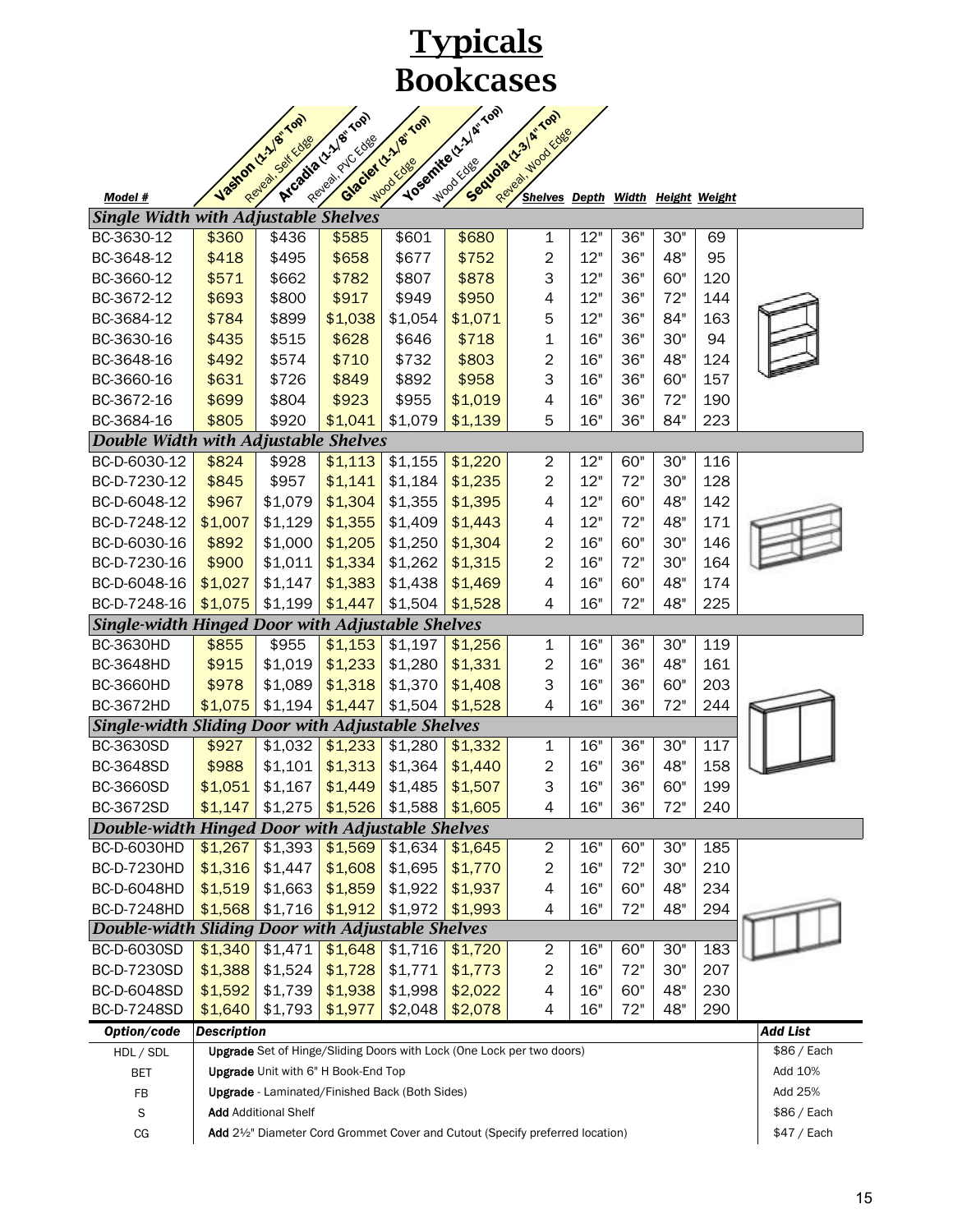# Typicals
## Bookcases

| Model # | Vashon (1-1/8" Top) Reveal, Self Edge | Arcadia (1-1/8" Top) Reveal, PVC Edge | Glacier (1-1/8" Top) Wood Edge | Yosemite (1-1/4" Top) Wood Edge | Sequoia (1-3/4" Top) Reveal, Wood Edge | Shelves | Depth | Width | Height | Weight |
|---|---|---|---|---|---|---|---|---|---|---|
| ***Single Width with Adjustable Shelves*** | | | | | | | | | | |
| BC-3630-12 | $360 | $436 | $585 | $601 | $680 | 1 | 12" | 36" | 30" | 69 |
| BC-3648-12 | $418 | $495 | $658 | $677 | $752 | 2 | 12" | 36" | 48" | 95 |
| BC-3660-12 | $571 | $662 | $782 | $807 | $878 | 3 | 12" | 36" | 60" | 120 |
| BC-3672-12 | $693 | $800 | $917 | $949 | $950 | 4 | 12" | 36" | 72" | 144 |
| BC-3684-12 | $784 | $899 | $1,038 | $1,054 | $1,071 | 5 | 12" | 36" | 84" | 163 |
| BC-3630-16 | $435 | $515 | $628 | $646 | $718 | 1 | 16" | 36" | 30" | 94 |
| BC-3648-16 | $492 | $574 | $710 | $732 | $803 | 2 | 16" | 36" | 48" | 124 |
| BC-3660-16 | $631 | $726 | $849 | $892 | $958 | 3 | 16" | 36" | 60" | 157 |
| BC-3672-16 | $699 | $804 | $923 | $955 | $1,019 | 4 | 16" | 36" | 72" | 190 |
| BC-3684-16 | $805 | $920 | $1,041 | $1,079 | $1,139 | 5 | 16" | 36" | 84" | 223 |
| ***Double Width with Adjustable Shelves*** | | | | | | | | | | |
| BC-D-6030-12 | $824 | $928 | $1,113 | $1,155 | $1,220 | 2 | 12" | 60" | 30" | 116 |
| BC-D-7230-12 | $845 | $957 | $1,141 | $1,184 | $1,235 | 2 | 12" | 72" | 30" | 128 |
| BC-D-6048-12 | $967 | $1,079 | $1,304 | $1,355 | $1,395 | 4 | 12" | 60" | 48" | 142 |
| BC-D-7248-12 | $1,007 | $1,129 | $1,355 | $1,409 | $1,443 | 4 | 12" | 72" | 48" | 171 |
| BC-D-6030-16 | $892 | $1,000 | $1,205 | $1,250 | $1,304 | 2 | 16" | 60" | 30" | 146 |
| BC-D-7230-16 | $900 | $1,011 | $1,334 | $1,262 | $1,315 | 2 | 16" | 72" | 30" | 164 |
| BC-D-6048-16 | $1,027 | $1,147 | $1,383 | $1,438 | $1,469 | 4 | 16" | 60" | 48" | 174 |
| BC-D-7248-16 | $1,075 | $1,199 | $1,447 | $1,504 | $1,528 | 4 | 16" | 72" | 48" | 225 |
| ***Single-width Hinged Door with Adjustable Shelves*** | | | | | | | | | | |
| BC-3630HD | $855 | $955 | $1,153 | $1,197 | $1,256 | 1 | 16" | 36" | 30" | 119 |
| BC-3648HD | $915 | $1,019 | $1,233 | $1,280 | $1,331 | 2 | 16" | 36" | 48" | 161 |
| BC-3660HD | $978 | $1,089 | $1,318 | $1,370 | $1,408 | 3 | 16" | 36" | 60" | 203 |
| BC-3672HD | $1,075 | $1,194 | $1,447 | $1,504 | $1,528 | 4 | 16" | 36" | 72" | 244 |
| ***Single-width Sliding Door with Adjustable Shelves*** | | | | | | | | | | |
| BC-3630SD | $927 | $1,032 | $1,233 | $1,280 | $1,332 | 1 | 16" | 36" | 30" | 117 |
| BC-3648SD | $988 | $1,101 | $1,313 | $1,364 | $1,440 | 2 | 16" | 36" | 48" | 158 |
| BC-3660SD | $1,051 | $1,167 | $1,449 | $1,485 | $1,507 | 3 | 16" | 36" | 60" | 199 |
| BC-3672SD | $1,147 | $1,275 | $1,526 | $1,588 | $1,605 | 4 | 16" | 36" | 72" | 240 |
| ***Double-width Hinged Door with Adjustable Shelves*** | | | | | | | | | | |
| BC-D-6030HD | $1,267 | $1,393 | $1,569 | $1,634 | $1,645 | 2 | 16" | 60" | 30" | 185 |
| BC-D-7230HD | $1,316 | $1,447 | $1,608 | $1,695 | $1,770 | 2 | 16" | 72" | 30" | 210 |
| BC-D-6048HD | $1,519 | $1,663 | $1,859 | $1,922 | $1,937 | 4 | 16" | 60" | 48" | 234 |
| BC-D-7248HD | $1,568 | $1,716 | $1,912 | $1,972 | $1,993 | 4 | 16" | 72" | 48" | 294 |
| ***Double-width Sliding Door with Adjustable Shelves*** | | | | | | | | | | |
| BC-D-6030SD | $1,340 | $1,471 | $1,648 | $1,716 | $1,720 | 2 | 16" | 60" | 30" | 183 |
| BC-D-7230SD | $1,388 | $1,524 | $1,728 | $1,771 | $1,773 | 2 | 16" | 72" | 30" | 207 |
| BC-D-6048SD | $1,592 | $1,739 | $1,938 | $1,998 | $2,022 | 4 | 16" | 60" | 48" | 230 |
| BC-D-7248SD | $1,640 | $1,793 | $1,977 | $2,048 | $2,078 | 4 | 16" | 72" | 48" | 290 |

| Option/code | Description | Add List |
|---|---|---|
| HDL / SDL | **Upgrade** Set of Hinge/Sliding Doors with Lock (One Lock per two doors) | $86 / Each |
| BET | **Upgrade** Unit with 6" H Book-End Top | Add 10% |
| FB | **Upgrade** - Laminated/Finished Back (Both Sides) | Add 25% |
| S | **Add** Additional Shelf | $86 / Each |
| CG | **Add** 2½" Diameter Cord Grommet Cover and Cutout (Specify preferred location) | $47 / Each |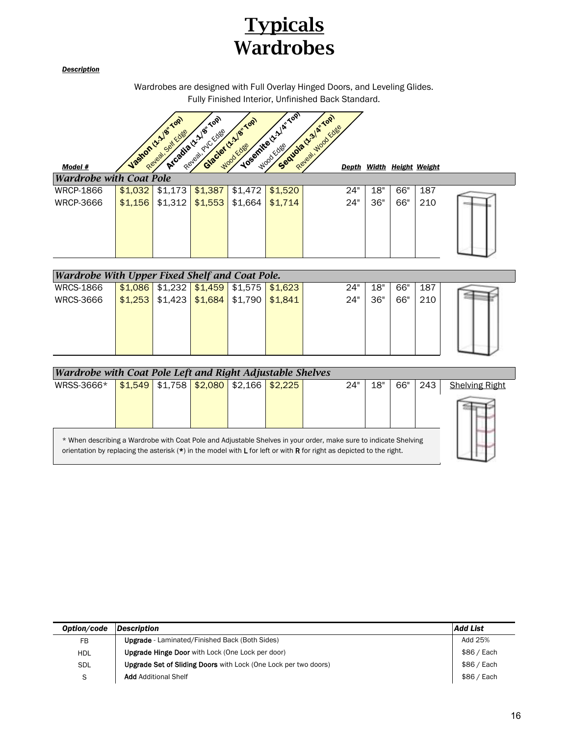# Typicals
# Wardrobes

***Description***

Wardrobes are designed with Full Overlay Hinged Doors, and Leveling Glides.
Fully Finished Interior, Unfinished Back Standard.

| Model # | Vashon (1-1/8" Top) Reveal, Self Edge | Arcadia (1-1/8" Top) Reveal, PVC Edge | Glacier (1-1/8" Top) Wood Edge | Yosemite (1-1/4" Top) Wood Edge | Sequoia (1-3/4" Top) Reveal, Wood Edge | Depth | Width | Height | Weight |
|---|---|---|---|---|---|---|---|---|---|
| ***Wardrobe with Coat Pole*** | | | | | | | | | |
| WRCP-1866 | $1,032 | $1,173 | $1,387 | $1,472 | $1,520 | 24" | 18" | 66" | 187 |
| WRCP-3666 | $1,156 | $1,312 | $1,553 | $1,664 | $1,714 | 24" | 36" | 66" | 210 |
| ***Wardrobe With Upper Fixed Shelf and Coat Pole.*** | | | | | | | | | |
| WRCS-1866 | $1,086 | $1,232 | $1,459 | $1,575 | $1,623 | 24" | 18" | 66" | 187 |
| WRCS-3666 | $1,253 | $1,423 | $1,684 | $1,790 | $1,841 | 24" | 36" | 66" | 210 |
| ***Wardrobe with Coat Pole Left and Right Adjustable Shelves*** | | | | | | | | | |
| WRSS-3666* | $1,549 | $1,758 | $2,080 | $2,166 | $2,225 | 24" | 18" | 66" | 243 |

Shelving Right

* When describing a Wardrobe with Coat Pole and Adjustable Shelves in your order, make sure to indicate Shelving orientation by replacing the asterisk (*) in the model with **L** for left or with **R** for right as depicted to the right.

| *Option/code* | *Description* | *Add List* |
|---|---|---|
| FB | **Upgrade** - Laminated/Finished Back (Both Sides) | Add 25% |
| HDL | **Upgrade Hinge Door** with Lock (One Lock per door) | $86 / Each |
| SDL | **Upgrade Set of Sliding Doors** with Lock (One Lock per two doors) | $86 / Each |
| S | **Add** Additional Shelf | $86 / Each |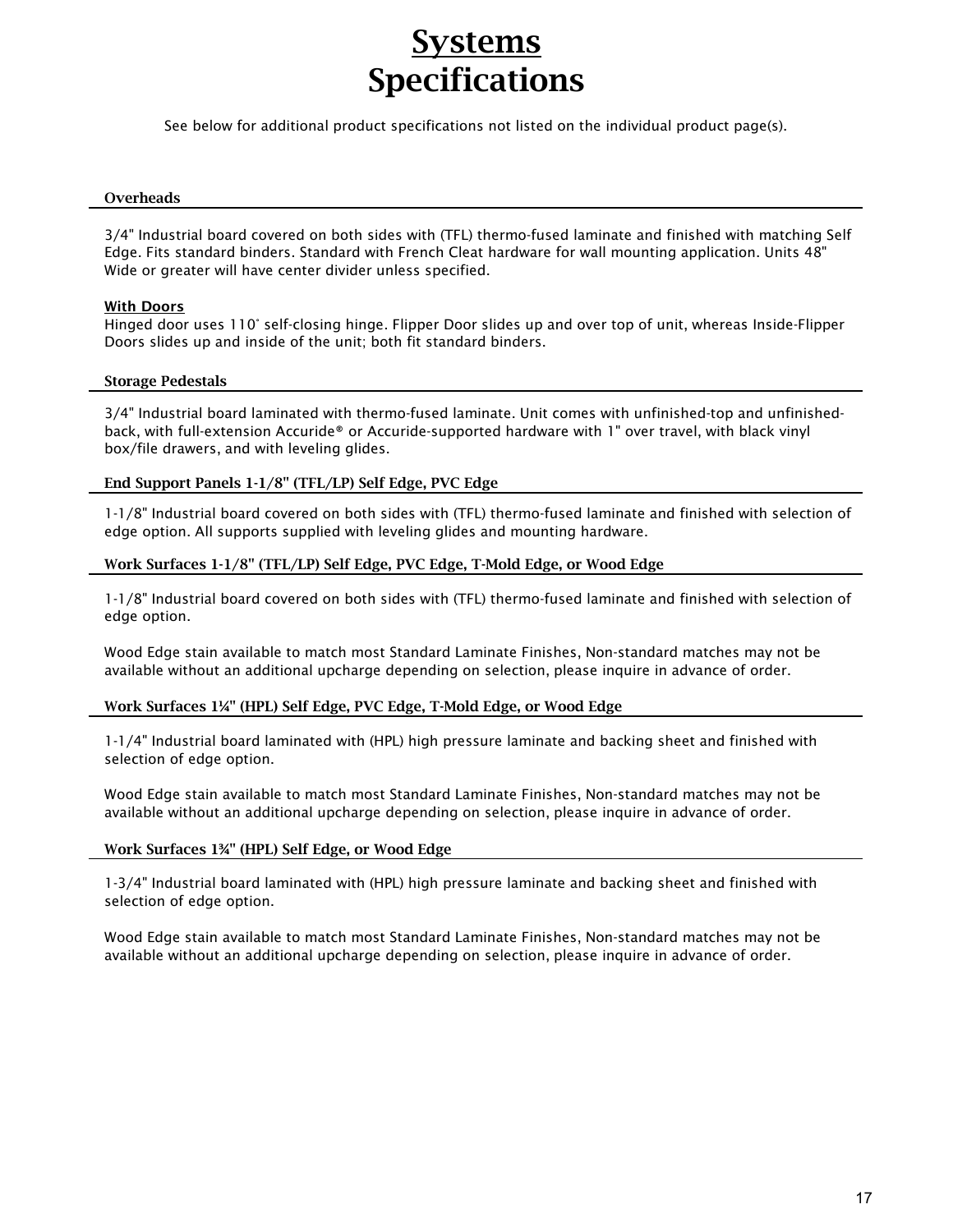# Systems Specifications

See below for additional product specifications not listed on the individual product page(s).

## Overheads

3/4" Industrial board covered on both sides with (TFL) thermo-fused laminate and finished with matching Self Edge. Fits standard binders. Standard with French Cleat hardware for wall mounting application. Units 48" Wide or greater will have center divider unless specified.

### With Doors

Hinged door uses 110˚ self-closing hinge. Flipper Door slides up and over top of unit, whereas Inside-Flipper Doors slides up and inside of the unit; both fit standard binders.

## Storage Pedestals

3/4" Industrial board laminated with thermo-fused laminate. Unit comes with unfinished-top and unfinished-back, with full-extension Accuride® or Accuride-supported hardware with 1" over travel, with black vinyl box/file drawers, and with leveling glides.

## End Support Panels 1-1/8" (TFL/LP) Self Edge, PVC Edge

1-1/8" Industrial board covered on both sides with (TFL) thermo-fused laminate and finished with selection of edge option. All supports supplied with leveling glides and mounting hardware.

## Work Surfaces 1-1/8" (TFL/LP) Self Edge, PVC Edge, T-Mold Edge, or Wood Edge

1-1/8" Industrial board covered on both sides with (TFL) thermo-fused laminate and finished with selection of edge option.

Wood Edge stain available to match most Standard Laminate Finishes, Non-standard matches may not be available without an additional upcharge depending on selection, please inquire in advance of order.

## Work Surfaces 1¼" (HPL) Self Edge, PVC Edge, T-Mold Edge, or Wood Edge

1-1/4" Industrial board laminated with (HPL) high pressure laminate and backing sheet and finished with selection of edge option.

Wood Edge stain available to match most Standard Laminate Finishes, Non-standard matches may not be available without an additional upcharge depending on selection, please inquire in advance of order.

## Work Surfaces 1¾" (HPL) Self Edge, or Wood Edge

1-3/4" Industrial board laminated with (HPL) high pressure laminate and backing sheet and finished with selection of edge option.

Wood Edge stain available to match most Standard Laminate Finishes, Non-standard matches may not be available without an additional upcharge depending on selection, please inquire in advance of order.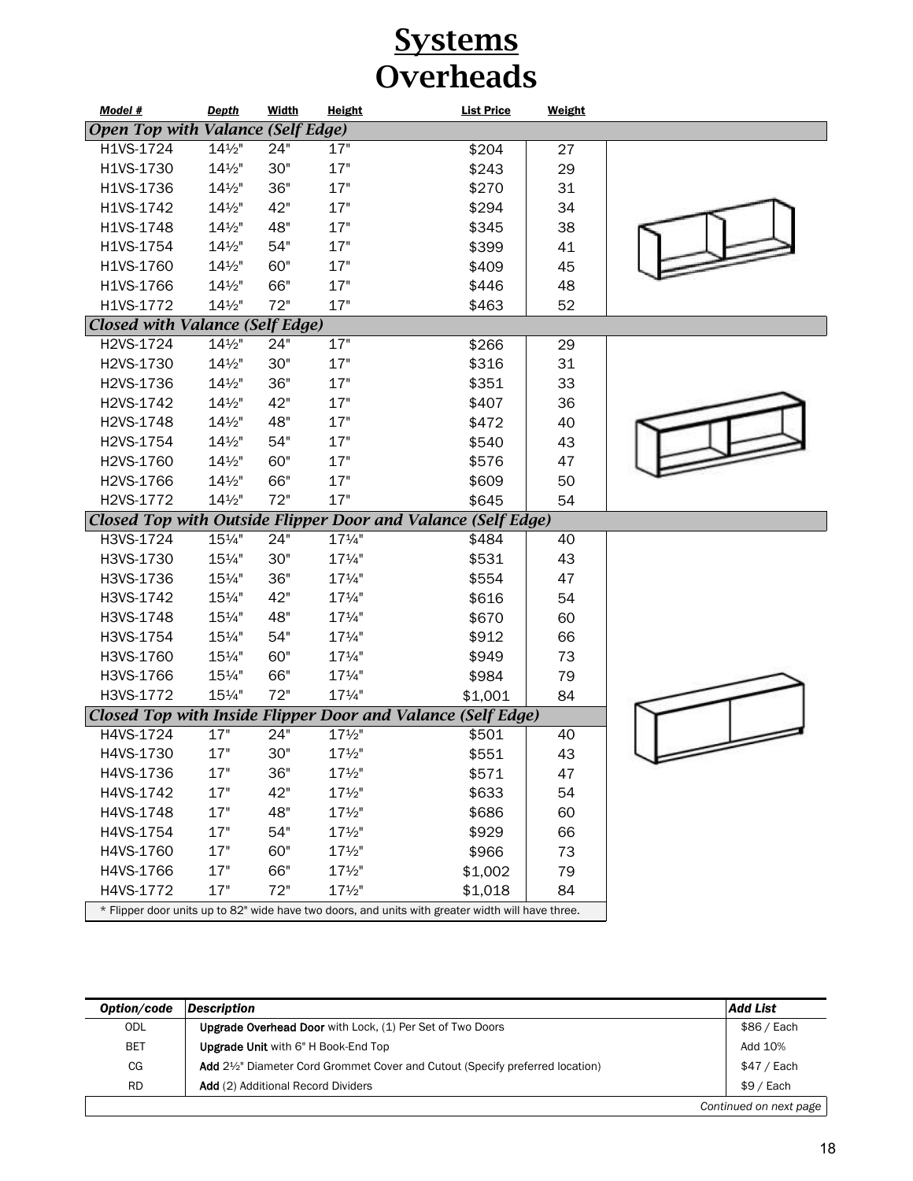# Systems Overheads

| Model # | Depth | Width | Height | List Price | Weight |
|---|---|---|---|---|---|
| ***Open Top with Valance (Self Edge)*** | | | | | |
| H1VS-1724 | 14½" | 24" | 17" | $204 | 27 |
| H1VS-1730 | 14½" | 30" | 17" | $243 | 29 |
| H1VS-1736 | 14½" | 36" | 17" | $270 | 31 |
| H1VS-1742 | 14½" | 42" | 17" | $294 | 34 |
| H1VS-1748 | 14½" | 48" | 17" | $345 | 38 |
| H1VS-1754 | 14½" | 54" | 17" | $399 | 41 |
| H1VS-1760 | 14½" | 60" | 17" | $409 | 45 |
| H1VS-1766 | 14½" | 66" | 17" | $446 | 48 |
| H1VS-1772 | 14½" | 72" | 17" | $463 | 52 |
| ***Closed with Valance (Self Edge)*** | | | | | |
| H2VS-1724 | 14½" | 24" | 17" | $266 | 29 |
| H2VS-1730 | 14½" | 30" | 17" | $316 | 31 |
| H2VS-1736 | 14½" | 36" | 17" | $351 | 33 |
| H2VS-1742 | 14½" | 42" | 17" | $407 | 36 |
| H2VS-1748 | 14½" | 48" | 17" | $472 | 40 |
| H2VS-1754 | 14½" | 54" | 17" | $540 | 43 |
| H2VS-1760 | 14½" | 60" | 17" | $576 | 47 |
| H2VS-1766 | 14½" | 66" | 17" | $609 | 50 |
| H2VS-1772 | 14½" | 72" | 17" | $645 | 54 |
| ***Closed Top with Outside Flipper Door and Valance (Self Edge)*** | | | | | |
| H3VS-1724 | 15¼" | 24" | 17¼" | $484 | 40 |
| H3VS-1730 | 15¼" | 30" | 17¼" | $531 | 43 |
| H3VS-1736 | 15¼" | 36" | 17¼" | $554 | 47 |
| H3VS-1742 | 15¼" | 42" | 17¼" | $616 | 54 |
| H3VS-1748 | 15¼" | 48" | 17¼" | $670 | 60 |
| H3VS-1754 | 15¼" | 54" | 17¼" | $912 | 66 |
| H3VS-1760 | 15¼" | 60" | 17¼" | $949 | 73 |
| H3VS-1766 | 15¼" | 66" | 17¼" | $984 | 79 |
| H3VS-1772 | 15¼" | 72" | 17¼" | $1,001 | 84 |
| ***Closed Top with Inside Flipper Door and Valance (Self Edge)*** | | | | | |
| H4VS-1724 | 17" | 24" | 17½" | $501 | 40 |
| H4VS-1730 | 17" | 30" | 17½" | $551 | 43 |
| H4VS-1736 | 17" | 36" | 17½" | $571 | 47 |
| H4VS-1742 | 17" | 42" | 17½" | $633 | 54 |
| H4VS-1748 | 17" | 48" | 17½" | $686 | 60 |
| H4VS-1754 | 17" | 54" | 17½" | $929 | 66 |
| H4VS-1760 | 17" | 60" | 17½" | $966 | 73 |
| H4VS-1766 | 17" | 66" | 17½" | $1,002 | 79 |
| H4VS-1772 | 17" | 72" | 17½" | $1,018 | 84 |

* Flipper door units up to 82" wide have two doors, and units with greater width will have three.

| Option/code | Description | Add List |
|---|---|---|
| ODL | **Upgrade Overhead Door** with Lock, (1) Per Set of Two Doors | $86 / Each |
| BET | **Upgrade Unit** with 6" H Book-End Top | Add 10% |
| CG | **Add** 2½" Diameter Cord Grommet Cover and Cutout (Specify preferred location) | $47 / Each |
| RD | **Add** (2) Additional Record Dividers | $9 / Each |

*Continued on next page*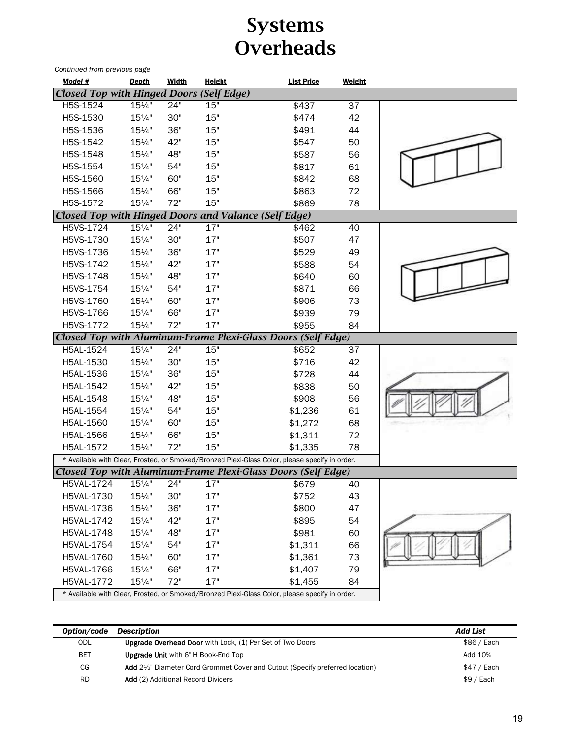# Systems
# Overheads

*Continued from previous page*

| Model # | Depth | Width | Height | List Price | Weight |
|---|---|---|---|---|---|
| ***Closed Top with Hinged Doors (Self Edge)*** | | | | | |
| H5S-1524 | 15¼" | 24" | 15" | $437 | 37 |
| H5S-1530 | 15¼" | 30" | 15" | $474 | 42 |
| H5S-1536 | 15¼" | 36" | 15" | $491 | 44 |
| H5S-1542 | 15¼" | 42" | 15" | $547 | 50 |
| H5S-1548 | 15¼" | 48" | 15" | $587 | 56 |
| H5S-1554 | 15¼" | 54" | 15" | $817 | 61 |
| H5S-1560 | 15¼" | 60" | 15" | $842 | 68 |
| H5S-1566 | 15¼" | 66" | 15" | $863 | 72 |
| H5S-1572 | 15¼" | 72" | 15" | $869 | 78 |
| ***Closed Top with Hinged Doors and Valance (Self Edge)*** | | | | | |
| H5VS-1724 | 15¼" | 24" | 17" | $462 | 40 |
| H5VS-1730 | 15¼" | 30" | 17" | $507 | 47 |
| H5VS-1736 | 15¼" | 36" | 17" | $529 | 49 |
| H5VS-1742 | 15¼" | 42" | 17" | $588 | 54 |
| H5VS-1748 | 15¼" | 48" | 17" | $640 | 60 |
| H5VS-1754 | 15¼" | 54" | 17" | $871 | 66 |
| H5VS-1760 | 15¼" | 60" | 17" | $906 | 73 |
| H5VS-1766 | 15¼" | 66" | 17" | $939 | 79 |
| H5VS-1772 | 15¼" | 72" | 17" | $955 | 84 |
| ***Closed Top with Aluminum-Frame Plexi-Glass Doors (Self Edge)*** | | | | | |
| H5AL-1524 | 15¼" | 24" | 15" | $652 | 37 |
| H5AL-1530 | 15¼" | 30" | 15" | $716 | 42 |
| H5AL-1536 | 15¼" | 36" | 15" | $728 | 44 |
| H5AL-1542 | 15¼" | 42" | 15" | $838 | 50 |
| H5AL-1548 | 15¼" | 48" | 15" | $908 | 56 |
| H5AL-1554 | 15¼" | 54" | 15" | $1,236 | 61 |
| H5AL-1560 | 15¼" | 60" | 15" | $1,272 | 68 |
| H5AL-1566 | 15¼" | 66" | 15" | $1,311 | 72 |
| H5AL-1572 | 15¼" | 72" | 15" | $1,335 | 78 |
| * Available with Clear, Frosted, or Smoked/Bronzed Plexi-Glass Color, please specify in order. | | | | | |
| ***Closed Top with Aluminum-Frame Plexi-Glass Doors (Self Edge)*** | | | | | |
| H5VAL-1724 | 15¼" | 24" | 17" | $679 | 40 |
| H5VAL-1730 | 15¼" | 30" | 17" | $752 | 43 |
| H5VAL-1736 | 15¼" | 36" | 17" | $800 | 47 |
| H5VAL-1742 | 15¼" | 42" | 17" | $895 | 54 |
| H5VAL-1748 | 15¼" | 48" | 17" | $981 | 60 |
| H5VAL-1754 | 15¼" | 54" | 17" | $1,311 | 66 |
| H5VAL-1760 | 15¼" | 60" | 17" | $1,361 | 73 |
| H5VAL-1766 | 15¼" | 66" | 17" | $1,407 | 79 |
| H5VAL-1772 | 15¼" | 72" | 17" | $1,455 | 84 |
| * Available with Clear, Frosted, or Smoked/Bronzed Plexi-Glass Color, please specify in order. | | | | | |

| Option/code | Description | Add List |
|---|---|---|
| ODL | **Upgrade Overhead Door** with Lock, (1) Per Set of Two Doors | $86 / Each |
| BET | **Upgrade Unit** with 6" H Book-End Top | Add 10% |
| CG | **Add** 2½" Diameter Cord Grommet Cover and Cutout (Specify preferred location) | $47 / Each |
| RD | **Add** (2) Additional Record Dividers | $9 / Each |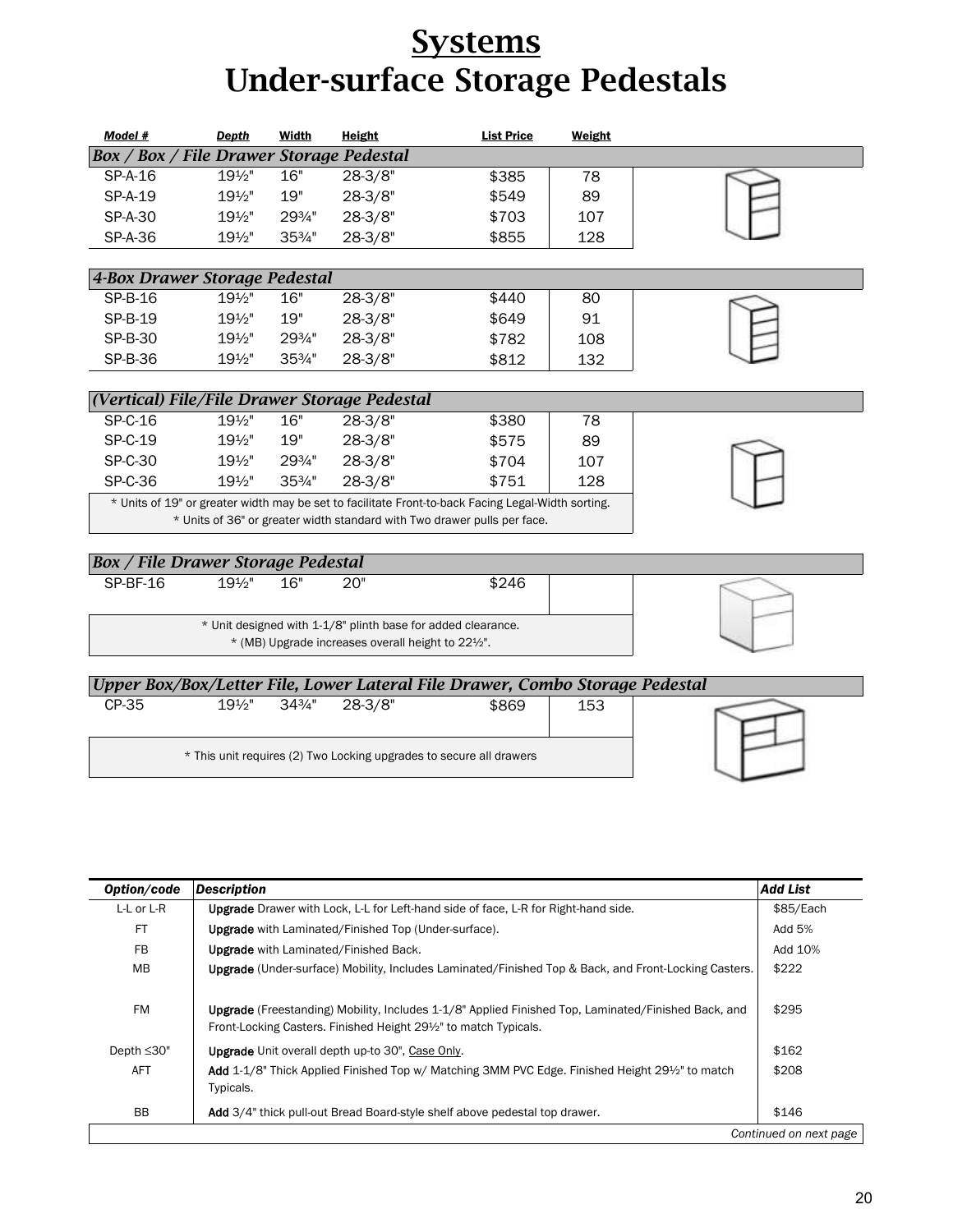# Systems
# Under-surface Storage Pedestals

| Model # | Depth | Width | Height | List Price | Weight |
|---|---|---|---|---|---|
| ***Box / Box / File Drawer Storage Pedestal*** | | | | | |
| SP-A-16 | 19½" | 16" | 28-3/8" | $385 | 78 |
| SP-A-19 | 19½" | 19" | 28-3/8" | $549 | 89 |
| SP-A-30 | 19½" | 29¾" | 28-3/8" | $703 | 107 |
| SP-A-36 | 19½" | 35¾" | 28-3/8" | $855 | 128 |
| ***4-Box Drawer Storage Pedestal*** | | | | | |
| SP-B-16 | 19½" | 16" | 28-3/8" | $440 | 80 |
| SP-B-19 | 19½" | 19" | 28-3/8" | $649 | 91 |
| SP-B-30 | 19½" | 29¾" | 28-3/8" | $782 | 108 |
| SP-B-36 | 19½" | 35¾" | 28-3/8" | $812 | 132 |
| ***(Vertical) File/File Drawer Storage Pedestal*** | | | | | |
| SP-C-16 | 19½" | 16" | 28-3/8" | $380 | 78 |
| SP-C-19 | 19½" | 19" | 28-3/8" | $575 | 89 |
| SP-C-30 | 19½" | 29¾" | 28-3/8" | $704 | 107 |
| SP-C-36 | 19½" | 35¾" | 28-3/8" | $751 | 128 |

* Units of 19" or greater width may be set to facilitate Front-to-back Facing Legal-Width sorting.
* Units of 36" or greater width standard with Two drawer pulls per face.

| Model # | Depth | Width | Height | List Price | Weight |
|---|---|---|---|---|---|
| ***Box / File Drawer Storage Pedestal*** | | | | | |
| SP-BF-16 | 19½" | 16" | 20" | $246 | |

* Unit designed with 1-1/8" plinth base for added clearance.
* (MB) Upgrade increases overall height to 22½".

| Model # | Depth | Width | Height | List Price | Weight |
|---|---|---|---|---|---|
| ***Upper Box/Box/Letter File, Lower Lateral File Drawer, Combo Storage Pedestal*** | | | | | |
| CP-35 | 19½" | 34¾" | 28-3/8" | $869 | 153 |

* This unit requires (2) Two Locking upgrades to secure all drawers

| Option/code | Description | Add List |
|---|---|---|
| L-L or L-R | **Upgrade** Drawer with Lock, L-L for Left-hand side of face, L-R for Right-hand side. | $85/Each |
| FT | **Upgrade** with Laminated/Finished Top (Under-surface). | Add 5% |
| FB | **Upgrade** with Laminated/Finished Back. | Add 10% |
| MB | **Upgrade** (Under-surface) Mobility, Includes Laminated/Finished Top & Back, and Front-Locking Casters. | $222 |
| FM | **Upgrade** (Freestanding) Mobility, Includes 1-1/8" Applied Finished Top, Laminated/Finished Back, and Front-Locking Casters. Finished Height 29½" to match Typicals. | $295 |
| Depth ≤30" | **Upgrade** Unit overall depth up-to 30", Case Only. | $162 |
| AFT | **Add** 1-1/8" Thick Applied Finished Top w/ Matching 3MM PVC Edge. Finished Height 29½" to match Typicals. | $208 |
| BB | **Add** 3/4" thick pull-out Bread Board-style shelf above pedestal top drawer. | $146 |

*Continued on next page*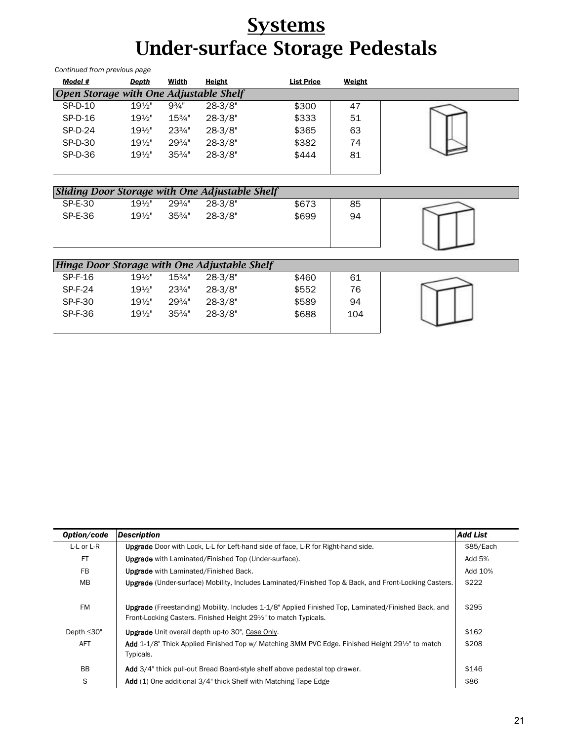# Systems
# Under-surface Storage Pedestals

*Continued from previous page*

| Model # | Depth | Width | Height | List Price | Weight |
|---|---|---|---|---|---|
| ***Open Storage with One Adjustable Shelf*** | | | | | |
| SP-D-10 | 19½" | 9¾" | 28-3/8" | $300 | 47 |
| SP-D-16 | 19½" | 15¾" | 28-3/8" | $333 | 51 |
| SP-D-24 | 19½" | 23¾" | 28-3/8" | $365 | 63 |
| SP-D-30 | 19½" | 29¾" | 28-3/8" | $382 | 74 |
| SP-D-36 | 19½" | 35¾" | 28-3/8" | $444 | 81 |
| ***Sliding Door Storage with One Adjustable Shelf*** | | | | | |
| SP-E-30 | 19½" | 29¾" | 28-3/8" | $673 | 85 |
| SP-E-36 | 19½" | 35¾" | 28-3/8" | $699 | 94 |
| ***Hinge Door Storage with One Adjustable Shelf*** | | | | | |
| SP-F-16 | 19½" | 15¾" | 28-3/8" | $460 | 61 |
| SP-F-24 | 19½" | 23¾" | 28-3/8" | $552 | 76 |
| SP-F-30 | 19½" | 29¾" | 28-3/8" | $589 | 94 |
| SP-F-36 | 19½" | 35¾" | 28-3/8" | $688 | 104 |

| Option/code | Description | Add List |
|---|---|---|
| L-L or L-R | **Upgrade** Door with Lock, L-L for Left-hand side of face, L-R for Right-hand side. | $85/Each |
| FT | **Upgrade** with Laminated/Finished Top (Under-surface). | Add 5% |
| FB | **Upgrade** with Laminated/Finished Back. | Add 10% |
| MB | **Upgrade** (Under-surface) Mobility, Includes Laminated/Finished Top & Back, and Front-Locking Casters. | $222 |
| FM | **Upgrade** (Freestanding) Mobility, Includes 1-1/8" Applied Finished Top, Laminated/Finished Back, and Front-Locking Casters. Finished Height 29½" to match Typicals. | $295 |
| Depth ≤30" | **Upgrade** Unit overall depth up-to 30", Case Only. | $162 |
| AFT | **Add** 1-1/8" Thick Applied Finished Top w/ Matching 3MM PVC Edge. Finished Height 29½" to match Typicals. | $208 |
| BB | **Add** 3/4" thick pull-out Bread Board-style shelf above pedestal top drawer. | $146 |
| S | **Add** (1) One additional 3/4" thick Shelf with Matching Tape Edge | $86 |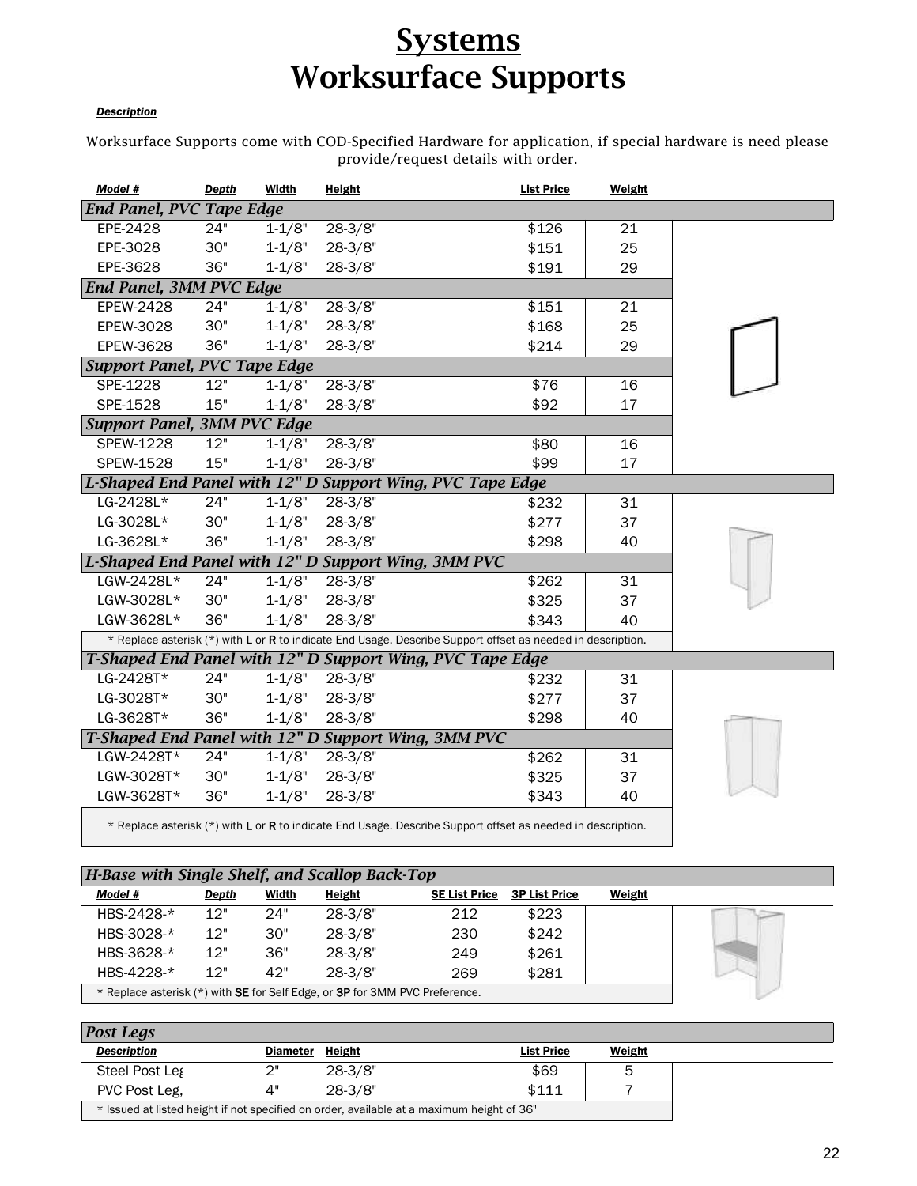# Systems
# Worksurface Supports

***Description***

Worksurface Supports come with COD-Specified Hardware for application, if special hardware is need please provide/request details with order.

| Model # | Depth | Width | Height | List Price | Weight |
|---|---|---|---|---|---|
| ***End Panel, PVC Tape Edge*** | | | | | |
| EPE-2428 | 24" | 1-1/8" | 28-3/8" | $126 | 21 |
| EPE-3028 | 30" | 1-1/8" | 28-3/8" | $151 | 25 |
| EPE-3628 | 36" | 1-1/8" | 28-3/8" | $191 | 29 |
| ***End Panel, 3MM PVC Edge*** | | | | | |
| EPEW-2428 | 24" | 1-1/8" | 28-3/8" | $151 | 21 |
| EPEW-3028 | 30" | 1-1/8" | 28-3/8" | $168 | 25 |
| EPEW-3628 | 36" | 1-1/8" | 28-3/8" | $214 | 29 |
| ***Support Panel, PVC Tape Edge*** | | | | | |
| SPE-1228 | 12" | 1-1/8" | 28-3/8" | $76 | 16 |
| SPE-1528 | 15" | 1-1/8" | 28-3/8" | $92 | 17 |
| ***Support Panel, 3MM PVC Edge*** | | | | | |
| SPEW-1228 | 12" | 1-1/8" | 28-3/8" | $80 | 16 |
| SPEW-1528 | 15" | 1-1/8" | 28-3/8" | $99 | 17 |
| ***L-Shaped End Panel with 12" D Support Wing, PVC Tape Edge*** | | | | | |
| LG-2428L* | 24" | 1-1/8" | 28-3/8" | $232 | 31 |
| LG-3028L* | 30" | 1-1/8" | 28-3/8" | $277 | 37 |
| LG-3628L* | 36" | 1-1/8" | 28-3/8" | $298 | 40 |
| ***L-Shaped End Panel with 12" D Support Wing, 3MM PVC*** | | | | | |
| LGW-2428L* | 24" | 1-1/8" | 28-3/8" | $262 | 31 |
| LGW-3028L* | 30" | 1-1/8" | 28-3/8" | $325 | 37 |
| LGW-3628L* | 36" | 1-1/8" | 28-3/8" | $343 | 40 |
| * Replace asterisk (*) with **L** or **R** to indicate End Usage. Describe Support offset as needed in description. | | | | | |
| ***T-Shaped End Panel with 12" D Support Wing, PVC Tape Edge*** | | | | | |
| LG-2428T* | 24" | 1-1/8" | 28-3/8" | $232 | 31 |
| LG-3028T* | 30" | 1-1/8" | 28-3/8" | $277 | 37 |
| LG-3628T* | 36" | 1-1/8" | 28-3/8" | $298 | 40 |
| ***T-Shaped End Panel with 12" D Support Wing, 3MM PVC*** | | | | | |
| LGW-2428T* | 24" | 1-1/8" | 28-3/8" | $262 | 31 |
| LGW-3028T* | 30" | 1-1/8" | 28-3/8" | $325 | 37 |
| LGW-3628T* | 36" | 1-1/8" | 28-3/8" | $343 | 40 |
| * Replace asterisk (*) with **L** or **R** to indicate End Usage. Describe Support offset as needed in description. | | | | | |

| ***H-Base with Single Shelf, and Scallop Back-Top*** | | | | | | |
|---|---|---|---|---|---|---|
| **Model #** | **Depth** | **Width** | **Height** | **SE List Price** | **3P List Price** | **Weight** |
| HBS-2428-* | 12" | 24" | 28-3/8" | 212 | $223 | |
| HBS-3028-* | 12" | 30" | 28-3/8" | 230 | $242 | |
| HBS-3628-* | 12" | 36" | 28-3/8" | 249 | $261 | |
| HBS-4228-* | 12" | 42" | 28-3/8" | 269 | $281 | |
| * Replace asterisk (*) with **SE** for Self Edge, or **3P** for 3MM PVC Preference. | | | | | | |

| ***Post Legs*** | | | | |
|---|---|---|---|---|
| **Description** | **Diameter** | **Height** | **List Price** | **Weight** |
| Steel Post Leg | 2" | 28-3/8" | $69 | 5 |
| PVC Post Leg, | 4" | 28-3/8" | $111 | 7 |
| * Issued at listed height if not specified on order, available at a maximum height of 36" | | | | |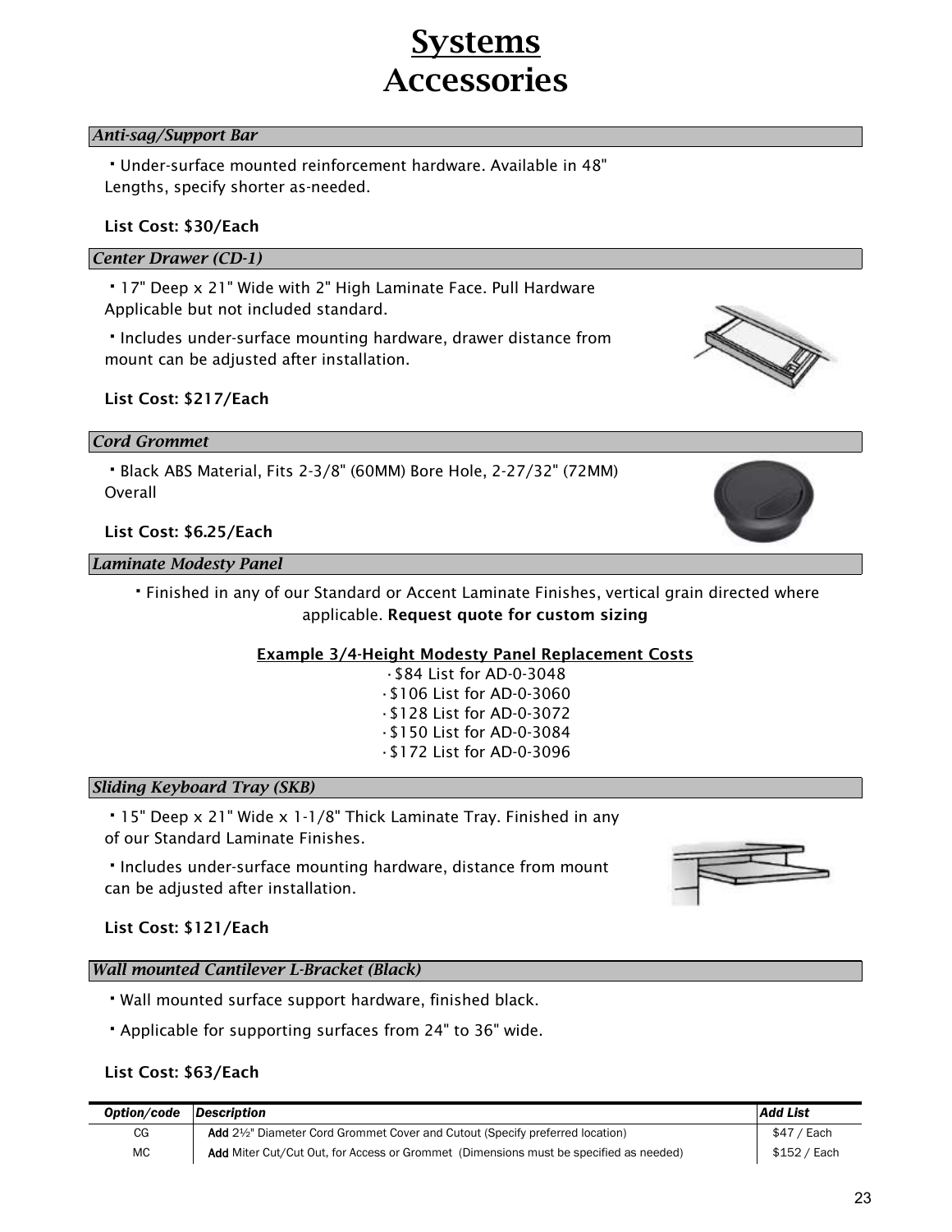# Systems Accessories

### *Anti-sag/Support Bar*

- Under-surface mounted reinforcement hardware. Available in 48" Lengths, specify shorter as-needed.

**List Cost: $30/Each**

### *Center Drawer (CD-1)*

- 17" Deep x 21" Wide with 2" High Laminate Face. Pull Hardware Applicable but not included standard.
- Includes under-surface mounting hardware, drawer distance from mount can be adjusted after installation.

**List Cost: $217/Each**

### *Cord Grommet*

- Black ABS Material, Fits 2-3/8" (60MM) Bore Hole, 2-27/32" (72MM) Overall

**List Cost: $6.25/Each**

### *Laminate Modesty Panel*

- Finished in any of our Standard or Accent Laminate Finishes, vertical grain directed where applicable. **Request quote for custom sizing**

**Example 3/4-Height Modesty Panel Replacement Costs**

- $84 List for AD-0-3048
- $106 List for AD-0-3060
- $128 List for AD-0-3072
- $150 List for AD-0-3084
- $172 List for AD-0-3096

### *Sliding Keyboard Tray (SKB)*

- 15" Deep x 21" Wide x 1-1/8" Thick Laminate Tray. Finished in any of our Standard Laminate Finishes.
- Includes under-surface mounting hardware, distance from mount can be adjusted after installation.

**List Cost: $121/Each**

### *Wall mounted Cantilever L-Bracket (Black)*

- Wall mounted surface support hardware, finished black.
- Applicable for supporting surfaces from 24" to 36" wide.

**List Cost: $63/Each**

| *Option/code* | *Description* | *Add List* |
|---|---|---|
| CG | **Add** 2½" Diameter Cord Grommet Cover and Cutout (Specify preferred location) | $47 / Each |
| MC | **Add** Miter Cut/Cut Out, for Access or Grommet (Dimensions must be specified as needed) | $152 / Each |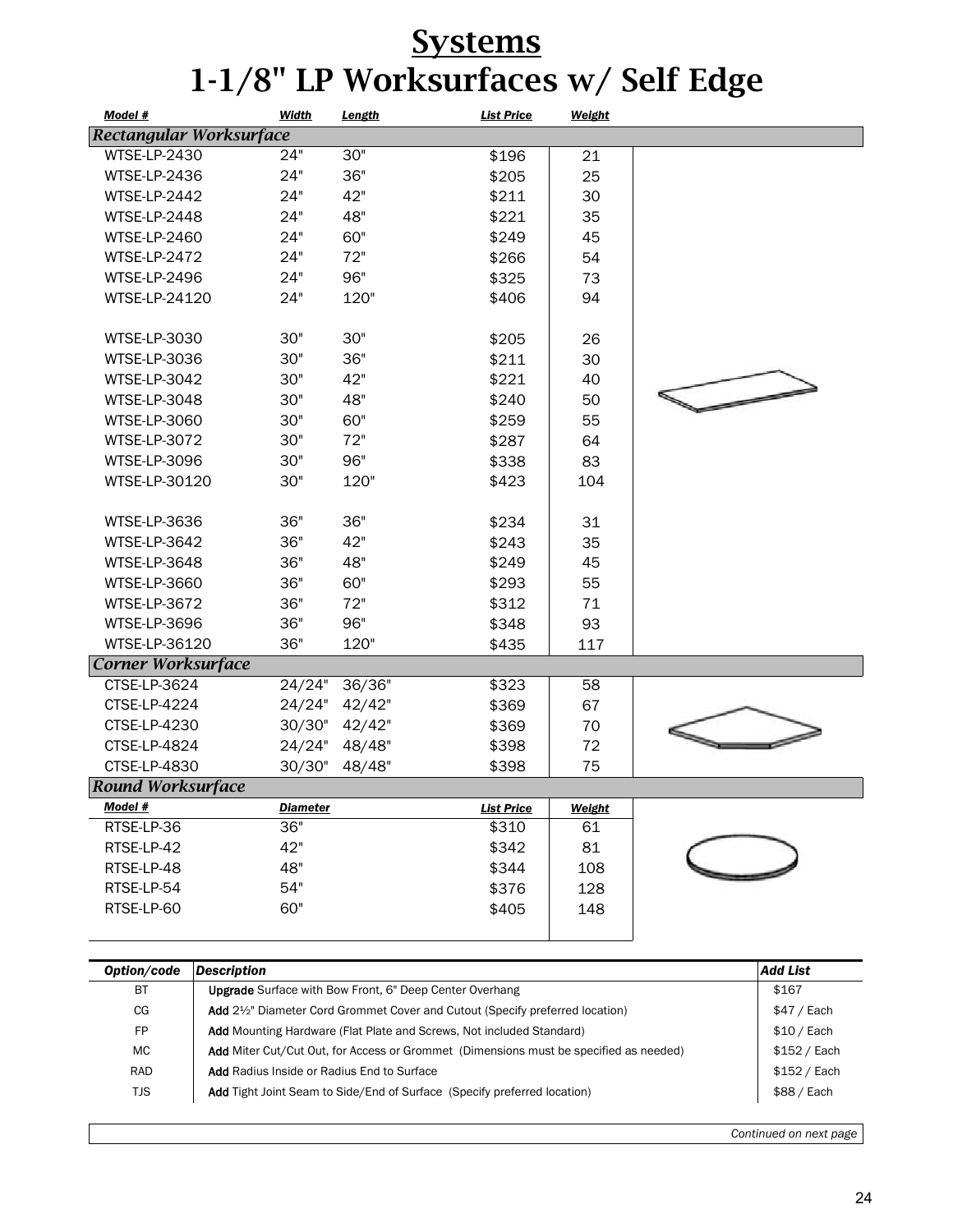# Systems

# 1-1/8" LP Worksurfaces w/ Self Edge

| Model # | Width | Length | List Price | Weight |
|---|---|---|---|---|
| ***Rectangular Worksurface*** | | | | |
| WTSE-LP-2430 | 24" | 30" | $196 | 21 |
| WTSE-LP-2436 | 24" | 36" | $205 | 25 |
| WTSE-LP-2442 | 24" | 42" | $211 | 30 |
| WTSE-LP-2448 | 24" | 48" | $221 | 35 |
| WTSE-LP-2460 | 24" | 60" | $249 | 45 |
| WTSE-LP-2472 | 24" | 72" | $266 | 54 |
| WTSE-LP-2496 | 24" | 96" | $325 | 73 |
| WTSE-LP-24120 | 24" | 120" | $406 | 94 |
| WTSE-LP-3030 | 30" | 30" | $205 | 26 |
| WTSE-LP-3036 | 30" | 36" | $211 | 30 |
| WTSE-LP-3042 | 30" | 42" | $221 | 40 |
| WTSE-LP-3048 | 30" | 48" | $240 | 50 |
| WTSE-LP-3060 | 30" | 60" | $259 | 55 |
| WTSE-LP-3072 | 30" | 72" | $287 | 64 |
| WTSE-LP-3096 | 30" | 96" | $338 | 83 |
| WTSE-LP-30120 | 30" | 120" | $423 | 104 |
| WTSE-LP-3636 | 36" | 36" | $234 | 31 |
| WTSE-LP-3642 | 36" | 42" | $243 | 35 |
| WTSE-LP-3648 | 36" | 48" | $249 | 45 |
| WTSE-LP-3660 | 36" | 60" | $293 | 55 |
| WTSE-LP-3672 | 36" | 72" | $312 | 71 |
| WTSE-LP-3696 | 36" | 96" | $348 | 93 |
| WTSE-LP-36120 | 36" | 120" | $435 | 117 |
| ***Corner Worksurface*** | | | | |
| CTSE-LP-3624 | 24/24" | 36/36" | $323 | 58 |
| CTSE-LP-4224 | 24/24" | 42/42" | $369 | 67 |
| CTSE-LP-4230 | 30/30" | 42/42" | $369 | 70 |
| CTSE-LP-4824 | 24/24" | 48/48" | $398 | 72 |
| CTSE-LP-4830 | 30/30" | 48/48" | $398 | 75 |

***Round Worksurface***

| Model # | Diameter | List Price | Weight |
|---|---|---|---|
| RTSE-LP-36 | 36" | $310 | 61 |
| RTSE-LP-42 | 42" | $342 | 81 |
| RTSE-LP-48 | 48" | $344 | 108 |
| RTSE-LP-54 | 54" | $376 | 128 |
| RTSE-LP-60 | 60" | $405 | 148 |

| Option/code | Description | Add List |
|---|---|---|
| BT | **Upgrade** Surface with Bow Front, 6" Deep Center Overhang | $167 |
| CG | **Add** 2½" Diameter Cord Grommet Cover and Cutout (Specify preferred location) | $47 / Each |
| FP | **Add** Mounting Hardware (Flat Plate and Screws, Not included Standard) | $10 / Each |
| MC | **Add** Miter Cut/Cut Out, for Access or Grommet (Dimensions must be specified as needed) | $152 / Each |
| RAD | **Add** Radius Inside or Radius End to Surface | $152 / Each |
| TJS | **Add** Tight Joint Seam to Side/End of Surface (Specify preferred location) | $88 / Each |

*Continued on next page*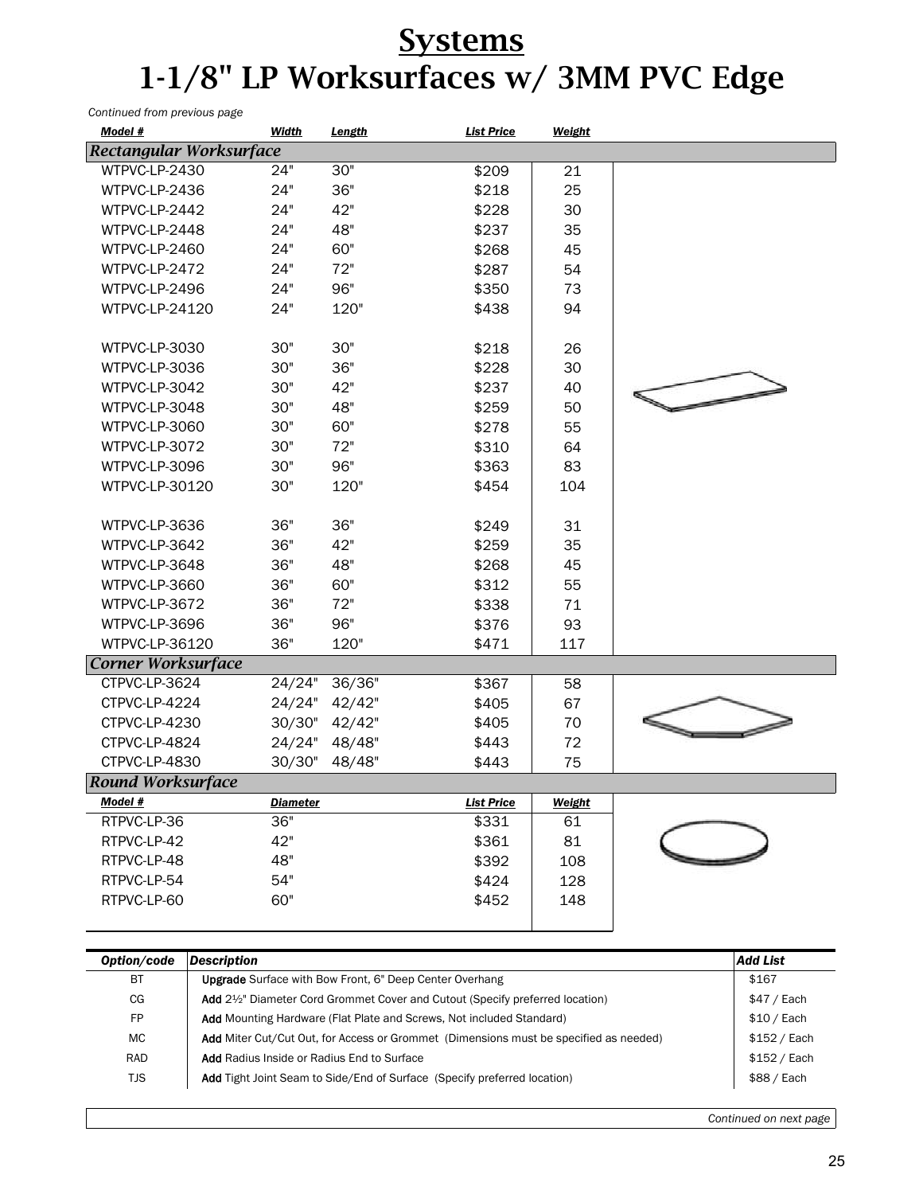# Systems
# 1-1/8" LP Worksurfaces w/ 3MM PVC Edge

*Continued from previous page*

| Model # | Width | Length | List Price | Weight |
|---|---|---|---|---|
| ***Rectangular Worksurface*** | | | | |
| WTPVC-LP-2430 | 24" | 30" | $209 | 21 |
| WTPVC-LP-2436 | 24" | 36" | $218 | 25 |
| WTPVC-LP-2442 | 24" | 42" | $228 | 30 |
| WTPVC-LP-2448 | 24" | 48" | $237 | 35 |
| WTPVC-LP-2460 | 24" | 60" | $268 | 45 |
| WTPVC-LP-2472 | 24" | 72" | $287 | 54 |
| WTPVC-LP-2496 | 24" | 96" | $350 | 73 |
| WTPVC-LP-24120 | 24" | 120" | $438 | 94 |
| WTPVC-LP-3030 | 30" | 30" | $218 | 26 |
| WTPVC-LP-3036 | 30" | 36" | $228 | 30 |
| WTPVC-LP-3042 | 30" | 42" | $237 | 40 |
| WTPVC-LP-3048 | 30" | 48" | $259 | 50 |
| WTPVC-LP-3060 | 30" | 60" | $278 | 55 |
| WTPVC-LP-3072 | 30" | 72" | $310 | 64 |
| WTPVC-LP-3096 | 30" | 96" | $363 | 83 |
| WTPVC-LP-30120 | 30" | 120" | $454 | 104 |
| WTPVC-LP-3636 | 36" | 36" | $249 | 31 |
| WTPVC-LP-3642 | 36" | 42" | $259 | 35 |
| WTPVC-LP-3648 | 36" | 48" | $268 | 45 |
| WTPVC-LP-3660 | 36" | 60" | $312 | 55 |
| WTPVC-LP-3672 | 36" | 72" | $338 | 71 |
| WTPVC-LP-3696 | 36" | 96" | $376 | 93 |
| WTPVC-LP-36120 | 36" | 120" | $471 | 117 |
| ***Corner Worksurface*** | | | | |
| CTPVC-LP-3624 | 24/24" | 36/36" | $367 | 58 |
| CTPVC-LP-4224 | 24/24" | 42/42" | $405 | 67 |
| CTPVC-LP-4230 | 30/30" | 42/42" | $405 | 70 |
| CTPVC-LP-4824 | 24/24" | 48/48" | $443 | 72 |
| CTPVC-LP-4830 | 30/30" | 48/48" | $443 | 75 |

***Round Worksurface***

| Model # | Diameter | List Price | Weight |
|---|---|---|---|
| RTPVC-LP-36 | 36" | $331 | 61 |
| RTPVC-LP-42 | 42" | $361 | 81 |
| RTPVC-LP-48 | 48" | $392 | 108 |
| RTPVC-LP-54 | 54" | $424 | 128 |
| RTPVC-LP-60 | 60" | $452 | 148 |

| Option/code | Description | Add List |
|---|---|---|
| BT | **Upgrade** Surface with Bow Front, 6" Deep Center Overhang | $167 |
| CG | **Add** 2½" Diameter Cord Grommet Cover and Cutout (Specify preferred location) | $47 / Each |
| FP | **Add** Mounting Hardware (Flat Plate and Screws, Not included Standard) | $10 / Each |
| MC | **Add** Miter Cut/Cut Out, for Access or Grommet (Dimensions must be specified as needed) | $152 / Each |
| RAD | **Add** Radius Inside or Radius End to Surface | $152 / Each |
| TJS | **Add** Tight Joint Seam to Side/End of Surface (Specify preferred location) | $88 / Each |

*Continued on next page*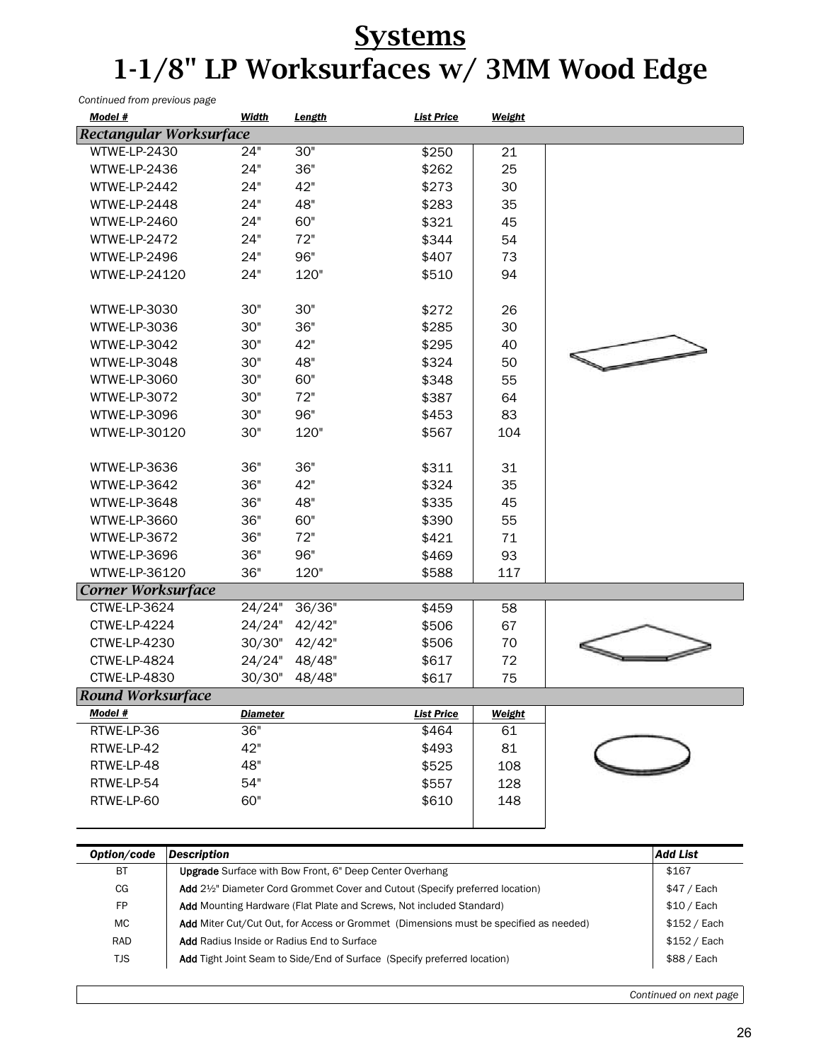# Systems
# 1-1/8" LP Worksurfaces w/ 3MM Wood Edge

*Continued from previous page*

| Model # | Width | Length | List Price | Weight |
|---|---|---|---|---|
| ***Rectangular Worksurface*** | | | | |
| WTWE-LP-2430 | 24" | 30" | $250 | 21 |
| WTWE-LP-2436 | 24" | 36" | $262 | 25 |
| WTWE-LP-2442 | 24" | 42" | $273 | 30 |
| WTWE-LP-2448 | 24" | 48" | $283 | 35 |
| WTWE-LP-2460 | 24" | 60" | $321 | 45 |
| WTWE-LP-2472 | 24" | 72" | $344 | 54 |
| WTWE-LP-2496 | 24" | 96" | $407 | 73 |
| WTWE-LP-24120 | 24" | 120" | $510 | 94 |
| WTWE-LP-3030 | 30" | 30" | $272 | 26 |
| WTWE-LP-3036 | 30" | 36" | $285 | 30 |
| WTWE-LP-3042 | 30" | 42" | $295 | 40 |
| WTWE-LP-3048 | 30" | 48" | $324 | 50 |
| WTWE-LP-3060 | 30" | 60" | $348 | 55 |
| WTWE-LP-3072 | 30" | 72" | $387 | 64 |
| WTWE-LP-3096 | 30" | 96" | $453 | 83 |
| WTWE-LP-30120 | 30" | 120" | $567 | 104 |
| WTWE-LP-3636 | 36" | 36" | $311 | 31 |
| WTWE-LP-3642 | 36" | 42" | $324 | 35 |
| WTWE-LP-3648 | 36" | 48" | $335 | 45 |
| WTWE-LP-3660 | 36" | 60" | $390 | 55 |
| WTWE-LP-3672 | 36" | 72" | $421 | 71 |
| WTWE-LP-3696 | 36" | 96" | $469 | 93 |
| WTWE-LP-36120 | 36" | 120" | $588 | 117 |
| ***Corner Worksurface*** | | | | |
| CTWE-LP-3624 | 24/24" | 36/36" | $459 | 58 |
| CTWE-LP-4224 | 24/24" | 42/42" | $506 | 67 |
| CTWE-LP-4230 | 30/30" | 42/42" | $506 | 70 |
| CTWE-LP-4824 | 24/24" | 48/48" | $617 | 72 |
| CTWE-LP-4830 | 30/30" | 48/48" | $617 | 75 |

***Round Worksurface***

| Model # | Diameter | List Price | Weight |
|---|---|---|---|
| RTWE-LP-36 | 36" | $464 | 61 |
| RTWE-LP-42 | 42" | $493 | 81 |
| RTWE-LP-48 | 48" | $525 | 108 |
| RTWE-LP-54 | 54" | $557 | 128 |
| RTWE-LP-60 | 60" | $610 | 148 |

| Option/code | Description | Add List |
|---|---|---|
| BT | **Upgrade** Surface with Bow Front, 6" Deep Center Overhang | $167 |
| CG | **Add** 2½" Diameter Cord Grommet Cover and Cutout (Specify preferred location) | $47 / Each |
| FP | **Add** Mounting Hardware (Flat Plate and Screws, Not included Standard) | $10 / Each |
| MC | **Add** Miter Cut/Cut Out, for Access or Grommet (Dimensions must be specified as needed) | $152 / Each |
| RAD | **Add** Radius Inside or Radius End to Surface | $152 / Each |
| TJS | **Add** Tight Joint Seam to Side/End of Surface (Specify preferred location) | $88 / Each |

*Continued on next page*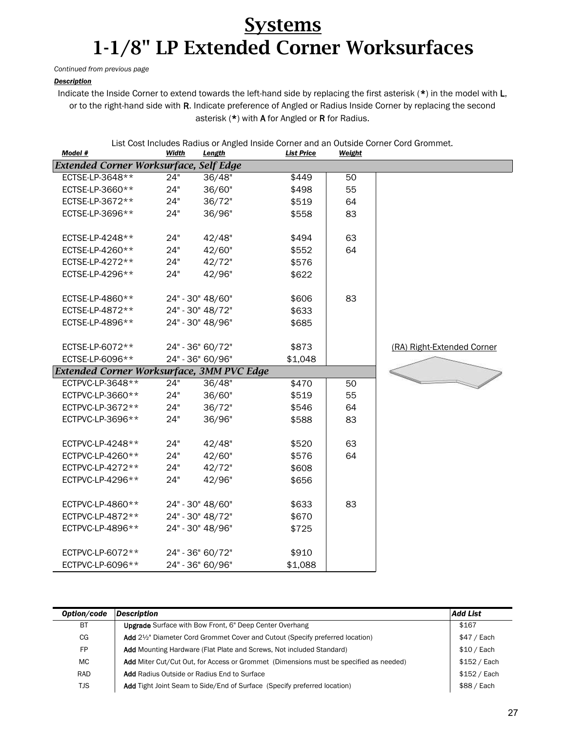# Systems
# 1-1/8" LP Extended Corner Worksurfaces

*Continued from previous page*

***Description***

Indicate the Inside Corner to extend towards the left-hand side by replacing the first asterisk (**\***) in the model with **L**, or to the right-hand side with **R**. Indicate preference of Angled or Radius Inside Corner by replacing the second asterisk (**\***) with **A** for Angled or **R** for Radius.

List Cost Includes Radius or Angled Inside Corner and an Outside Corner Cord Grommet.

| Model # | Width | Length | List Price | Weight |
|---|---|---|---|---|
| ***Extended Corner Worksurface, Self Edge*** | | | | |
| ECTSE-LP-3648** | 24" | 36/48" | $449 | 50 |
| ECTSE-LP-3660** | 24" | 36/60" | $498 | 55 |
| ECTSE-LP-3672** | 24" | 36/72" | $519 | 64 |
| ECTSE-LP-3696** | 24" | 36/96" | $558 | 83 |
| ECTSE-LP-4248** | 24" | 42/48" | $494 | 63 |
| ECTSE-LP-4260** | 24" | 42/60" | $552 | 64 |
| ECTSE-LP-4272** | 24" | 42/72" | $576 | |
| ECTSE-LP-4296** | 24" | 42/96" | $622 | |
| ECTSE-LP-4860** | 24" - 30" | 48/60" | $606 | 83 |
| ECTSE-LP-4872** | 24" - 30" | 48/72" | $633 | |
| ECTSE-LP-4896** | 24" - 30" | 48/96" | $685 | |
| ECTSE-LP-6072** | 24" - 36" | 60/72" | $873 | |
| ECTSE-LP-6096** | 24" - 36" | 60/96" | $1,048 | |
| ***Extended Corner Worksurface, 3MM PVC Edge*** | | | | |
| ECTPVC-LP-3648** | 24" | 36/48" | $470 | 50 |
| ECTPVC-LP-3660** | 24" | 36/60" | $519 | 55 |
| ECTPVC-LP-3672** | 24" | 36/72" | $546 | 64 |
| ECTPVC-LP-3696** | 24" | 36/96" | $588 | 83 |
| ECTPVC-LP-4248** | 24" | 42/48" | $520 | 63 |
| ECTPVC-LP-4260** | 24" | 42/60" | $576 | 64 |
| ECTPVC-LP-4272** | 24" | 42/72" | $608 | |
| ECTPVC-LP-4296** | 24" | 42/96" | $656 | |
| ECTPVC-LP-4860** | 24" - 30" | 48/60" | $633 | 83 |
| ECTPVC-LP-4872** | 24" - 30" | 48/72" | $670 | |
| ECTPVC-LP-4896** | 24" - 30" | 48/96" | $725 | |
| ECTPVC-LP-6072** | 24" - 36" | 60/72" | $910 | |
| ECTPVC-LP-6096** | 24" - 36" | 60/96" | $1,088 | |

(RA) Right-Extended Corner

| Option/code | Description | Add List |
|---|---|---|
| BT | **Upgrade** Surface with Bow Front, 6" Deep Center Overhang | $167 |
| CG | **Add** 2½" Diameter Cord Grommet Cover and Cutout (Specify preferred location) | $47 / Each |
| FP | **Add** Mounting Hardware (Flat Plate and Screws, Not included Standard) | $10 / Each |
| MC | **Add** Miter Cut/Cut Out, for Access or Grommet (Dimensions must be specified as needed) | $152 / Each |
| RAD | **Add** Radius Outside or Radius End to Surface | $152 / Each |
| TJS | **Add** Tight Joint Seam to Side/End of Surface (Specify preferred location) | $88 / Each |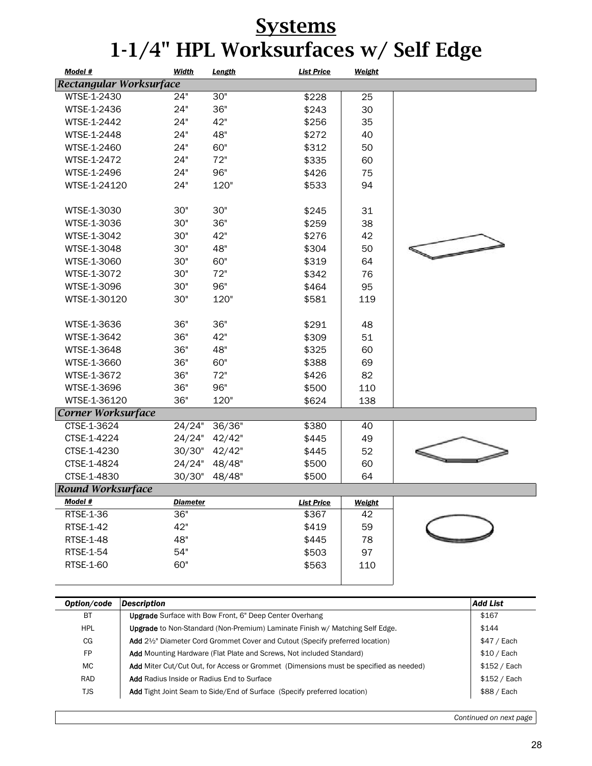# Systems
# 1-1/4" HPL Worksurfaces w/ Self Edge

| Model # | Width | Length | List Price | Weight |
|---|---|---|---|---|
| ***Rectangular Worksurface*** | | | | |
| WTSE-1-2430 | 24" | 30" | $228 | 25 |
| WTSE-1-2436 | 24" | 36" | $243 | 30 |
| WTSE-1-2442 | 24" | 42" | $256 | 35 |
| WTSE-1-2448 | 24" | 48" | $272 | 40 |
| WTSE-1-2460 | 24" | 60" | $312 | 50 |
| WTSE-1-2472 | 24" | 72" | $335 | 60 |
| WTSE-1-2496 | 24" | 96" | $426 | 75 |
| WTSE-1-24120 | 24" | 120" | $533 | 94 |
| | | | | |
| WTSE-1-3030 | 30" | 30" | $245 | 31 |
| WTSE-1-3036 | 30" | 36" | $259 | 38 |
| WTSE-1-3042 | 30" | 42" | $276 | 42 |
| WTSE-1-3048 | 30" | 48" | $304 | 50 |
| WTSE-1-3060 | 30" | 60" | $319 | 64 |
| WTSE-1-3072 | 30" | 72" | $342 | 76 |
| WTSE-1-3096 | 30" | 96" | $464 | 95 |
| WTSE-1-30120 | 30" | 120" | $581 | 119 |
| | | | | |
| WTSE-1-3636 | 36" | 36" | $291 | 48 |
| WTSE-1-3642 | 36" | 42" | $309 | 51 |
| WTSE-1-3648 | 36" | 48" | $325 | 60 |
| WTSE-1-3660 | 36" | 60" | $388 | 69 |
| WTSE-1-3672 | 36" | 72" | $426 | 82 |
| WTSE-1-3696 | 36" | 96" | $500 | 110 |
| WTSE-1-36120 | 36" | 120" | $624 | 138 |
| ***Corner Worksurface*** | | | | |
| CTSE-1-3624 | 24/24" | 36/36" | $380 | 40 |
| CTSE-1-4224 | 24/24" | 42/42" | $445 | 49 |
| CTSE-1-4230 | 30/30" | 42/42" | $445 | 52 |
| CTSE-1-4824 | 24/24" | 48/48" | $500 | 60 |
| CTSE-1-4830 | 30/30" | 48/48" | $500 | 64 |

***Round Worksurface***

| Model # | Diameter | List Price | Weight |
|---|---|---|---|
| RTSE-1-36 | 36" | $367 | 42 |
| RTSE-1-42 | 42" | $419 | 59 |
| RTSE-1-48 | 48" | $445 | 78 |
| RTSE-1-54 | 54" | $503 | 97 |
| RTSE-1-60 | 60" | $563 | 110 |

| Option/code | Description | Add List |
|---|---|---|
| BT | **Upgrade** Surface with Bow Front, 6" Deep Center Overhang | $167 |
| HPL | **Upgrade** to Non-Standard (Non-Premium) Laminate Finish w/ Matching Self Edge. | $144 |
| CG | **Add** 2½" Diameter Cord Grommet Cover and Cutout (Specify preferred location) | $47 / Each |
| FP | **Add** Mounting Hardware (Flat Plate and Screws, Not included Standard) | $10 / Each |
| MC | **Add** Miter Cut/Cut Out, for Access or Grommet (Dimensions must be specified as needed) | $152 / Each |
| RAD | **Add** Radius Inside or Radius End to Surface | $152 / Each |
| TJS | **Add** Tight Joint Seam to Side/End of Surface (Specify preferred location) | $88 / Each |

*Continued on next page*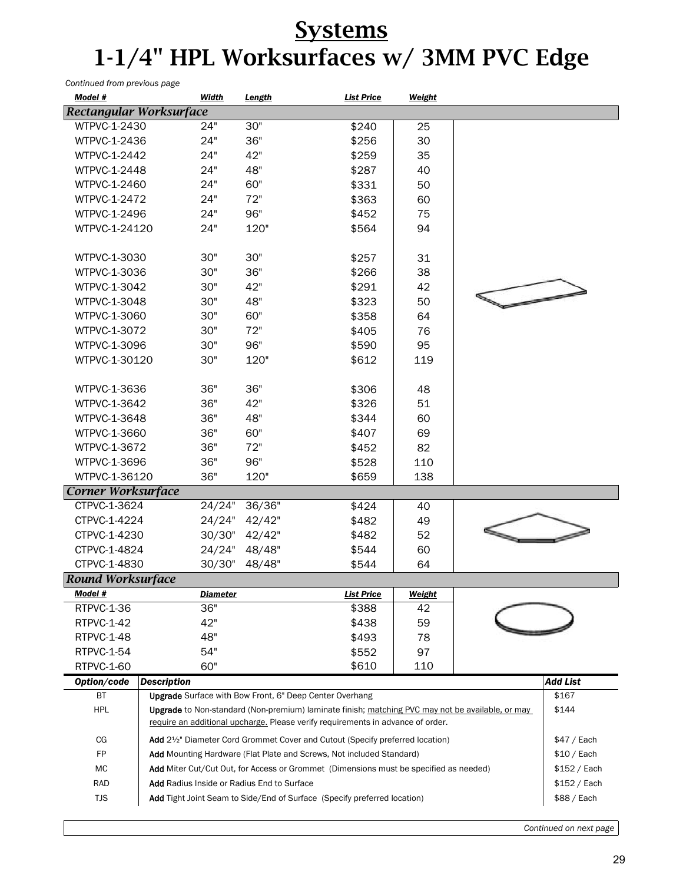# Systems

# 1-1/4" HPL Worksurfaces w/ 3MM PVC Edge

*Continued from previous page*

| Model # | Width | Length | List Price | Weight |
|---|---|---|---|---|
| ***Rectangular Worksurface*** | | | | |
| WTPVC-1-2430 | 24" | 30" | $240 | 25 |
| WTPVC-1-2436 | 24" | 36" | $256 | 30 |
| WTPVC-1-2442 | 24" | 42" | $259 | 35 |
| WTPVC-1-2448 | 24" | 48" | $287 | 40 |
| WTPVC-1-2460 | 24" | 60" | $331 | 50 |
| WTPVC-1-2472 | 24" | 72" | $363 | 60 |
| WTPVC-1-2496 | 24" | 96" | $452 | 75 |
| WTPVC-1-24120 | 24" | 120" | $564 | 94 |
| WTPVC-1-3030 | 30" | 30" | $257 | 31 |
| WTPVC-1-3036 | 30" | 36" | $266 | 38 |
| WTPVC-1-3042 | 30" | 42" | $291 | 42 |
| WTPVC-1-3048 | 30" | 48" | $323 | 50 |
| WTPVC-1-3060 | 30" | 60" | $358 | 64 |
| WTPVC-1-3072 | 30" | 72" | $405 | 76 |
| WTPVC-1-3096 | 30" | 96" | $590 | 95 |
| WTPVC-1-30120 | 30" | 120" | $612 | 119 |
| WTPVC-1-3636 | 36" | 36" | $306 | 48 |
| WTPVC-1-3642 | 36" | 42" | $326 | 51 |
| WTPVC-1-3648 | 36" | 48" | $344 | 60 |
| WTPVC-1-3660 | 36" | 60" | $407 | 69 |
| WTPVC-1-3672 | 36" | 72" | $452 | 82 |
| WTPVC-1-3696 | 36" | 96" | $528 | 110 |
| WTPVC-1-36120 | 36" | 120" | $659 | 138 |
| ***Corner Worksurface*** | | | | |
| CTPVC-1-3624 | 24/24" | 36/36" | $424 | 40 |
| CTPVC-1-4224 | 24/24" | 42/42" | $482 | 49 |
| CTPVC-1-4230 | 30/30" | 42/42" | $482 | 52 |
| CTPVC-1-4824 | 24/24" | 48/48" | $544 | 60 |
| CTPVC-1-4830 | 30/30" | 48/48" | $544 | 64 |

***Round Worksurface***

| Model # | Diameter | List Price | Weight |
|---|---|---|---|
| RTPVC-1-36 | 36" | $388 | 42 |
| RTPVC-1-42 | 42" | $438 | 59 |
| RTPVC-1-48 | 48" | $493 | 78 |
| RTPVC-1-54 | 54" | $552 | 97 |
| RTPVC-1-60 | 60" | $610 | 110 |

| Option/code | Description | Add List |
|---|---|---|
| BT | **Upgrade** Surface with Bow Front, 6" Deep Center Overhang | $167 |
| HPL | **Upgrade** to Non-standard (Non-premium) laminate finish; matching PVC may not be available, or may require an additional upcharge. Please verify requirements in advance of order. | $144 |
| CG | **Add** 2½" Diameter Cord Grommet Cover and Cutout (Specify preferred location) | $47 / Each |
| FP | **Add** Mounting Hardware (Flat Plate and Screws, Not included Standard) | $10 / Each |
| MC | **Add** Miter Cut/Cut Out, for Access or Grommet (Dimensions must be specified as needed) | $152 / Each |
| RAD | **Add** Radius Inside or Radius End to Surface | $152 / Each |
| TJS | **Add** Tight Joint Seam to Side/End of Surface (Specify preferred location) | $88 / Each |

*Continued on next page*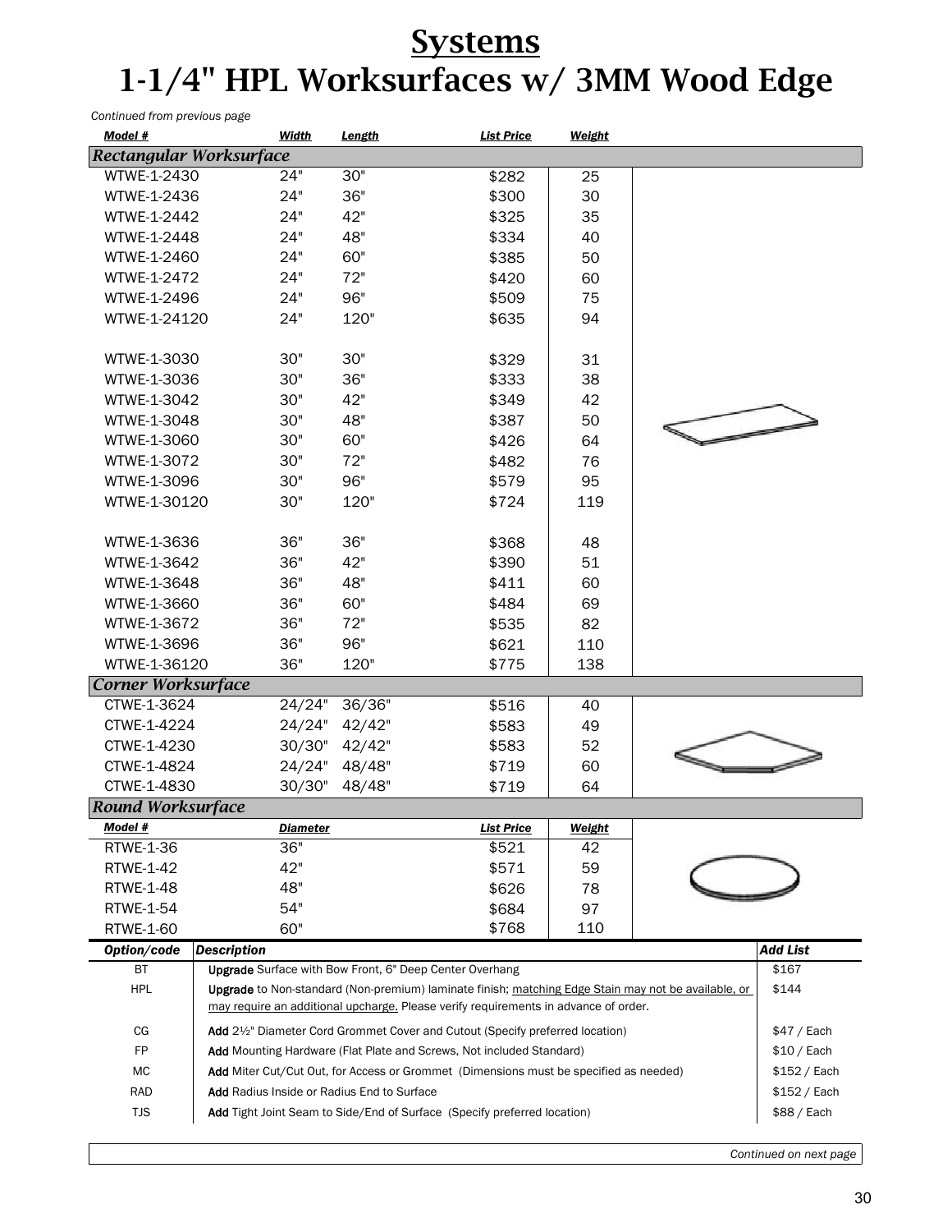# Systems

# 1-1/4" HPL Worksurfaces w/ 3MM Wood Edge

*Continued from previous page*

| Model # | Width | Length | List Price | Weight |
|---|---|---|---|---|
| ***Rectangular Worksurface*** | | | | |
| WTWE-1-2430 | 24" | 30" | $282 | 25 |
| WTWE-1-2436 | 24" | 36" | $300 | 30 |
| WTWE-1-2442 | 24" | 42" | $325 | 35 |
| WTWE-1-2448 | 24" | 48" | $334 | 40 |
| WTWE-1-2460 | 24" | 60" | $385 | 50 |
| WTWE-1-2472 | 24" | 72" | $420 | 60 |
| WTWE-1-2496 | 24" | 96" | $509 | 75 |
| WTWE-1-24120 | 24" | 120" | $635 | 94 |
| WTWE-1-3030 | 30" | 30" | $329 | 31 |
| WTWE-1-3036 | 30" | 36" | $333 | 38 |
| WTWE-1-3042 | 30" | 42" | $349 | 42 |
| WTWE-1-3048 | 30" | 48" | $387 | 50 |
| WTWE-1-3060 | 30" | 60" | $426 | 64 |
| WTWE-1-3072 | 30" | 72" | $482 | 76 |
| WTWE-1-3096 | 30" | 96" | $579 | 95 |
| WTWE-1-30120 | 30" | 120" | $724 | 119 |
| WTWE-1-3636 | 36" | 36" | $368 | 48 |
| WTWE-1-3642 | 36" | 42" | $390 | 51 |
| WTWE-1-3648 | 36" | 48" | $411 | 60 |
| WTWE-1-3660 | 36" | 60" | $484 | 69 |
| WTWE-1-3672 | 36" | 72" | $535 | 82 |
| WTWE-1-3696 | 36" | 96" | $621 | 110 |
| WTWE-1-36120 | 36" | 120" | $775 | 138 |
| ***Corner Worksurface*** | | | | |
| CTWE-1-3624 | 24/24" | 36/36" | $516 | 40 |
| CTWE-1-4224 | 24/24" | 42/42" | $583 | 49 |
| CTWE-1-4230 | 30/30" | 42/42" | $583 | 52 |
| CTWE-1-4824 | 24/24" | 48/48" | $719 | 60 |
| CTWE-1-4830 | 30/30" | 48/48" | $719 | 64 |

***Round Worksurface***

| Model # | Diameter | List Price | Weight |
|---|---|---|---|
| RTWE-1-36 | 36" | $521 | 42 |
| RTWE-1-42 | 42" | $571 | 59 |
| RTWE-1-48 | 48" | $626 | 78 |
| RTWE-1-54 | 54" | $684 | 97 |
| RTWE-1-60 | 60" | $768 | 110 |

| Option/code | Description | Add List |
|---|---|---|
| BT | **Upgrade** Surface with Bow Front, 6" Deep Center Overhang | $167 |
| HPL | **Upgrade** to Non-standard (Non-premium) laminate finish; matching Edge Stain may not be available, or may require an additional upcharge. Please verify requirements in advance of order. | $144 |
| CG | **Add** 2½" Diameter Cord Grommet Cover and Cutout (Specify preferred location) | $47 / Each |
| FP | **Add** Mounting Hardware (Flat Plate and Screws, Not included Standard) | $10 / Each |
| MC | **Add** Miter Cut/Cut Out, for Access or Grommet (Dimensions must be specified as needed) | $152 / Each |
| RAD | **Add** Radius Inside or Radius End to Surface | $152 / Each |
| TJS | **Add** Tight Joint Seam to Side/End of Surface (Specify preferred location) | $88 / Each |

*Continued on next page*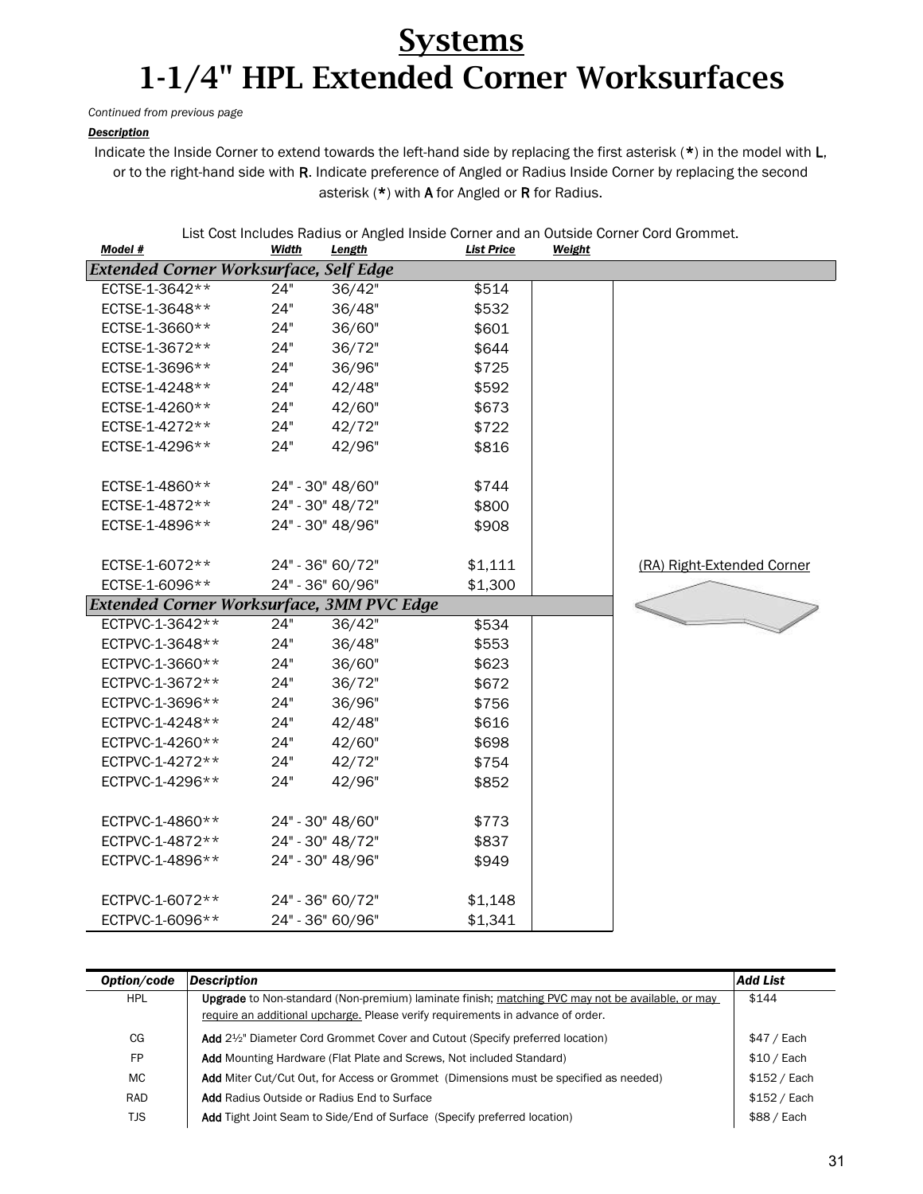# Systems
# 1-1/4" HPL Extended Corner Worksurfaces

*Continued from previous page*

***Description***

Indicate the Inside Corner to extend towards the left-hand side by replacing the first asterisk (*) in the model with **L**, or to the right-hand side with **R**. Indicate preference of Angled or Radius Inside Corner by replacing the second asterisk (*) with **A** for Angled or **R** for Radius.

List Cost Includes Radius or Angled Inside Corner and an Outside Corner Cord Grommet.

| Model # | Width | Length | List Price | Weight |
|---|---|---|---|---|
| ***Extended Corner Worksurface, Self Edge*** | | | | |
| ECTSE-1-3642** | 24" | 36/42" | $514 | |
| ECTSE-1-3648** | 24" | 36/48" | $532 | |
| ECTSE-1-3660** | 24" | 36/60" | $601 | |
| ECTSE-1-3672** | 24" | 36/72" | $644 | |
| ECTSE-1-3696** | 24" | 36/96" | $725 | |
| ECTSE-1-4248** | 24" | 42/48" | $592 | |
| ECTSE-1-4260** | 24" | 42/60" | $673 | |
| ECTSE-1-4272** | 24" | 42/72" | $722 | |
| ECTSE-1-4296** | 24" | 42/96" | $816 | |
| ECTSE-1-4860** | 24" - 30" | 48/60" | $744 | |
| ECTSE-1-4872** | 24" - 30" | 48/72" | $800 | |
| ECTSE-1-4896** | 24" - 30" | 48/96" | $908 | |
| ECTSE-1-6072** | 24" - 36" | 60/72" | $1,111 | |
| ECTSE-1-6096** | 24" - 36" | 60/96" | $1,300 | |
| ***Extended Corner Worksurface, 3MM PVC Edge*** | | | | |
| ECTPVC-1-3642** | 24" | 36/42" | $534 | |
| ECTPVC-1-3648** | 24" | 36/48" | $553 | |
| ECTPVC-1-3660** | 24" | 36/60" | $623 | |
| ECTPVC-1-3672** | 24" | 36/72" | $672 | |
| ECTPVC-1-3696** | 24" | 36/96" | $756 | |
| ECTPVC-1-4248** | 24" | 42/48" | $616 | |
| ECTPVC-1-4260** | 24" | 42/60" | $698 | |
| ECTPVC-1-4272** | 24" | 42/72" | $754 | |
| ECTPVC-1-4296** | 24" | 42/96" | $852 | |
| ECTPVC-1-4860** | 24" - 30" | 48/60" | $773 | |
| ECTPVC-1-4872** | 24" - 30" | 48/72" | $837 | |
| ECTPVC-1-4896** | 24" - 30" | 48/96" | $949 | |
| ECTPVC-1-6072** | 24" - 36" | 60/72" | $1,148 | |
| ECTPVC-1-6096** | 24" - 36" | 60/96" | $1,341 | |

(RA) Right-Extended Corner

| Option/code | Description | Add List |
|---|---|---|
| HPL | **Upgrade** to Non-standard (Non-premium) laminate finish; matching PVC may not be available, or may require an additional upcharge. Please verify requirements in advance of order. | $144 |
| CG | **Add** 2½" Diameter Cord Grommet Cover and Cutout (Specify preferred location) | $47 / Each |
| FP | **Add** Mounting Hardware (Flat Plate and Screws, Not included Standard) | $10 / Each |
| MC | **Add** Miter Cut/Cut Out, for Access or Grommet (Dimensions must be specified as needed) | $152 / Each |
| RAD | **Add** Radius Outside or Radius End to Surface | $152 / Each |
| TJS | **Add** Tight Joint Seam to Side/End of Surface (Specify preferred location) | $88 / Each |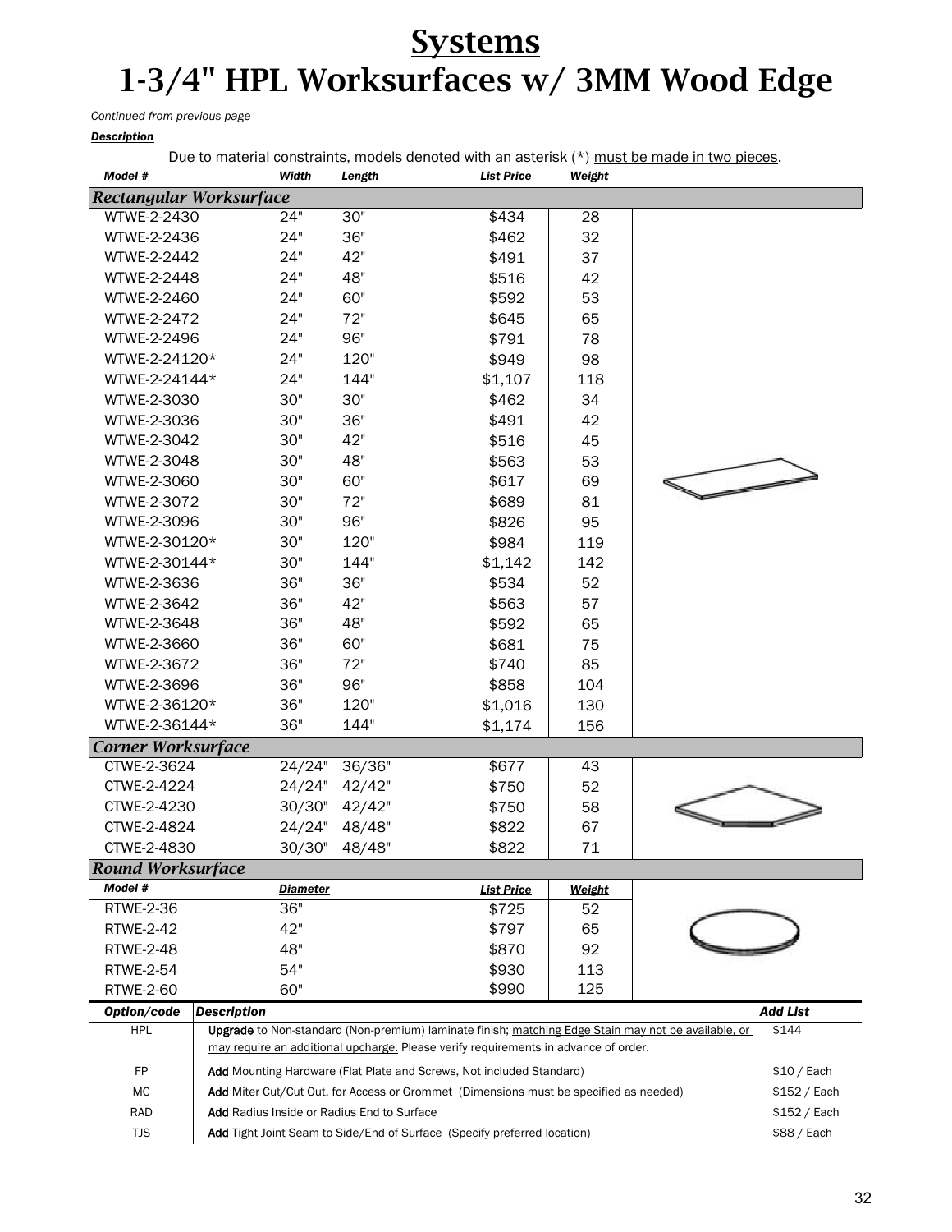# Systems

# 1-3/4" HPL Worksurfaces w/ 3MM Wood Edge

*Continued from previous page*

***Description***

Due to material constraints, models denoted with an asterisk (*) must be made in two pieces.

| Model # | Width | Length | List Price | Weight |
|---|---|---|---|---|
| ***Rectangular Worksurface*** | | | | |
| WTWE-2-2430 | 24" | 30" | $434 | 28 |
| WTWE-2-2436 | 24" | 36" | $462 | 32 |
| WTWE-2-2442 | 24" | 42" | $491 | 37 |
| WTWE-2-2448 | 24" | 48" | $516 | 42 |
| WTWE-2-2460 | 24" | 60" | $592 | 53 |
| WTWE-2-2472 | 24" | 72" | $645 | 65 |
| WTWE-2-2496 | 24" | 96" | $791 | 78 |
| WTWE-2-24120* | 24" | 120" | $949 | 98 |
| WTWE-2-24144* | 24" | 144" | $1,107 | 118 |
| WTWE-2-3030 | 30" | 30" | $462 | 34 |
| WTWE-2-3036 | 30" | 36" | $491 | 42 |
| WTWE-2-3042 | 30" | 42" | $516 | 45 |
| WTWE-2-3048 | 30" | 48" | $563 | 53 |
| WTWE-2-3060 | 30" | 60" | $617 | 69 |
| WTWE-2-3072 | 30" | 72" | $689 | 81 |
| WTWE-2-3096 | 30" | 96" | $826 | 95 |
| WTWE-2-30120* | 30" | 120" | $984 | 119 |
| WTWE-2-30144* | 30" | 144" | $1,142 | 142 |
| WTWE-2-3636 | 36" | 36" | $534 | 52 |
| WTWE-2-3642 | 36" | 42" | $563 | 57 |
| WTWE-2-3648 | 36" | 48" | $592 | 65 |
| WTWE-2-3660 | 36" | 60" | $681 | 75 |
| WTWE-2-3672 | 36" | 72" | $740 | 85 |
| WTWE-2-3696 | 36" | 96" | $858 | 104 |
| WTWE-2-36120* | 36" | 120" | $1,016 | 130 |
| WTWE-2-36144* | 36" | 144" | $1,174 | 156 |
| ***Corner Worksurface*** | | | | |
| CTWE-2-3624 | 24/24" | 36/36" | $677 | 43 |
| CTWE-2-4224 | 24/24" | 42/42" | $750 | 52 |
| CTWE-2-4230 | 30/30" | 42/42" | $750 | 58 |
| CTWE-2-4824 | 24/24" | 48/48" | $822 | 67 |
| CTWE-2-4830 | 30/30" | 48/48" | $822 | 71 |

***Round Worksurface***

| Model # | Diameter | List Price | Weight |
|---|---|---|---|
| RTWE-2-36 | 36" | $725 | 52 |
| RTWE-2-42 | 42" | $797 | 65 |
| RTWE-2-48 | 48" | $870 | 92 |
| RTWE-2-54 | 54" | $930 | 113 |
| RTWE-2-60 | 60" | $990 | 125 |

| Option/code | Description | Add List |
|---|---|---|
| HPL | **Upgrade** to Non-standard (Non-premium) laminate finish; matching Edge Stain may not be available, or may require an additional upcharge. Please verify requirements in advance of order. | $144 |
| FP | **Add** Mounting Hardware (Flat Plate and Screws, Not included Standard) | $10 / Each |
| MC | **Add** Miter Cut/Cut Out, for Access or Grommet (Dimensions must be specified as needed) | $152 / Each |
| RAD | **Add** Radius Inside or Radius End to Surface | $152 / Each |
| TJS | **Add** Tight Joint Seam to Side/End of Surface (Specify preferred location) | $88 / Each |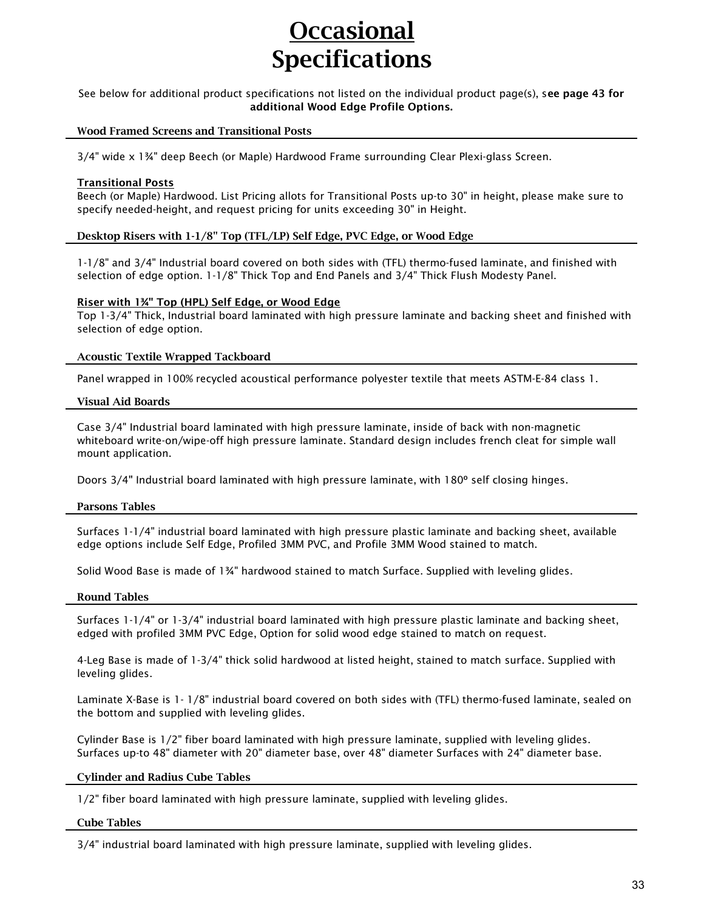# Occasional Specifications

See below for additional product specifications not listed on the individual product page(s), s**ee page 43 for additional Wood Edge Profile Options.**

## Wood Framed Screens and Transitional Posts

3/4" wide x 1¾" deep Beech (or Maple) Hardwood Frame surrounding Clear Plexi-glass Screen.

### Transitional Posts

Beech (or Maple) Hardwood. List Pricing allots for Transitional Posts up-to 30" in height, please make sure to specify needed-height, and request pricing for units exceeding 30" in Height.

## Desktop Risers with 1-1/8" Top (TFL/LP) Self Edge, PVC Edge, or Wood Edge

1-1/8" and 3/4" Industrial board covered on both sides with (TFL) thermo-fused laminate, and finished with selection of edge option. 1-1/8" Thick Top and End Panels and 3/4" Thick Flush Modesty Panel.

### Riser with 1¾" Top (HPL) Self Edge, or Wood Edge

Top 1-3/4" Thick, Industrial board laminated with high pressure laminate and backing sheet and finished with selection of edge option.

## Acoustic Textile Wrapped Tackboard

Panel wrapped in 100% recycled acoustical performance polyester textile that meets ASTM-E-84 class 1.

## Visual Aid Boards

Case 3/4" Industrial board laminated with high pressure laminate, inside of back with non-magnetic whiteboard write-on/wipe-off high pressure laminate. Standard design includes french cleat for simple wall mount application.

Doors 3/4" Industrial board laminated with high pressure laminate, with 180º self closing hinges.

## Parsons Tables

Surfaces 1-1/4" industrial board laminated with high pressure plastic laminate and backing sheet, available edge options include Self Edge, Profiled 3MM PVC, and Profile 3MM Wood stained to match.

Solid Wood Base is made of 1¾" hardwood stained to match Surface. Supplied with leveling glides.

## Round Tables

Surfaces 1-1/4" or 1-3/4" industrial board laminated with high pressure plastic laminate and backing sheet, edged with profiled 3MM PVC Edge, Option for solid wood edge stained to match on request.

4-Leg Base is made of 1-3/4" thick solid hardwood at listed height, stained to match surface. Supplied with leveling glides.

Laminate X-Base is 1- 1/8" industrial board covered on both sides with (TFL) thermo-fused laminate, sealed on the bottom and supplied with leveling glides.

Cylinder Base is 1/2" fiber board laminated with high pressure laminate, supplied with leveling glides. Surfaces up-to 48" diameter with 20" diameter base, over 48" diameter Surfaces with 24" diameter base.

## Cylinder and Radius Cube Tables

1/2" fiber board laminated with high pressure laminate, supplied with leveling glides.

## Cube Tables

3/4" industrial board laminated with high pressure laminate, supplied with leveling glides.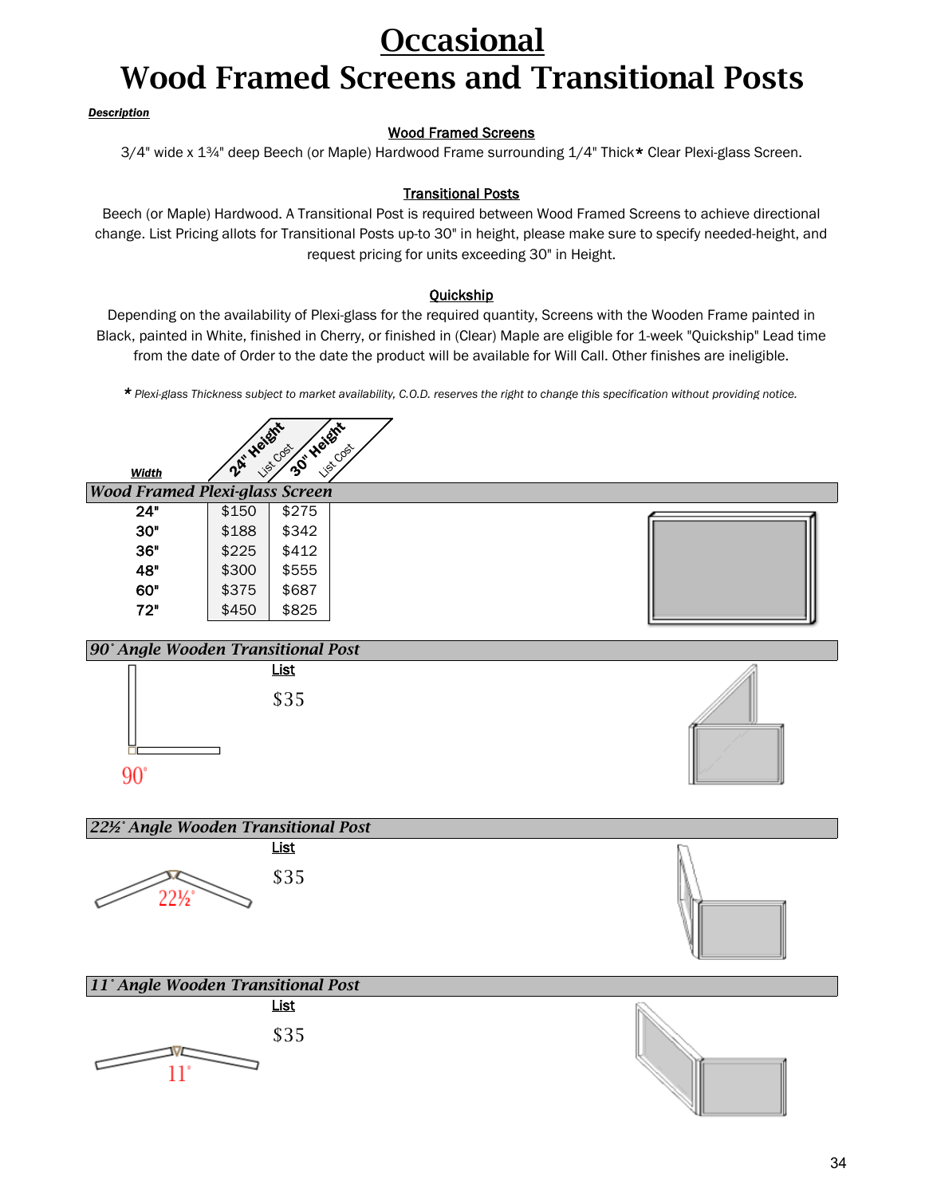# Occasional

# Wood Framed Screens and Transitional Posts

***Description***

**Wood Framed Screens**

3/4" wide x 1¾" deep Beech (or Maple) Hardwood Frame surrounding 1/4" Thick* Clear Plexi-glass Screen.

**Transitional Posts**

Beech (or Maple) Hardwood. A Transitional Post is required between Wood Framed Screens to achieve directional change. List Pricing allots for Transitional Posts up-to 30" in height, please make sure to specify needed-height, and request pricing for units exceeding 30" in Height.

**Quickship**

Depending on the availability of Plexi-glass for the required quantity, Screens with the Wooden Frame painted in Black, painted in White, finished in Cherry, or finished in (Clear) Maple are eligible for 1-week "Quickship" Lead time from the date of Order to the date the product will be available for Will Call. Other finishes are ineligible.

\* *Plexi-glass Thickness subject to market availability, C.O.D. reserves the right to change this specification without providing notice.*

### *Wood Framed Plexi-glass Screen*

| Width | 24" Height List Cost | 30" Height List Cost |
|---|---|---|
| 24" | $150 | $275 |
| 30" | $188 | $342 |
| 36" | $225 | $412 |
| 48" | $300 | $555 |
| 60" | $375 | $687 |
| 72" | $450 | $825 |

### *90˚ Angle Wooden Transitional Post*

90˚

**List**

$35

### *22½˚ Angle Wooden Transitional Post*

22½˚

**List**

$35

### *11˚ Angle Wooden Transitional Post*

11˚

**List**

$35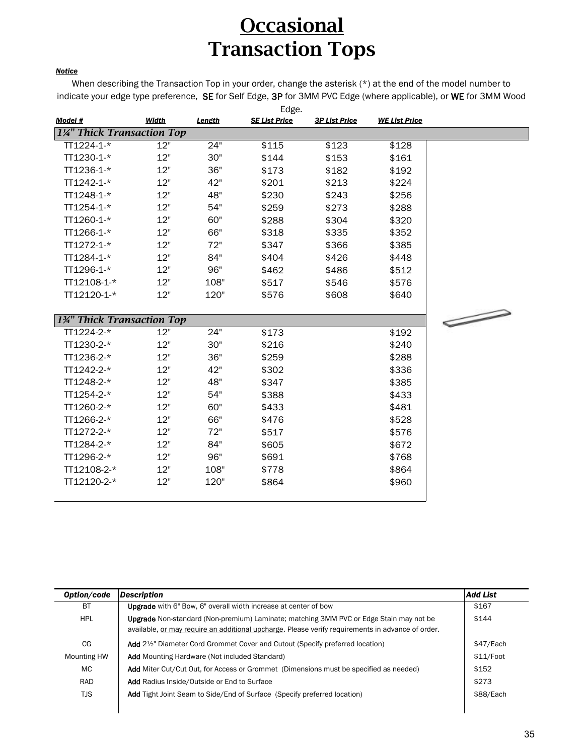# Occasional
# Transaction Tops

***Notice***

When describing the Transaction Top in your order, change the asterisk (*) at the end of the model number to indicate your edge type preference, **SE** for Self Edge, **3P** for 3MM PVC Edge (where applicable), or **WE** for 3MM Wood Edge.

| Model # | Width | Length | SE List Price | 3P List Price | WE List Price |
|---|---|---|---|---|---|
| ***1¼" Thick Transaction Top*** | | | | | |
| TT1224-1-* | 12" | 24" | $115 | $123 | $128 |
| TT1230-1-* | 12" | 30" | $144 | $153 | $161 |
| TT1236-1-* | 12" | 36" | $173 | $182 | $192 |
| TT1242-1-* | 12" | 42" | $201 | $213 | $224 |
| TT1248-1-* | 12" | 48" | $230 | $243 | $256 |
| TT1254-1-* | 12" | 54" | $259 | $273 | $288 |
| TT1260-1-* | 12" | 60" | $288 | $304 | $320 |
| TT1266-1-* | 12" | 66" | $318 | $335 | $352 |
| TT1272-1-* | 12" | 72" | $347 | $366 | $385 |
| TT1284-1-* | 12" | 84" | $404 | $426 | $448 |
| TT1296-1-* | 12" | 96" | $462 | $486 | $512 |
| TT12108-1-* | 12" | 108" | $517 | $546 | $576 |
| TT12120-1-* | 12" | 120" | $576 | $608 | $640 |
| ***1¾" Thick Transaction Top*** | | | | | |
| TT1224-2-* | 12" | 24" | $173 | | $192 |
| TT1230-2-* | 12" | 30" | $216 | | $240 |
| TT1236-2-* | 12" | 36" | $259 | | $288 |
| TT1242-2-* | 12" | 42" | $302 | | $336 |
| TT1248-2-* | 12" | 48" | $347 | | $385 |
| TT1254-2-* | 12" | 54" | $388 | | $433 |
| TT1260-2-* | 12" | 60" | $433 | | $481 |
| TT1266-2-* | 12" | 66" | $476 | | $528 |
| TT1272-2-* | 12" | 72" | $517 | | $576 |
| TT1284-2-* | 12" | 84" | $605 | | $672 |
| TT1296-2-* | 12" | 96" | $691 | | $768 |
| TT12108-2-* | 12" | 108" | $778 | | $864 |
| TT12120-2-* | 12" | 120" | $864 | | $960 |

| Option/code | Description | Add List |
|---|---|---|
| BT | **Upgrade** with 6" Bow, 6" overall width increase at center of bow | $167 |
| HPL | **Upgrade** Non-standard (Non-premium) Laminate; matching 3MM PVC or Edge Stain may not be available, <u>or may require an additional upcharge</u>. Please verify requirements in advance of order. | $144 |
| CG | **Add** 2½" Diameter Cord Grommet Cover and Cutout (Specify preferred location) | $47/Each |
| Mounting HW | **Add** Mounting Hardware (Not included Standard) | $11/Foot |
| MC | **Add** Miter Cut/Cut Out, for Access or Grommet (Dimensions must be specified as needed) | $152 |
| RAD | **Add** Radius Inside/Outside or End to Surface | $273 |
| TJS | **Add** Tight Joint Seam to Side/End of Surface (Specify preferred location) | $88/Each |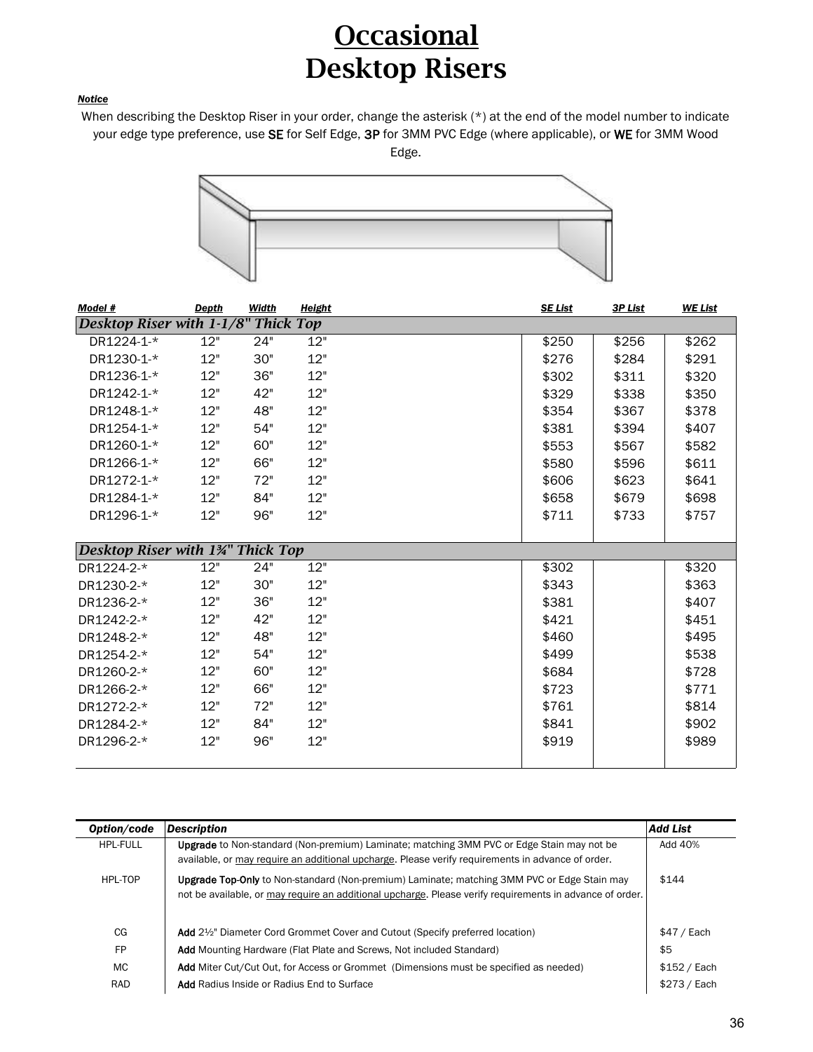# Occasional
# Desktop Risers

***Notice***

When describing the Desktop Riser in your order, change the asterisk (*) at the end of the model number to indicate your edge type preference, use **SE** for Self Edge, **3P** for 3MM PVC Edge (where applicable), or **WE** for 3MM Wood Edge.

| Model # | Depth | Width | Height | SE List | 3P List | WE List |
|---|---|---|---|---|---|---|
| ***Desktop Riser with 1-1/8" Thick Top*** | | | | | | |
| DR1224-1-* | 12" | 24" | 12" | $250 | $256 | $262 |
| DR1230-1-* | 12" | 30" | 12" | $276 | $284 | $291 |
| DR1236-1-* | 12" | 36" | 12" | $302 | $311 | $320 |
| DR1242-1-* | 12" | 42" | 12" | $329 | $338 | $350 |
| DR1248-1-* | 12" | 48" | 12" | $354 | $367 | $378 |
| DR1254-1-* | 12" | 54" | 12" | $381 | $394 | $407 |
| DR1260-1-* | 12" | 60" | 12" | $553 | $567 | $582 |
| DR1266-1-* | 12" | 66" | 12" | $580 | $596 | $611 |
| DR1272-1-* | 12" | 72" | 12" | $606 | $623 | $641 |
| DR1284-1-* | 12" | 84" | 12" | $658 | $679 | $698 |
| DR1296-1-* | 12" | 96" | 12" | $711 | $733 | $757 |
| ***Desktop Riser with 1¾" Thick Top*** | | | | | | |
| DR1224-2-* | 12" | 24" | 12" | $302 | | $320 |
| DR1230-2-* | 12" | 30" | 12" | $343 | | $363 |
| DR1236-2-* | 12" | 36" | 12" | $381 | | $407 |
| DR1242-2-* | 12" | 42" | 12" | $421 | | $451 |
| DR1248-2-* | 12" | 48" | 12" | $460 | | $495 |
| DR1254-2-* | 12" | 54" | 12" | $499 | | $538 |
| DR1260-2-* | 12" | 60" | 12" | $684 | | $728 |
| DR1266-2-* | 12" | 66" | 12" | $723 | | $771 |
| DR1272-2-* | 12" | 72" | 12" | $761 | | $814 |
| DR1284-2-* | 12" | 84" | 12" | $841 | | $902 |
| DR1296-2-* | 12" | 96" | 12" | $919 | | $989 |

| Option/code | Description | Add List |
|---|---|---|
| HPL-FULL | **Upgrade** to Non-standard (Non-premium) Laminate; matching 3MM PVC or Edge Stain may not be available, or may require an additional upcharge. Please verify requirements in advance of order. | Add 40% |
| HPL-TOP | **Upgrade Top-Only** to Non-standard (Non-premium) Laminate; matching 3MM PVC or Edge Stain may not be available, or may require an additional upcharge. Please verify requirements in advance of order. | $144 |
| CG | **Add** 2½" Diameter Cord Grommet Cover and Cutout (Specify preferred location) | $47 / Each |
| FP | **Add** Mounting Hardware (Flat Plate and Screws, Not included Standard) | $5 |
| MC | **Add** Miter Cut/Cut Out, for Access or Grommet (Dimensions must be specified as needed) | $152 / Each |
| RAD | **Add** Radius Inside or Radius End to Surface | $273 / Each |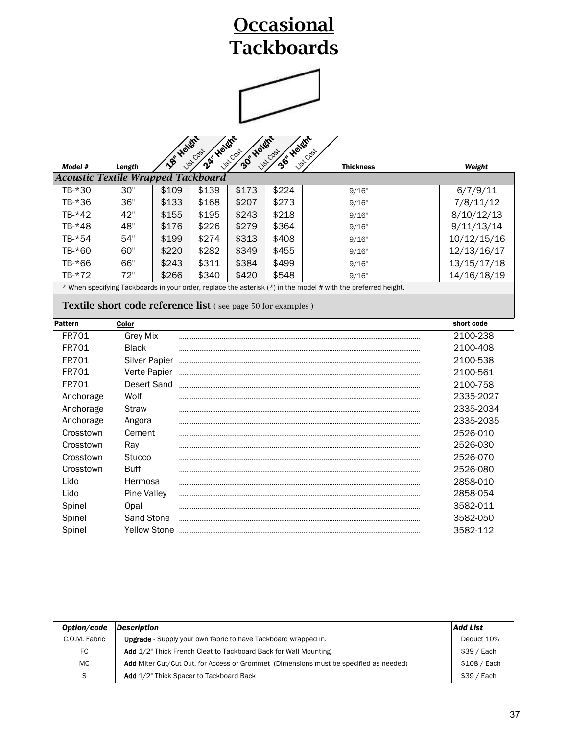# Occasional Tackboards

| Model # | Length | 18" Height List Cost | 24" Height List Cost | 30" Height List Cost | 36" Height List Cost | Thickness | Weight |
|---|---|---|---|---|---|---|---|
| *Acoustic Textile Wrapped Tackboard* | | | | | | | |
| TB-*30 | 30" | $109 | $139 | $173 | $224 | 9/16" | 6/7/9/11 |
| TB-*36 | 36" | $133 | $168 | $207 | $273 | 9/16" | 7/8/11/12 |
| TB-*42 | 42" | $155 | $195 | $243 | $218 | 9/16" | 8/10/12/13 |
| TB-*48 | 48" | $176 | $226 | $279 | $364 | 9/16" | 9/11/13/14 |
| TB-*54 | 54" | $199 | $274 | $313 | $408 | 9/16" | 10/12/15/16 |
| TB-*60 | 60" | $220 | $282 | $349 | $455 | 9/16" | 12/13/16/17 |
| TB-*66 | 66" | $243 | $311 | $384 | $499 | 9/16" | 13/15/17/18 |
| TB-*72 | 72" | $266 | $340 | $420 | $548 | 9/16" | 14/16/18/19 |

* When specifying Tackboards in your order, replace the asterisk (*) in the model # with the preferred height.

**Textile short code reference list** ( see page 50 for examples )

| Pattern | Color | short code |
|---|---|---|
| FR701 | Grey Mix | 2100-238 |
| FR701 | Black | 2100-408 |
| FR701 | Silver Papier | 2100-538 |
| FR701 | Verte Papier | 2100-561 |
| FR701 | Desert Sand | 2100-758 |
| Anchorage | Wolf | 2335-2027 |
| Anchorage | Straw | 2335-2034 |
| Anchorage | Angora | 2335-2035 |
| Crosstown | Cement | 2526-010 |
| Crosstown | Ray | 2526-030 |
| Crosstown | Stucco | 2526-070 |
| Crosstown | Buff | 2526-080 |
| Lido | Hermosa | 2858-010 |
| Lido | Pine Valley | 2858-054 |
| Spinel | Opal | 3582-011 |
| Spinel | Sand Stone | 3582-050 |
| Spinel | Yellow Stone | 3582-112 |

| Option/code | Description | Add List |
|---|---|---|
| C.O.M. Fabric | **Upgrade** - Supply your own fabric to have Tackboard wrapped in. | Deduct 10% |
| FC | **Add** 1/2" Thick French Cleat to Tackboard Back for Wall Mounting | $39 / Each |
| MC | **Add** Miter Cut/Cut Out, for Access or Grommet (Dimensions must be specified as needed) | $108 / Each |
| S | **Add** 1/2" Thick Spacer to Tackboard Back | $39 / Each |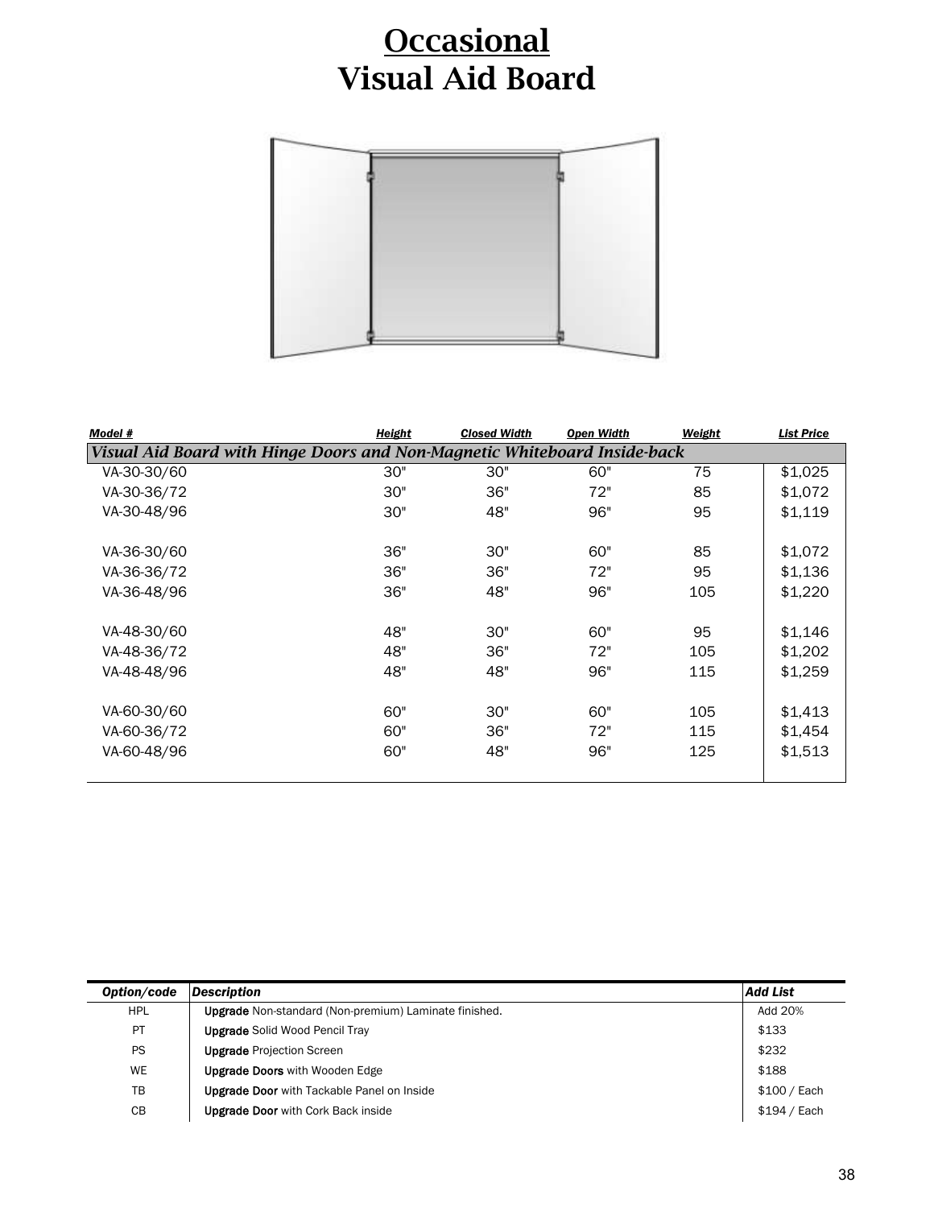# Occasional
# Visual Aid Board

| Model # | Height | Closed Width | Open Width | Weight | List Price |
|---|---|---|---|---|---|
| ***Visual Aid Board with Hinge Doors and Non-Magnetic Whiteboard Inside-back*** | | | | | |
| VA-30-30/60 | 30" | 30" | 60" | 75 | $1,025 |
| VA-30-36/72 | 30" | 36" | 72" | 85 | $1,072 |
| VA-30-48/96 | 30" | 48" | 96" | 95 | $1,119 |
| VA-36-30/60 | 36" | 30" | 60" | 85 | $1,072 |
| VA-36-36/72 | 36" | 36" | 72" | 95 | $1,136 |
| VA-36-48/96 | 36" | 48" | 96" | 105 | $1,220 |
| VA-48-30/60 | 48" | 30" | 60" | 95 | $1,146 |
| VA-48-36/72 | 48" | 36" | 72" | 105 | $1,202 |
| VA-48-48/96 | 48" | 48" | 96" | 115 | $1,259 |
| VA-60-30/60 | 60" | 30" | 60" | 105 | $1,413 |
| VA-60-36/72 | 60" | 36" | 72" | 115 | $1,454 |
| VA-60-48/96 | 60" | 48" | 96" | 125 | $1,513 |

| Option/code | Description | Add List |
|---|---|---|
| HPL | **Upgrade** Non-standard (Non-premium) Laminate finished. | Add 20% |
| PT | **Upgrade** Solid Wood Pencil Tray | $133 |
| PS | **Upgrade** Projection Screen | $232 |
| WE | **Upgrade Doors** with Wooden Edge | $188 |
| TB | **Upgrade Door** with Tackable Panel on Inside | $100 / Each |
| CB | **Upgrade Door** with Cork Back inside | $194 / Each |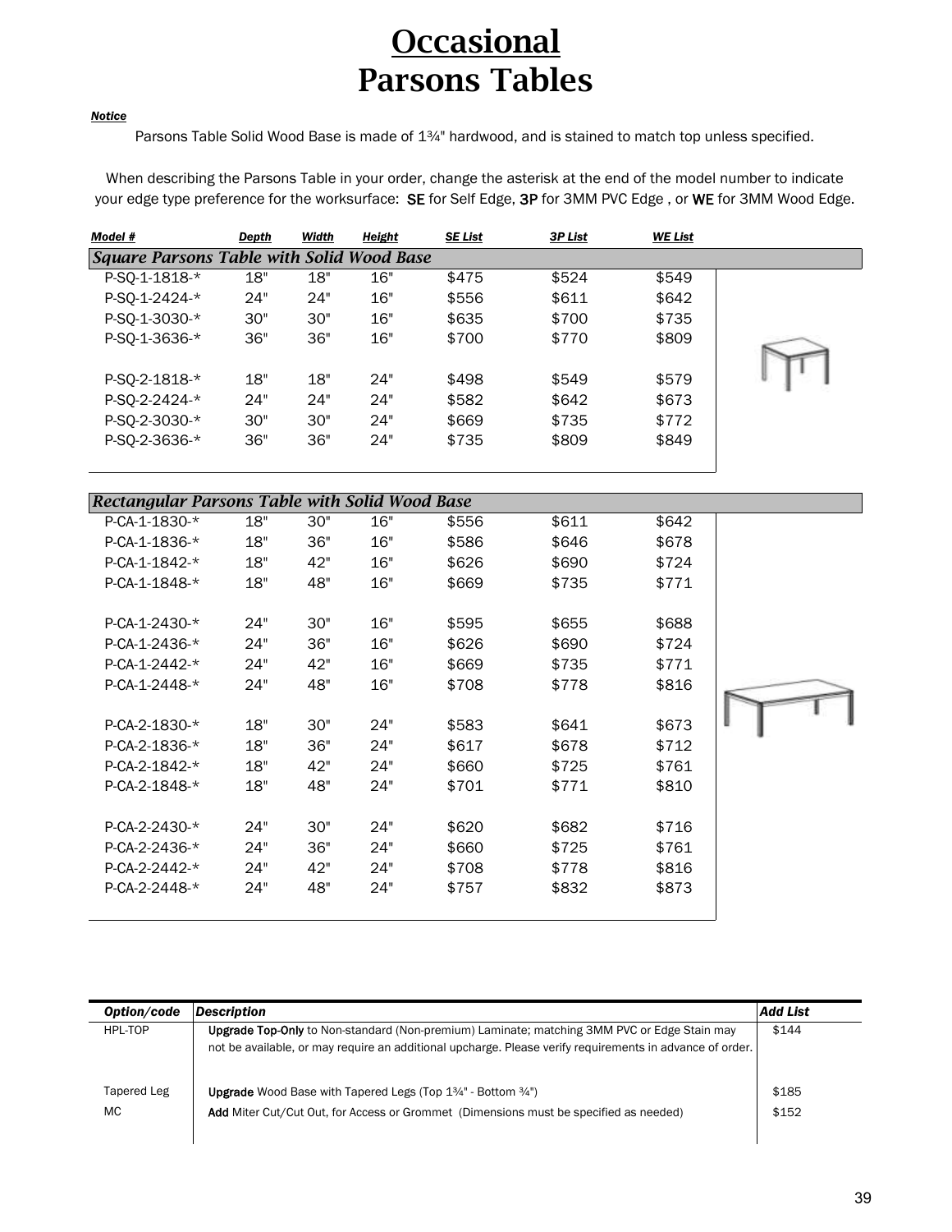# Occasional
# Parsons Tables

***Notice***

Parsons Table Solid Wood Base is made of 1¾" hardwood, and is stained to match top unless specified.

When describing the Parsons Table in your order, change the asterisk at the end of the model number to indicate your edge type preference for the worksurface: **SE** for Self Edge, **3P** for 3MM PVC Edge , or **WE** for 3MM Wood Edge.

| *Model #* | *Depth* | *Width* | *Height* | *SE List* | *3P List* | *WE List* |
|---|---|---|---|---|---|---|
| ***Square Parsons Table with Solid Wood Base*** | | | | | | |
| P-SQ-1-1818-* | 18" | 18" | 16" | $475 | $524 | $549 |
| P-SQ-1-2424-* | 24" | 24" | 16" | $556 | $611 | $642 |
| P-SQ-1-3030-* | 30" | 30" | 16" | $635 | $700 | $735 |
| P-SQ-1-3636-* | 36" | 36" | 16" | $700 | $770 | $809 |
| P-SQ-2-1818-* | 18" | 18" | 24" | $498 | $549 | $579 |
| P-SQ-2-2424-* | 24" | 24" | 24" | $582 | $642 | $673 |
| P-SQ-2-3030-* | 30" | 30" | 24" | $669 | $735 | $772 |
| P-SQ-2-3636-* | 36" | 36" | 24" | $735 | $809 | $849 |
| ***Rectangular Parsons Table with Solid Wood Base*** | | | | | | |
| P-CA-1-1830-* | 18" | 30" | 16" | $556 | $611 | $642 |
| P-CA-1-1836-* | 18" | 36" | 16" | $586 | $646 | $678 |
| P-CA-1-1842-* | 18" | 42" | 16" | $626 | $690 | $724 |
| P-CA-1-1848-* | 18" | 48" | 16" | $669 | $735 | $771 |
| P-CA-1-2430-* | 24" | 30" | 16" | $595 | $655 | $688 |
| P-CA-1-2436-* | 24" | 36" | 16" | $626 | $690 | $724 |
| P-CA-1-2442-* | 24" | 42" | 16" | $669 | $735 | $771 |
| P-CA-1-2448-* | 24" | 48" | 16" | $708 | $778 | $816 |
| P-CA-2-1830-* | 18" | 30" | 24" | $583 | $641 | $673 |
| P-CA-2-1836-* | 18" | 36" | 24" | $617 | $678 | $712 |
| P-CA-2-1842-* | 18" | 42" | 24" | $660 | $725 | $761 |
| P-CA-2-1848-* | 18" | 48" | 24" | $701 | $771 | $810 |
| P-CA-2-2430-* | 24" | 30" | 24" | $620 | $682 | $716 |
| P-CA-2-2436-* | 24" | 36" | 24" | $660 | $725 | $761 |
| P-CA-2-2442-* | 24" | 42" | 24" | $708 | $778 | $816 |
| P-CA-2-2448-* | 24" | 48" | 24" | $757 | $832 | $873 |

| *Option/code* | *Description* | *Add List* |
|---|---|---|
| HPL-TOP | **Upgrade Top-Only** to Non-standard (Non-premium) Laminate; matching 3MM PVC or Edge Stain may not be available, or may require an additional upcharge. Please verify requirements in advance of order. | $144 |
| Tapered Leg | **Upgrade** Wood Base with Tapered Legs (Top 1¾" - Bottom ¾") | $185 |
| MC | **Add** Miter Cut/Cut Out, for Access or Grommet (Dimensions must be specified as needed) | $152 |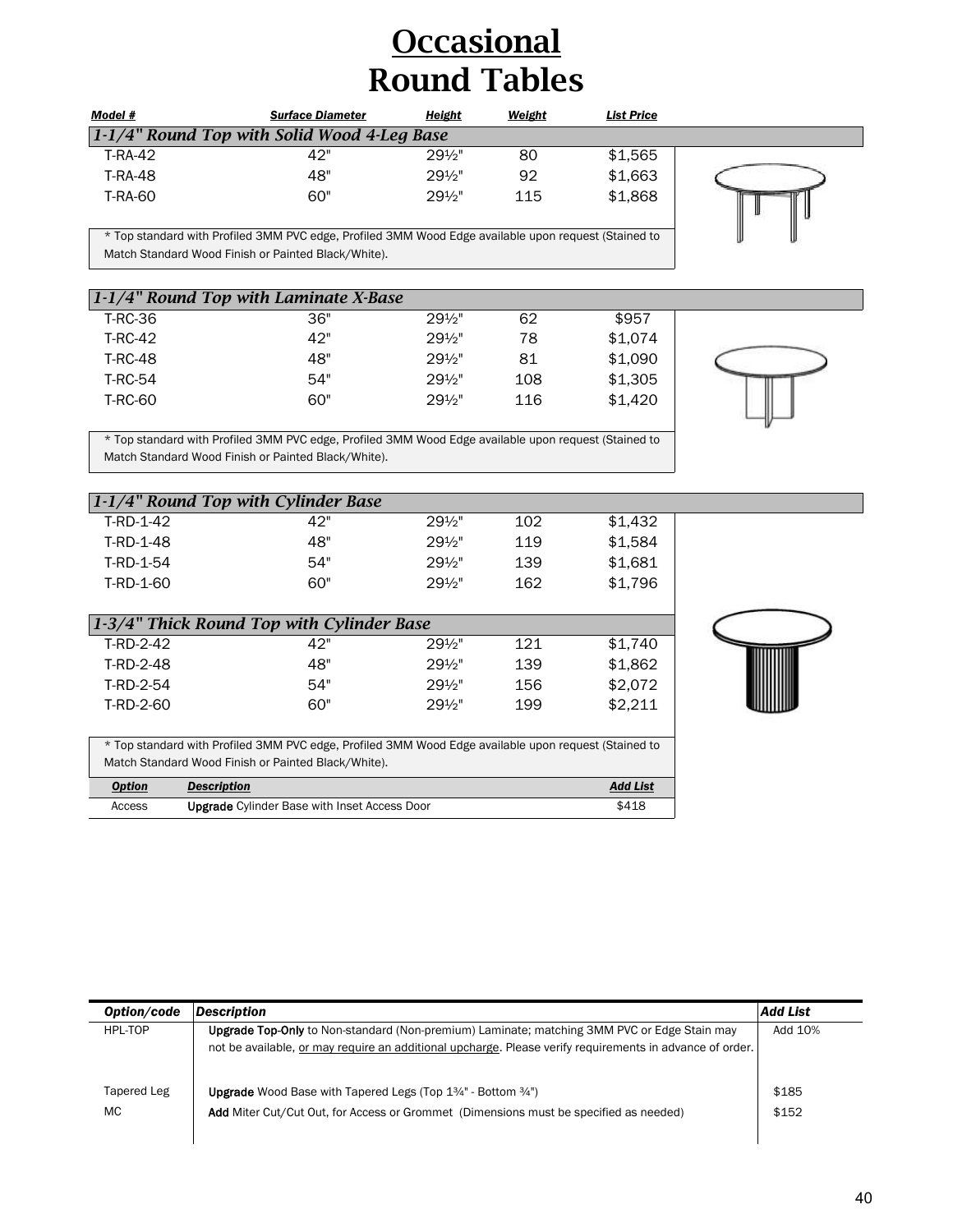# Occasional Round Tables

| Model # | Surface Diameter | Height | Weight | List Price |
|---|---|---|---|---|
| ***1-1/4" Round Top with Solid Wood 4-Leg Base*** | | | | |
| T-RA-42 | 42" | 29½" | 80 | $1,565 |
| T-RA-48 | 48" | 29½" | 92 | $1,663 |
| T-RA-60 | 60" | 29½" | 115 | $1,868 |

\* Top standard with Profiled 3MM PVC edge, Profiled 3MM Wood Edge available upon request (Stained to Match Standard Wood Finish or Painted Black/White).

| Model # | Surface Diameter | Height | Weight | List Price |
|---|---|---|---|---|
| ***1-1/4" Round Top with Laminate X-Base*** | | | | |
| T-RC-36 | 36" | 29½" | 62 | $957 |
| T-RC-42 | 42" | 29½" | 78 | $1,074 |
| T-RC-48 | 48" | 29½" | 81 | $1,090 |
| T-RC-54 | 54" | 29½" | 108 | $1,305 |
| T-RC-60 | 60" | 29½" | 116 | $1,420 |

\* Top standard with Profiled 3MM PVC edge, Profiled 3MM Wood Edge available upon request (Stained to Match Standard Wood Finish or Painted Black/White).

| Model # | Surface Diameter | Height | Weight | List Price |
|---|---|---|---|---|
| ***1-1/4" Round Top with Cylinder Base*** | | | | |
| T-RD-1-42 | 42" | 29½" | 102 | $1,432 |
| T-RD-1-48 | 48" | 29½" | 119 | $1,584 |
| T-RD-1-54 | 54" | 29½" | 139 | $1,681 |
| T-RD-1-60 | 60" | 29½" | 162 | $1,796 |
| ***1-3/4" Thick Round Top with Cylinder Base*** | | | | |
| T-RD-2-42 | 42" | 29½" | 121 | $1,740 |
| T-RD-2-48 | 48" | 29½" | 139 | $1,862 |
| T-RD-2-54 | 54" | 29½" | 156 | $2,072 |
| T-RD-2-60 | 60" | 29½" | 199 | $2,211 |

\* Top standard with Profiled 3MM PVC edge, Profiled 3MM Wood Edge available upon request (Stained to Match Standard Wood Finish or Painted Black/White).

| Option | Description | Add List |
|---|---|---|
| Access | **Upgrade** Cylinder Base with Inset Access Door | $418 |

| Option/code | Description | Add List |
|---|---|---|
| HPL-TOP | **Upgrade Top-Only** to Non-standard (Non-premium) Laminate; matching 3MM PVC or Edge Stain may not be available, <u>or may require an additional upcharge</u>. Please verify requirements in advance of order. | Add 10% |
| Tapered Leg | **Upgrade** Wood Base with Tapered Legs (Top 1¾" - Bottom ¾") | $185 |
| MC | **Add** Miter Cut/Cut Out, for Access or Grommet (Dimensions must be specified as needed) | $152 |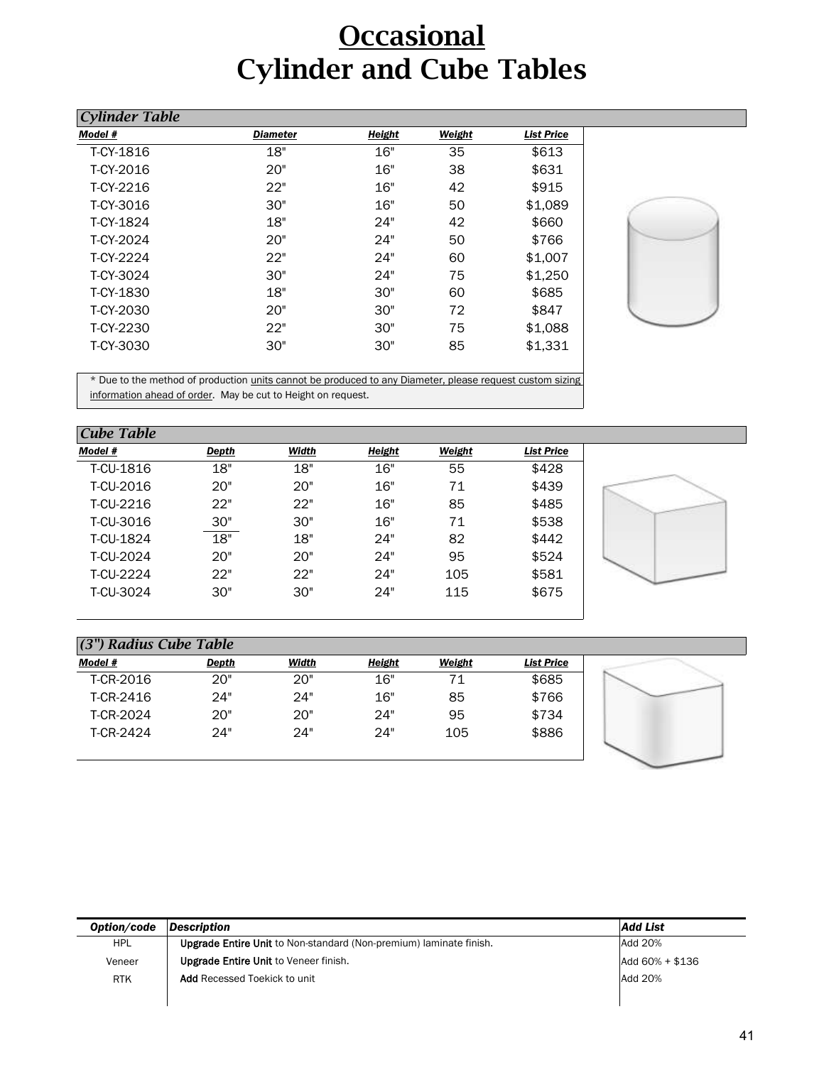# Occasional
# Cylinder and Cube Tables

### *Cylinder Table*

| Model # | Diameter | Height | Weight | List Price |
|---|---|---|---|---|
| T-CY-1816 | 18" | 16" | 35 | $613 |
| T-CY-2016 | 20" | 16" | 38 | $631 |
| T-CY-2216 | 22" | 16" | 42 | $915 |
| T-CY-3016 | 30" | 16" | 50 | $1,089 |
| T-CY-1824 | 18" | 24" | 42 | $660 |
| T-CY-2024 | 20" | 24" | 50 | $766 |
| T-CY-2224 | 22" | 24" | 60 | $1,007 |
| T-CY-3024 | 30" | 24" | 75 | $1,250 |
| T-CY-1830 | 18" | 30" | 60 | $685 |
| T-CY-2030 | 20" | 30" | 72 | $847 |
| T-CY-2230 | 22" | 30" | 75 | $1,088 |
| T-CY-3030 | 30" | 30" | 85 | $1,331 |

* Due to the method of production units cannot be produced to any Diameter, please request custom sizing information ahead of order. May be cut to Height on request.

### *Cube Table*

| Model # | Depth | Width | Height | Weight | List Price |
|---|---|---|---|---|---|
| T-CU-1816 | 18" | 18" | 16" | 55 | $428 |
| T-CU-2016 | 20" | 20" | 16" | 71 | $439 |
| T-CU-2216 | 22" | 22" | 16" | 85 | $485 |
| T-CU-3016 | 30" | 30" | 16" | 71 | $538 |
| T-CU-1824 | 18" | 18" | 24" | 82 | $442 |
| T-CU-2024 | 20" | 20" | 24" | 95 | $524 |
| T-CU-2224 | 22" | 22" | 24" | 105 | $581 |
| T-CU-3024 | 30" | 30" | 24" | 115 | $675 |

### *(3") Radius Cube Table*

| Model # | Depth | Width | Height | Weight | List Price |
|---|---|---|---|---|---|
| T-CR-2016 | 20" | 20" | 16" | 71 | $685 |
| T-CR-2416 | 24" | 24" | 16" | 85 | $766 |
| T-CR-2024 | 20" | 20" | 24" | 95 | $734 |
| T-CR-2424 | 24" | 24" | 24" | 105 | $886 |

| Option/code | Description | Add List |
|---|---|---|
| HPL | **Upgrade Entire Unit** to Non-standard (Non-premium) laminate finish. | Add 20% |
| Veneer | **Upgrade Entire Unit** to Veneer finish. | Add 60% + $136 |
| RTK | **Add** Recessed Toekick to unit | Add 20% |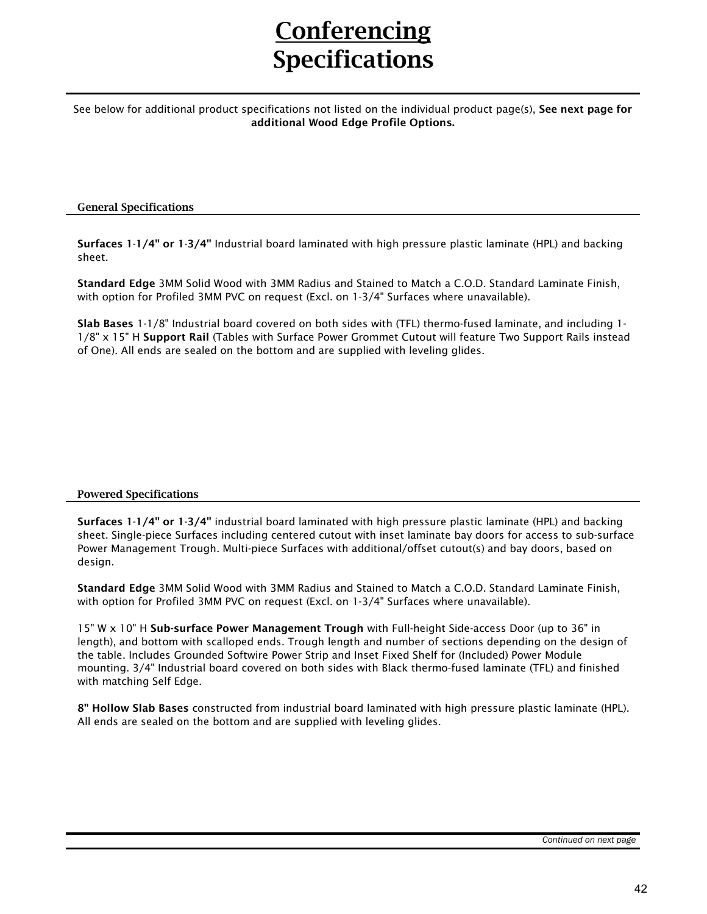# Conferencing Specifications

See below for additional product specifications not listed on the individual product page(s), **See next page for additional Wood Edge Profile Options.**

## General Specifications

**Surfaces 1-1/4" or 1-3/4"** Industrial board laminated with high pressure plastic laminate (HPL) and backing sheet.

**Standard Edge** 3MM Solid Wood with 3MM Radius and Stained to Match a C.O.D. Standard Laminate Finish, with option for Profiled 3MM PVC on request (Excl. on 1-3/4" Surfaces where unavailable).

**Slab Bases** 1-1/8" Industrial board covered on both sides with (TFL) thermo-fused laminate, and including 1-1/8" x 15" H **Support Rail** (Tables with Surface Power Grommet Cutout will feature Two Support Rails instead of One). All ends are sealed on the bottom and are supplied with leveling glides.

## Powered Specifications

**Surfaces 1-1/4" or 1-3/4"** industrial board laminated with high pressure plastic laminate (HPL) and backing sheet. Single-piece Surfaces including centered cutout with inset laminate bay doors for access to sub-surface Power Management Trough. Multi-piece Surfaces with additional/offset cutout(s) and bay doors, based on design.

**Standard Edge** 3MM Solid Wood with 3MM Radius and Stained to Match a C.O.D. Standard Laminate Finish, with option for Profiled 3MM PVC on request (Excl. on 1-3/4" Surfaces where unavailable).

15" W x 10" H **Sub-surface Power Management Trough** with Full-height Side-access Door (up to 36" in length), and bottom with scalloped ends. Trough length and number of sections depending on the design of the table. Includes Grounded Softwire Power Strip and Inset Fixed Shelf for (Included) Power Module mounting. 3/4" Industrial board covered on both sides with Black thermo-fused laminate (TFL) and finished with matching Self Edge.

**8" Hollow Slab Bases** constructed from industrial board laminated with high pressure plastic laminate (HPL). All ends are sealed on the bottom and are supplied with leveling glides.

*Continued on next page*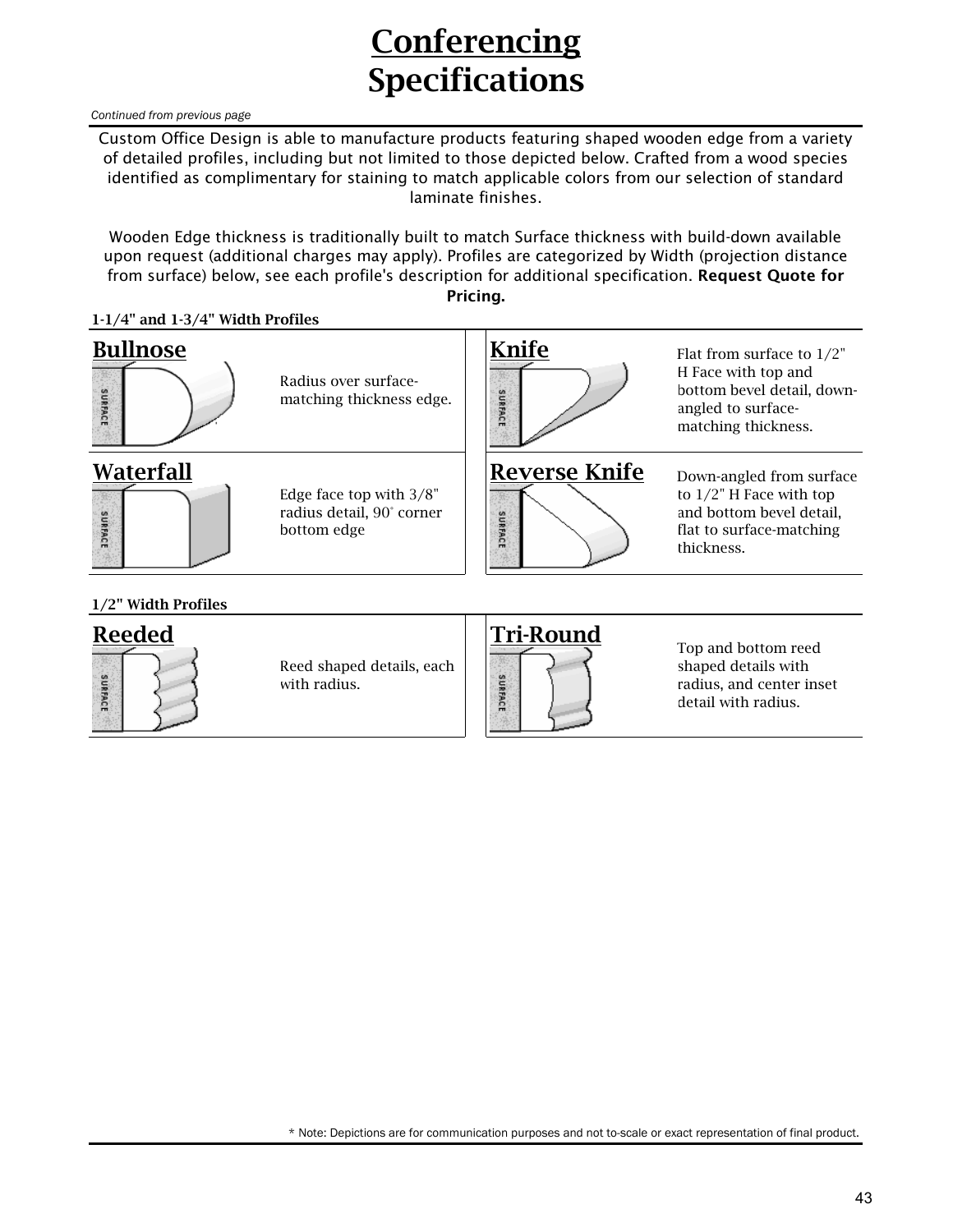# Conferencing Specifications

*Continued from previous page*

Custom Office Design is able to manufacture products featuring shaped wooden edge from a variety of detailed profiles, including but not limited to those depicted below. Crafted from a wood species identified as complimentary for staining to match applicable colors from our selection of standard laminate finishes.

Wooden Edge thickness is traditionally built to match Surface thickness with build-down available upon request (additional charges may apply). Profiles are categorized by Width (projection distance from surface) below, see each profile's description for additional specification. **Request Quote for Pricing.**

**1-1/4" and 1-3/4" Width Profiles**

## Bullnose

Radius over surface-matching thickness edge.

## Knife

Flat from surface to 1/2" H Face with top and bottom bevel detail, down-angled to surface-matching thickness.

## Waterfall

Edge face top with 3/8" radius detail, 90° corner bottom edge

## Reverse Knife

Down-angled from surface to 1/2" H Face with top and bottom bevel detail, flat to surface-matching thickness.

**1/2" Width Profiles**

## Reeded

Reed shaped details, each with radius.

## Tri-Round

Top and bottom reed shaped details with radius, and center inset detail with radius.

* Note: Depictions are for communication purposes and not to-scale or exact representation of final product.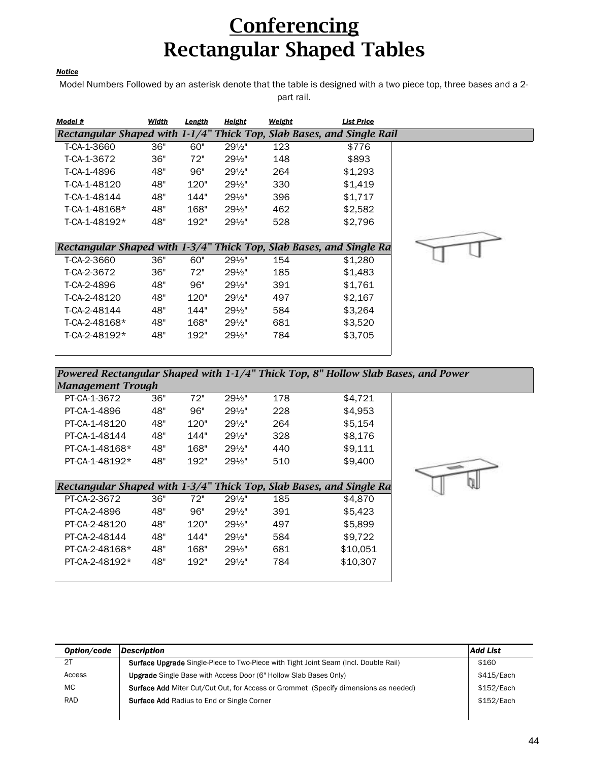# Conferencing
# Rectangular Shaped Tables

***Notice***

Model Numbers Followed by an asterisk denote that the table is designed with a two piece top, three bases and a 2-part rail.

| Model # | Width | Length | Height | Weight | List Price |
|---|---|---|---|---|---|
| ***Rectangular Shaped with 1-1/4" Thick Top, Slab Bases, and Single Rail*** | | | | | |
| T-CA-1-3660 | 36" | 60" | 29½" | 123 | $776 |
| T-CA-1-3672 | 36" | 72" | 29½" | 148 | $893 |
| T-CA-1-4896 | 48" | 96" | 29½" | 264 | $1,293 |
| T-CA-1-48120 | 48" | 120" | 29½" | 330 | $1,419 |
| T-CA-1-48144 | 48" | 144" | 29½" | 396 | $1,717 |
| T-CA-1-48168* | 48" | 168" | 29½" | 462 | $2,582 |
| T-CA-1-48192* | 48" | 192" | 29½" | 528 | $2,796 |
| ***Rectangular Shaped with 1-3/4" Thick Top, Slab Bases, and Single Ra*** | | | | | |
| T-CA-2-3660 | 36" | 60" | 29½" | 154 | $1,280 |
| T-CA-2-3672 | 36" | 72" | 29½" | 185 | $1,483 |
| T-CA-2-4896 | 48" | 96" | 29½" | 391 | $1,761 |
| T-CA-2-48120 | 48" | 120" | 29½" | 497 | $2,167 |
| T-CA-2-48144 | 48" | 144" | 29½" | 584 | $3,264 |
| T-CA-2-48168* | 48" | 168" | 29½" | 681 | $3,520 |
| T-CA-2-48192* | 48" | 192" | 29½" | 784 | $3,705 |
| ***Powered Rectangular Shaped with 1-1/4" Thick Top, 8" Hollow Slab Bases, and Power Management Trough*** | | | | | |
| PT-CA-1-3672 | 36" | 72" | 29½" | 178 | $4,721 |
| PT-CA-1-4896 | 48" | 96" | 29½" | 228 | $4,953 |
| PT-CA-1-48120 | 48" | 120" | 29½" | 264 | $5,154 |
| PT-CA-1-48144 | 48" | 144" | 29½" | 328 | $8,176 |
| PT-CA-1-48168* | 48" | 168" | 29½" | 440 | $9,111 |
| PT-CA-1-48192* | 48" | 192" | 29½" | 510 | $9,400 |
| ***Rectangular Shaped with 1-3/4" Thick Top, Slab Bases, and Single Ra*** | | | | | |
| PT-CA-2-3672 | 36" | 72" | 29½" | 185 | $4,870 |
| PT-CA-2-4896 | 48" | 96" | 29½" | 391 | $5,423 |
| PT-CA-2-48120 | 48" | 120" | 29½" | 497 | $5,899 |
| PT-CA-2-48144 | 48" | 144" | 29½" | 584 | $9,722 |
| PT-CA-2-48168* | 48" | 168" | 29½" | 681 | $10,051 |
| PT-CA-2-48192* | 48" | 192" | 29½" | 784 | $10,307 |

| Option/code | Description | Add List |
|---|---|---|
| 2T | **Surface Upgrade** Single-Piece to Two-Piece with Tight Joint Seam (Incl. Double Rail) | $160 |
| Access | **Upgrade** Single Base with Access Door (6" Hollow Slab Bases Only) | $415/Each |
| MC | **Surface Add** Miter Cut/Cut Out, for Access or Grommet (Specify dimensions as needed) | $152/Each |
| RAD | **Surface Add** Radius to End or Single Corner | $152/Each |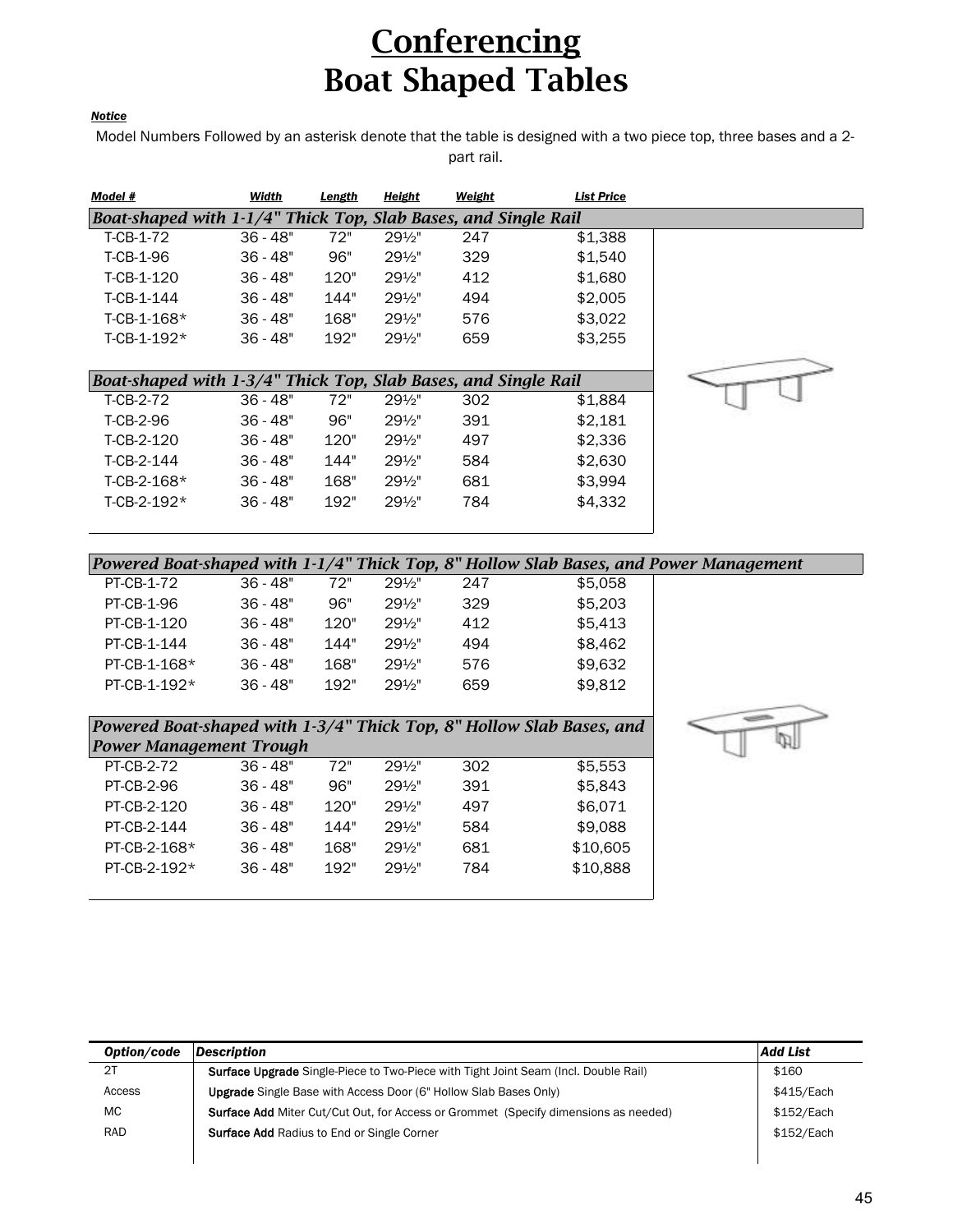# Conferencing
# Boat Shaped Tables

***Notice***

Model Numbers Followed by an asterisk denote that the table is designed with a two piece top, three bases and a 2-part rail.

| Model # | Width | Length | Height | Weight | List Price |
|---|---|---|---|---|---|
| ***Boat-shaped with 1-1/4" Thick Top, Slab Bases, and Single Rail*** | | | | | |
| T-CB-1-72 | 36 - 48" | 72" | 29½" | 247 | $1,388 |
| T-CB-1-96 | 36 - 48" | 96" | 29½" | 329 | $1,540 |
| T-CB-1-120 | 36 - 48" | 120" | 29½" | 412 | $1,680 |
| T-CB-1-144 | 36 - 48" | 144" | 29½" | 494 | $2,005 |
| T-CB-1-168* | 36 - 48" | 168" | 29½" | 576 | $3,022 |
| T-CB-1-192* | 36 - 48" | 192" | 29½" | 659 | $3,255 |
| ***Boat-shaped with 1-3/4" Thick Top, Slab Bases, and Single Rail*** | | | | | |
| T-CB-2-72 | 36 - 48" | 72" | 29½" | 302 | $1,884 |
| T-CB-2-96 | 36 - 48" | 96" | 29½" | 391 | $2,181 |
| T-CB-2-120 | 36 - 48" | 120" | 29½" | 497 | $2,336 |
| T-CB-2-144 | 36 - 48" | 144" | 29½" | 584 | $2,630 |
| T-CB-2-168* | 36 - 48" | 168" | 29½" | 681 | $3,994 |
| T-CB-2-192* | 36 - 48" | 192" | 29½" | 784 | $4,332 |
| ***Powered Boat-shaped with 1-1/4" Thick Top, 8" Hollow Slab Bases, and Power Management*** | | | | | |
| PT-CB-1-72 | 36 - 48" | 72" | 29½" | 247 | $5,058 |
| PT-CB-1-96 | 36 - 48" | 96" | 29½" | 329 | $5,203 |
| PT-CB-1-120 | 36 - 48" | 120" | 29½" | 412 | $5,413 |
| PT-CB-1-144 | 36 - 48" | 144" | 29½" | 494 | $8,462 |
| PT-CB-1-168* | 36 - 48" | 168" | 29½" | 576 | $9,632 |
| PT-CB-1-192* | 36 - 48" | 192" | 29½" | 659 | $9,812 |
| ***Powered Boat-shaped with 1-3/4" Thick Top, 8" Hollow Slab Bases, and Power Management Trough*** | | | | | |
| PT-CB-2-72 | 36 - 48" | 72" | 29½" | 302 | $5,553 |
| PT-CB-2-96 | 36 - 48" | 96" | 29½" | 391 | $5,843 |
| PT-CB-2-120 | 36 - 48" | 120" | 29½" | 497 | $6,071 |
| PT-CB-2-144 | 36 - 48" | 144" | 29½" | 584 | $9,088 |
| PT-CB-2-168* | 36 - 48" | 168" | 29½" | 681 | $10,605 |
| PT-CB-2-192* | 36 - 48" | 192" | 29½" | 784 | $10,888 |

| Option/code | Description | Add List |
|---|---|---|
| 2T | **Surface Upgrade** Single-Piece to Two-Piece with Tight Joint Seam (Incl. Double Rail) | $160 |
| Access | **Upgrade** Single Base with Access Door (6" Hollow Slab Bases Only) | $415/Each |
| MC | **Surface Add** Miter Cut/Cut Out, for Access or Grommet (Specify dimensions as needed) | $152/Each |
| RAD | **Surface Add** Radius to End or Single Corner | $152/Each |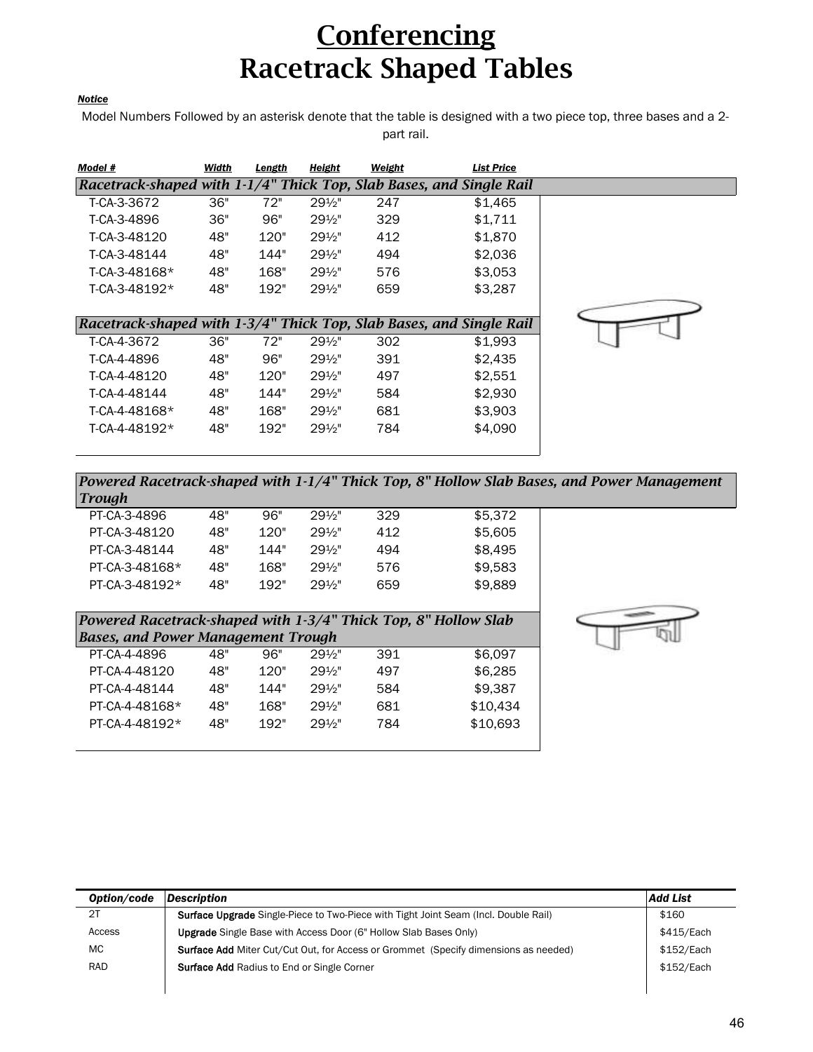# Conferencing
# Racetrack Shaped Tables

***Notice***

Model Numbers Followed by an asterisk denote that the table is designed with a two piece top, three bases and a 2-part rail.

| Model # | Width | Length | Height | Weight | List Price |
|---|---|---|---|---|---|
| ***Racetrack-shaped with 1-1/4" Thick Top, Slab Bases, and Single Rail*** | | | | | |
| T-CA-3-3672 | 36" | 72" | 29½" | 247 | $1,465 |
| T-CA-3-4896 | 36" | 96" | 29½" | 329 | $1,711 |
| T-CA-3-48120 | 48" | 120" | 29½" | 412 | $1,870 |
| T-CA-3-48144 | 48" | 144" | 29½" | 494 | $2,036 |
| T-CA-3-48168* | 48" | 168" | 29½" | 576 | $3,053 |
| T-CA-3-48192* | 48" | 192" | 29½" | 659 | $3,287 |
| ***Racetrack-shaped with 1-3/4" Thick Top, Slab Bases, and Single Rail*** | | | | | |
| T-CA-4-3672 | 36" | 72" | 29½" | 302 | $1,993 |
| T-CA-4-4896 | 48" | 96" | 29½" | 391 | $2,435 |
| T-CA-4-48120 | 48" | 120" | 29½" | 497 | $2,551 |
| T-CA-4-48144 | 48" | 144" | 29½" | 584 | $2,930 |
| T-CA-4-48168* | 48" | 168" | 29½" | 681 | $3,903 |
| T-CA-4-48192* | 48" | 192" | 29½" | 784 | $4,090 |

| Model # | Width | Length | Height | Weight | List Price |
|---|---|---|---|---|---|
| ***Powered Racetrack-shaped with 1-1/4" Thick Top, 8" Hollow Slab Bases, and Power Management Trough*** | | | | | |
| PT-CA-3-4896 | 48" | 96" | 29½" | 329 | $5,372 |
| PT-CA-3-48120 | 48" | 120" | 29½" | 412 | $5,605 |
| PT-CA-3-48144 | 48" | 144" | 29½" | 494 | $8,495 |
| PT-CA-3-48168* | 48" | 168" | 29½" | 576 | $9,583 |
| PT-CA-3-48192* | 48" | 192" | 29½" | 659 | $9,889 |
| ***Powered Racetrack-shaped with 1-3/4" Thick Top, 8" Hollow Slab Bases, and Power Management Trough*** | | | | | |
| PT-CA-4-4896 | 48" | 96" | 29½" | 391 | $6,097 |
| PT-CA-4-48120 | 48" | 120" | 29½" | 497 | $6,285 |
| PT-CA-4-48144 | 48" | 144" | 29½" | 584 | $9,387 |
| PT-CA-4-48168* | 48" | 168" | 29½" | 681 | $10,434 |
| PT-CA-4-48192* | 48" | 192" | 29½" | 784 | $10,693 |

| Option/code | Description | Add List |
|---|---|---|
| 2T | **Surface Upgrade** Single-Piece to Two-Piece with Tight Joint Seam (Incl. Double Rail) | $160 |
| Access | **Upgrade** Single Base with Access Door (6" Hollow Slab Bases Only) | $415/Each |
| MC | **Surface Add** Miter Cut/Cut Out, for Access or Grommet (Specify dimensions as needed) | $152/Each |
| RAD | **Surface Add** Radius to End or Single Corner | $152/Each |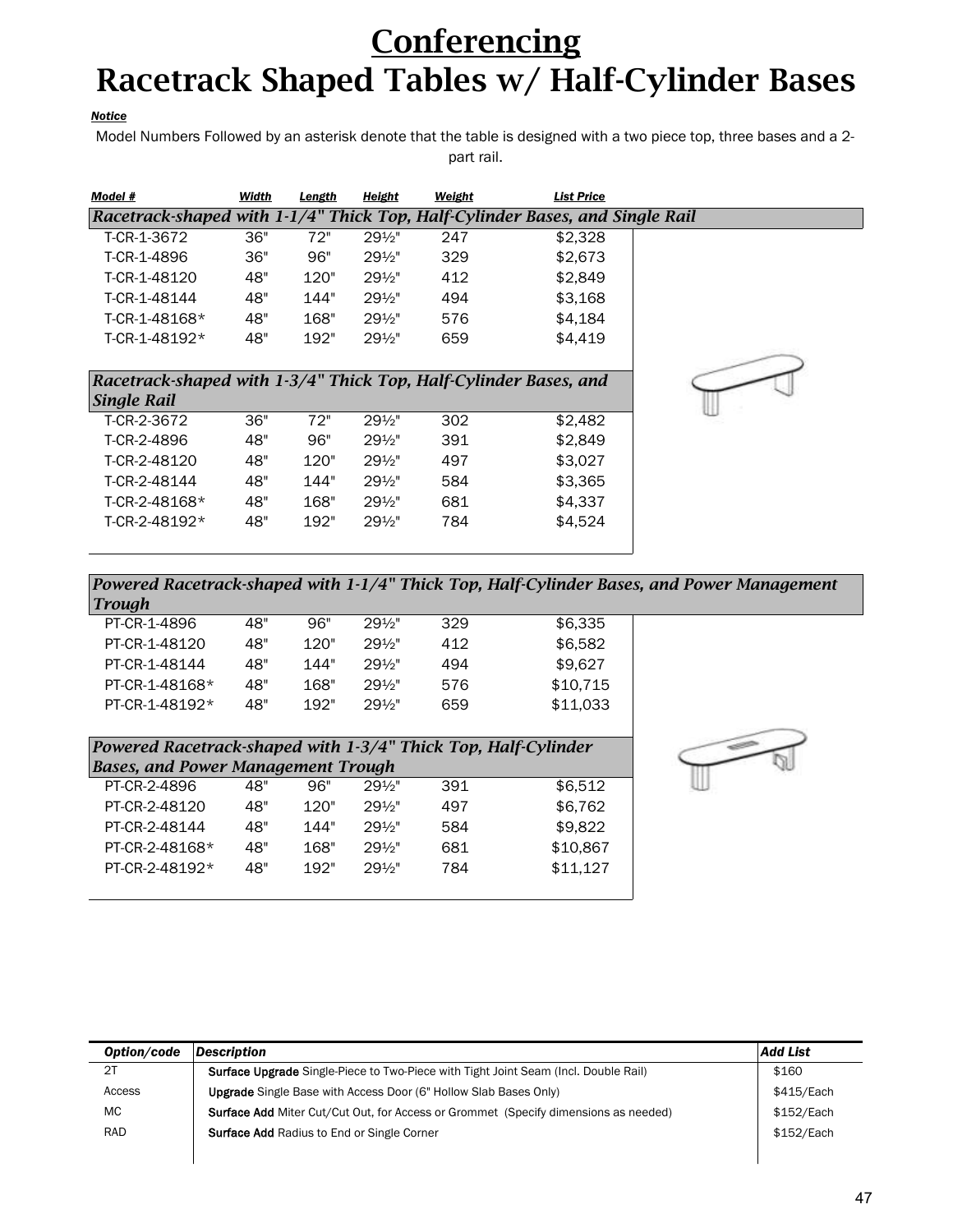# Conferencing
# Racetrack Shaped Tables w/ Half-Cylinder Bases

***Notice***

Model Numbers Followed by an asterisk denote that the table is designed with a two piece top, three bases and a 2-part rail.

| Model # | Width | Length | Height | Weight | List Price |
|---|---|---|---|---|---|
| ***Racetrack-shaped with 1-1/4" Thick Top, Half-Cylinder Bases, and Single Rail*** | | | | | |
| T-CR-1-3672 | 36" | 72" | 29½" | 247 | $2,328 |
| T-CR-1-4896 | 36" | 96" | 29½" | 329 | $2,673 |
| T-CR-1-48120 | 48" | 120" | 29½" | 412 | $2,849 |
| T-CR-1-48144 | 48" | 144" | 29½" | 494 | $3,168 |
| T-CR-1-48168* | 48" | 168" | 29½" | 576 | $4,184 |
| T-CR-1-48192* | 48" | 192" | 29½" | 659 | $4,419 |
| ***Racetrack-shaped with 1-3/4" Thick Top, Half-Cylinder Bases, and Single Rail*** | | | | | |
| T-CR-2-3672 | 36" | 72" | 29½" | 302 | $2,482 |
| T-CR-2-4896 | 48" | 96" | 29½" | 391 | $2,849 |
| T-CR-2-48120 | 48" | 120" | 29½" | 497 | $3,027 |
| T-CR-2-48144 | 48" | 144" | 29½" | 584 | $3,365 |
| T-CR-2-48168* | 48" | 168" | 29½" | 681 | $4,337 |
| T-CR-2-48192* | 48" | 192" | 29½" | 784 | $4,524 |
| ***Powered Racetrack-shaped with 1-1/4" Thick Top, Half-Cylinder Bases, and Power Management Trough*** | | | | | |
| PT-CR-1-4896 | 48" | 96" | 29½" | 329 | $6,335 |
| PT-CR-1-48120 | 48" | 120" | 29½" | 412 | $6,582 |
| PT-CR-1-48144 | 48" | 144" | 29½" | 494 | $9,627 |
| PT-CR-1-48168* | 48" | 168" | 29½" | 576 | $10,715 |
| PT-CR-1-48192* | 48" | 192" | 29½" | 659 | $11,033 |
| ***Powered Racetrack-shaped with 1-3/4" Thick Top, Half-Cylinder Bases, and Power Management Trough*** | | | | | |
| PT-CR-2-4896 | 48" | 96" | 29½" | 391 | $6,512 |
| PT-CR-2-48120 | 48" | 120" | 29½" | 497 | $6,762 |
| PT-CR-2-48144 | 48" | 144" | 29½" | 584 | $9,822 |
| PT-CR-2-48168* | 48" | 168" | 29½" | 681 | $10,867 |
| PT-CR-2-48192* | 48" | 192" | 29½" | 784 | $11,127 |

| Option/code | Description | Add List |
|---|---|---|
| 2T | **Surface Upgrade** Single-Piece to Two-Piece with Tight Joint Seam (Incl. Double Rail) | $160 |
| Access | **Upgrade** Single Base with Access Door (6" Hollow Slab Bases Only) | $415/Each |
| MC | **Surface Add** Miter Cut/Cut Out, for Access or Grommet (Specify dimensions as needed) | $152/Each |
| RAD | **Surface Add** Radius to End or Single Corner | $152/Each |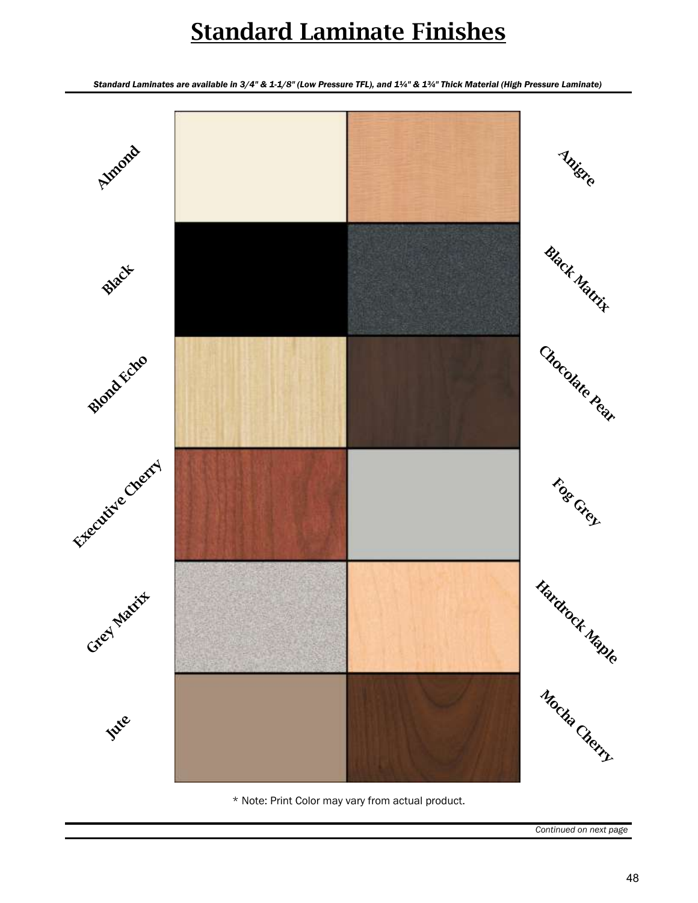# Standard Laminate Finishes

*Standard Laminates are available in 3/4" & 1-1/8" (Low Pressure TFL), and 1¼" & 1¾" Thick Material (High Pressure Laminate)*

| | |
|---|---|
| Almond | Anigre |
| Black | Black Matrix |
| Blond Echo | Chocolate Pear |
| Executive Cherry | Fog Grey |
| Grey Matrix | Hardrock Maple |
| Jute | Mocha Cherry |

* Note: Print Color may vary from actual product.

*Continued on next page*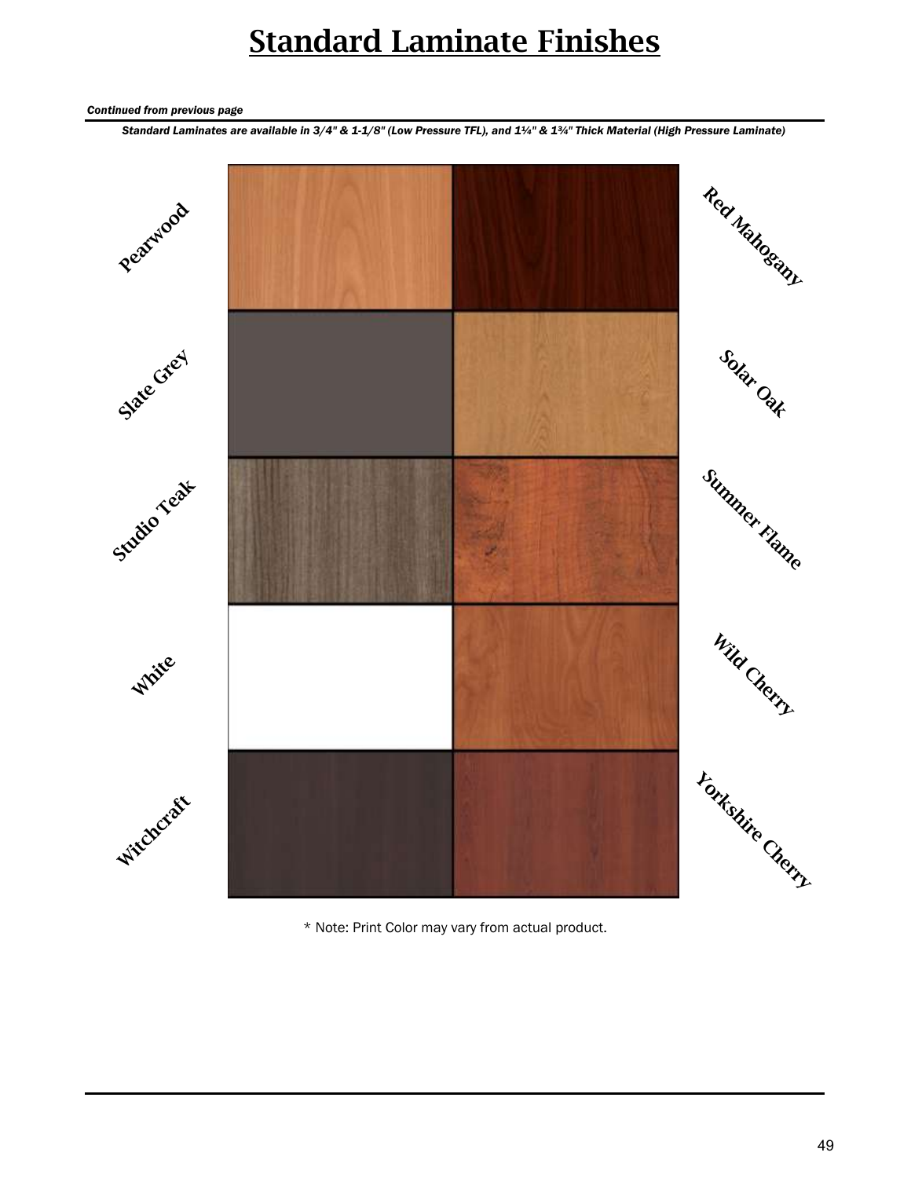# Standard Laminate Finishes

*Continued from previous page*

*Standard Laminates are available in 3/4" & 1-1/8" (Low Pressure TFL), and 1¼" & 1¾" Thick Material (High Pressure Laminate)*

Pearwood

Red Mahogany

Slate Grey

Solar Oak

Studio Teak

Summer Flame

White

Wild Cherry

Witchcraft

Yorkshire Cherry

* Note: Print Color may vary from actual product.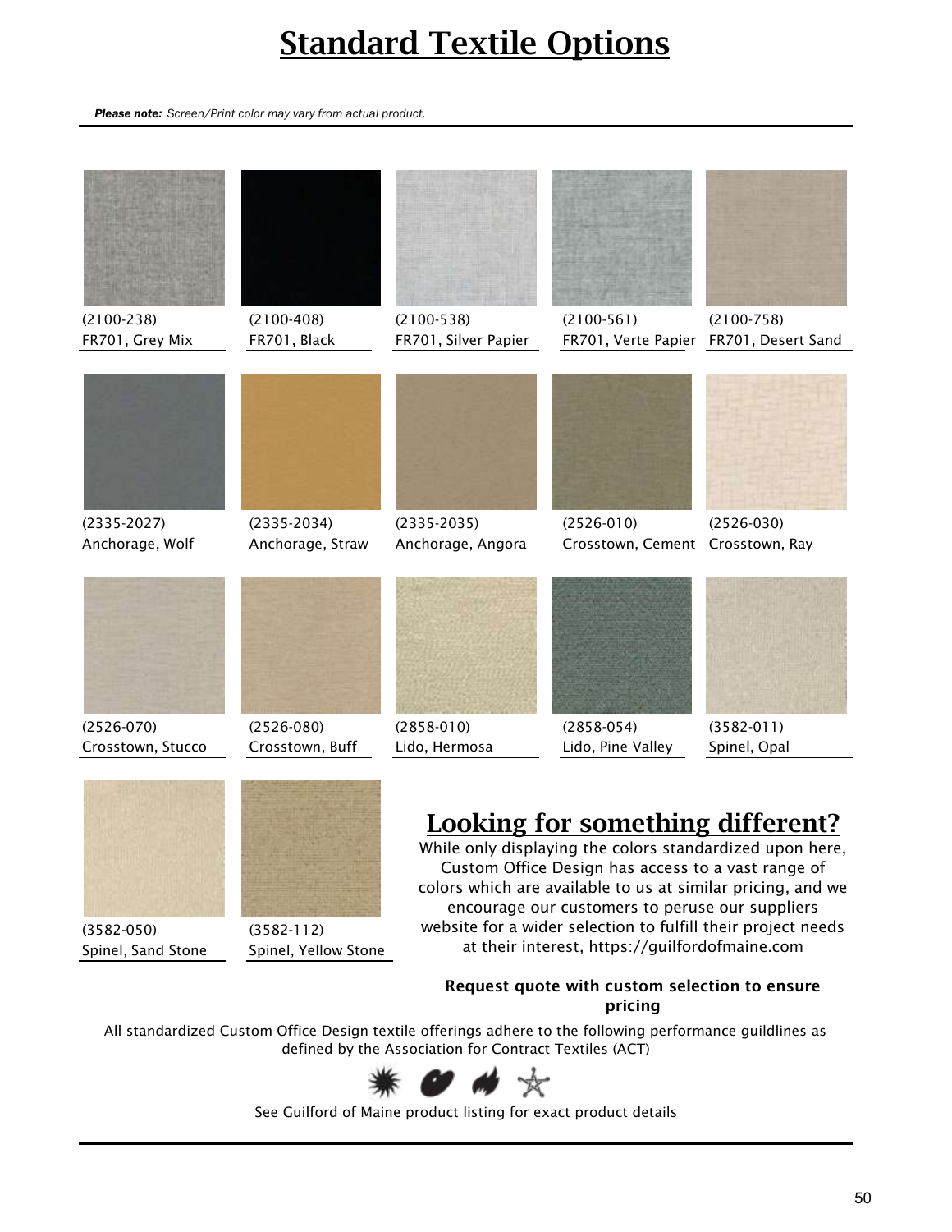# Standard Textile Options

***Please note:*** *Screen/Print color may vary from actual product.*

| | | | | |
|---|---|---|---|---|
| (2100-238) FR701, Grey Mix | (2100-408) FR701, Black | (2100-538) FR701, Silver Papier | (2100-561) FR701, Verte Papier | (2100-758) FR701, Desert Sand |
| (2335-2027) Anchorage, Wolf | (2335-2034) Anchorage, Straw | (2335-2035) Anchorage, Angora | (2526-010) Crosstown, Cement | (2526-030) Crosstown, Ray |
| (2526-070) Crosstown, Stucco | (2526-080) Crosstown, Buff | (2858-010) Lido, Hermosa | (2858-054) Lido, Pine Valley | (3582-011) Spinel, Opal |
| (3582-050) Spinel, Sand Stone | (3582-112) Spinel, Yellow Stone | | | |

## Looking for something different?

While only displaying the colors standardized upon here, Custom Office Design has access to a vast range of colors which are available to us at similar pricing, and we encourage our customers to peruse our suppliers website for a wider selection to fulfill their project needs at their interest, https://guilfordofmaine.com

**Request quote with custom selection to ensure pricing**

All standardized Custom Office Design textile offerings adhere to the following performance guildlines as defined by the Association for Contract Textiles (ACT)

See Guilford of Maine product listing for exact product details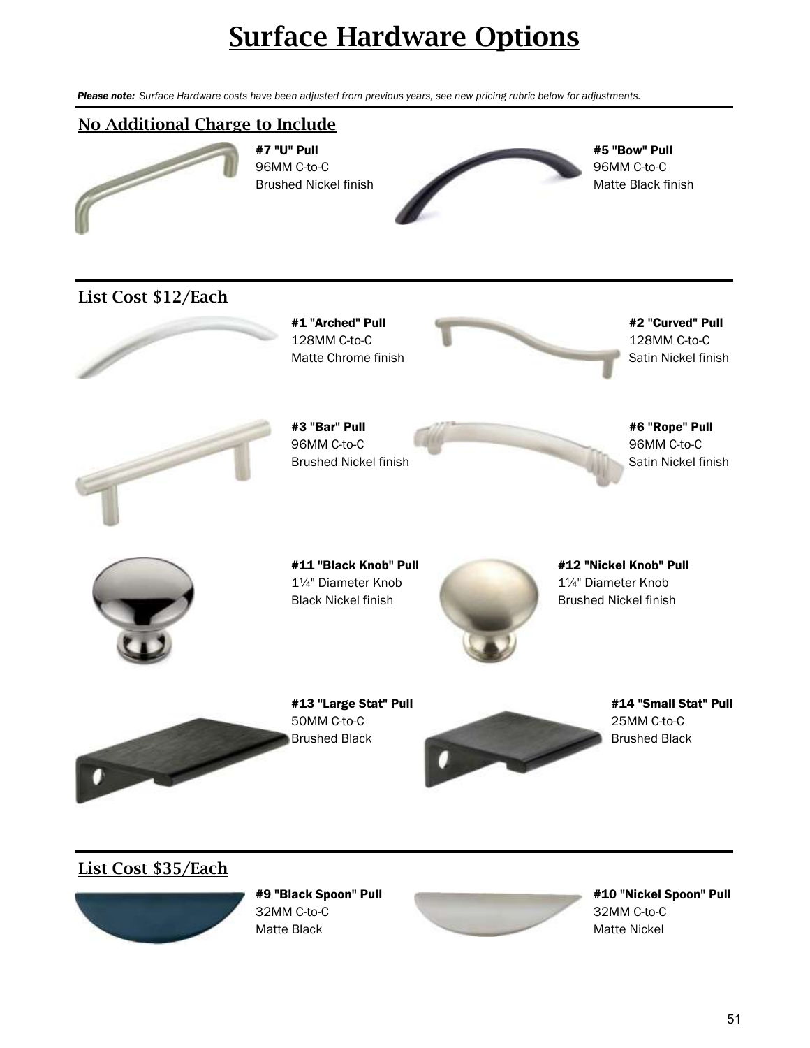# Surface Hardware Options

***Please note:*** *Surface Hardware costs have been adjusted from previous years, see new pricing rubric below for adjustments.*

## No Additional Charge to Include

**#7 "U" Pull**
96MM C-to-C
Brushed Nickel finish

**#5 "Bow" Pull**
96MM C-to-C
Matte Black finish

## List Cost $12/Each

**#1 "Arched" Pull**
128MM C-to-C
Matte Chrome finish

**#2 "Curved" Pull**
128MM C-to-C
Satin Nickel finish

**#3 "Bar" Pull**
96MM C-to-C
Brushed Nickel finish

**#6 "Rope" Pull**
96MM C-to-C
Satin Nickel finish

**#11 "Black Knob" Pull**
1¼" Diameter Knob
Black Nickel finish

**#12 "Nickel Knob" Pull**
1¼" Diameter Knob
Brushed Nickel finish

**#13 "Large Stat" Pull**
50MM C-to-C
Brushed Black

**#14 "Small Stat" Pull**
25MM C-to-C
Brushed Black

## List Cost $35/Each

**#9 "Black Spoon" Pull**
32MM C-to-C
Matte Black

**#10 "Nickel Spoon" Pull**
32MM C-to-C
Matte Nickel